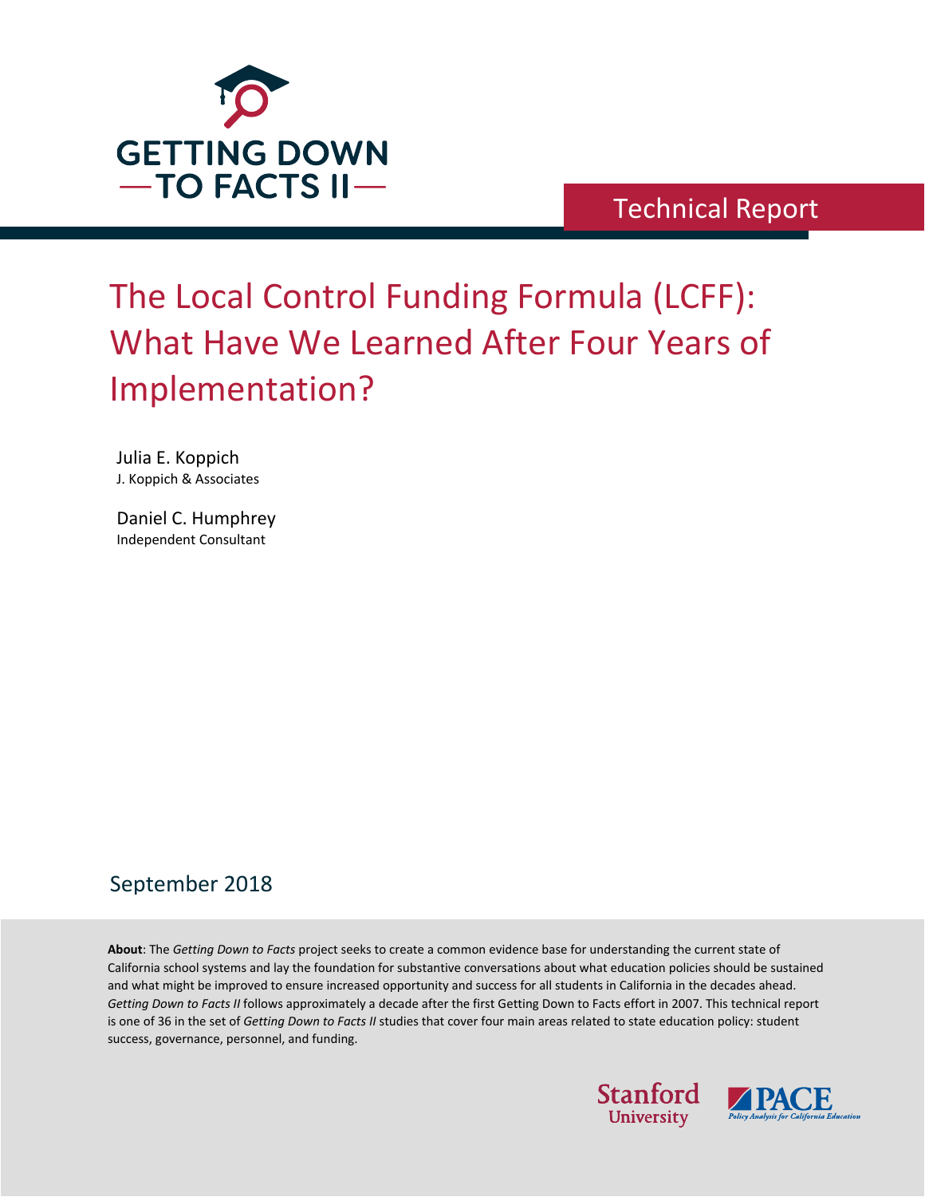GETTING DOWN
—TO FACTS II—

Technical Report

# The Local Control Funding Formula (LCFF): What Have We Learned After Four Years of Implementation?

Julia E. Koppich
J. Koppich & Associates

Daniel C. Humphrey
Independent Consultant

September 2018

**About**: The *Getting Down to Facts* project seeks to create a common evidence base for understanding the current state of California school systems and lay the foundation for substantive conversations about what education policies should be sustained and what might be improved to ensure increased opportunity and success for all students in California in the decades ahead. *Getting Down to Facts II* follows approximately a decade after the first Getting Down to Facts effort in 2007. This technical report is one of 36 in the set of *Getting Down to Facts II* studies that cover four main areas related to state education policy: student success, governance, personnel, and funding.

Stanford University

PACE Policy Analysis for California Education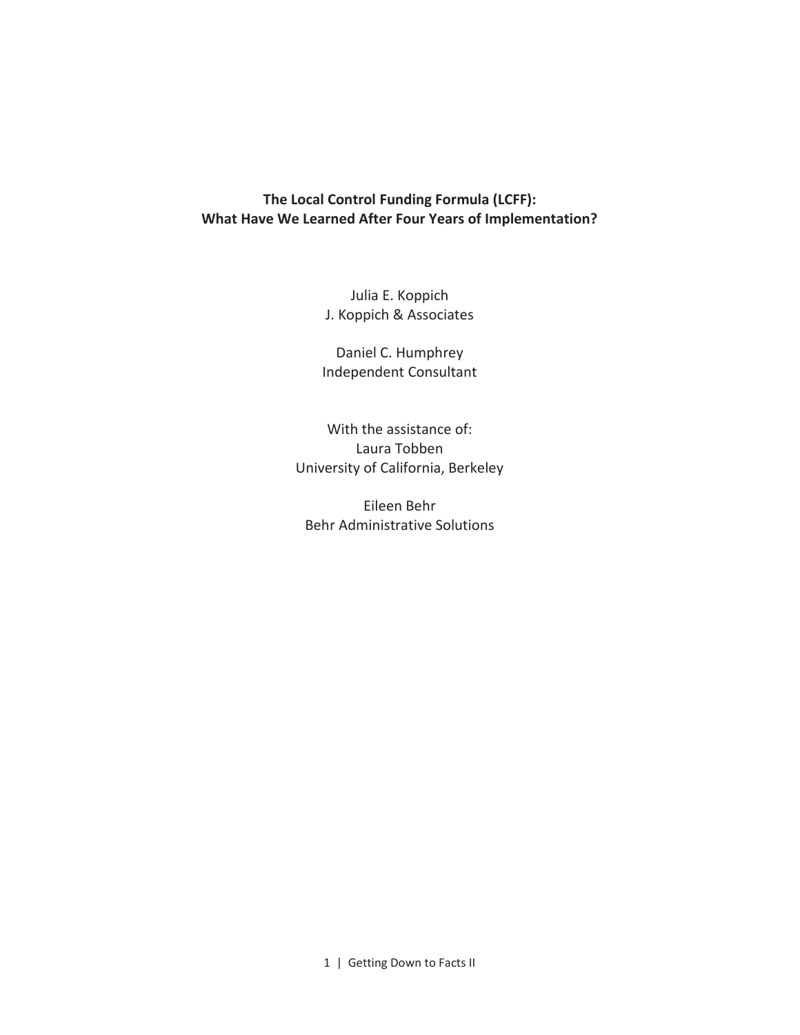**The Local Control Funding Formula (LCFF):**
**What Have We Learned After Four Years of Implementation?**

Julia E. Koppich
J. Koppich & Associates

Daniel C. Humphrey
Independent Consultant

With the assistance of:
Laura Tobben
University of California, Berkeley

Eileen Behr
Behr Administrative Solutions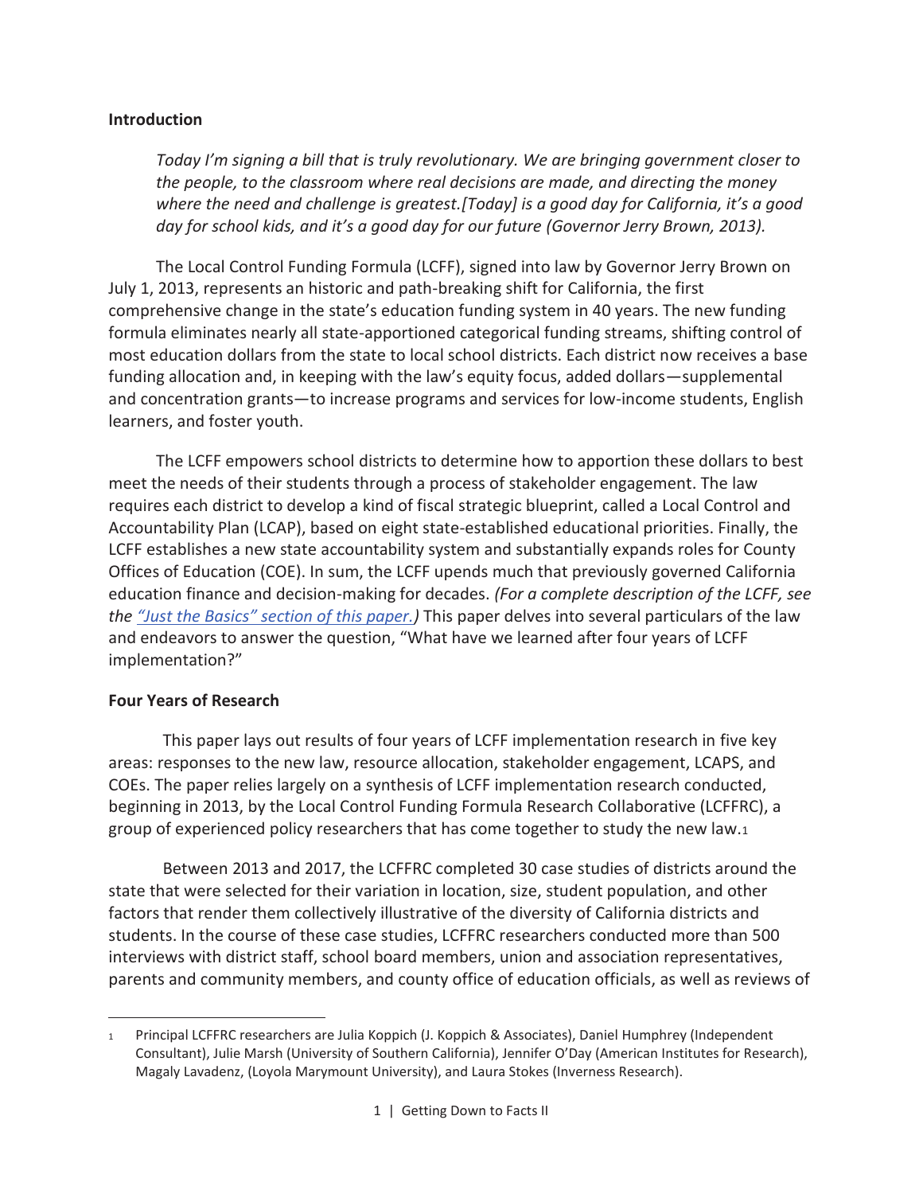**Introduction**

> *Today I'm signing a bill that is truly revolutionary. We are bringing government closer to the people, to the classroom where real decisions are made, and directing the money where the need and challenge is greatest.[Today] is a good day for California, it's a good day for school kids, and it's a good day for our future (Governor Jerry Brown, 2013).*

The Local Control Funding Formula (LCFF), signed into law by Governor Jerry Brown on July 1, 2013, represents an historic and path-breaking shift for California, the first comprehensive change in the state's education funding system in 40 years. The new funding formula eliminates nearly all state-apportioned categorical funding streams, shifting control of most education dollars from the state to local school districts. Each district now receives a base funding allocation and, in keeping with the law's equity focus, added dollars—supplemental and concentration grants—to increase programs and services for low-income students, English learners, and foster youth.

The LCFF empowers school districts to determine how to apportion these dollars to best meet the needs of their students through a process of stakeholder engagement. The law requires each district to develop a kind of fiscal strategic blueprint, called a Local Control and Accountability Plan (LCAP), based on eight state-established educational priorities. Finally, the LCFF establishes a new state accountability system and substantially expands roles for County Offices of Education (COE). In sum, the LCFF upends much that previously governed California education finance and decision-making for decades. *(For a complete description of the LCFF, see the "Just the Basics" section of this paper.)* This paper delves into several particulars of the law and endeavors to answer the question, "What have we learned after four years of LCFF implementation?"

**Four Years of Research**

This paper lays out results of four years of LCFF implementation research in five key areas: responses to the new law, resource allocation, stakeholder engagement, LCAPS, and COEs. The paper relies largely on a synthesis of LCFF implementation research conducted, beginning in 2013, by the Local Control Funding Formula Research Collaborative (LCFFRC), a group of experienced policy researchers that has come together to study the new law.[1]

Between 2013 and 2017, the LCFFRC completed 30 case studies of districts around the state that were selected for their variation in location, size, student population, and other factors that render them collectively illustrative of the diversity of California districts and students. In the course of these case studies, LCFFRC researchers conducted more than 500 interviews with district staff, school board members, union and association representatives, parents and community members, and county office of education officials, as well as reviews of

[1] Principal LCFFRC researchers are Julia Koppich (J. Koppich & Associates), Daniel Humphrey (Independent Consultant), Julie Marsh (University of Southern California), Jennifer O'Day (American Institutes for Research), Magaly Lavadenz, (Loyola Marymount University), and Laura Stokes (Inverness Research).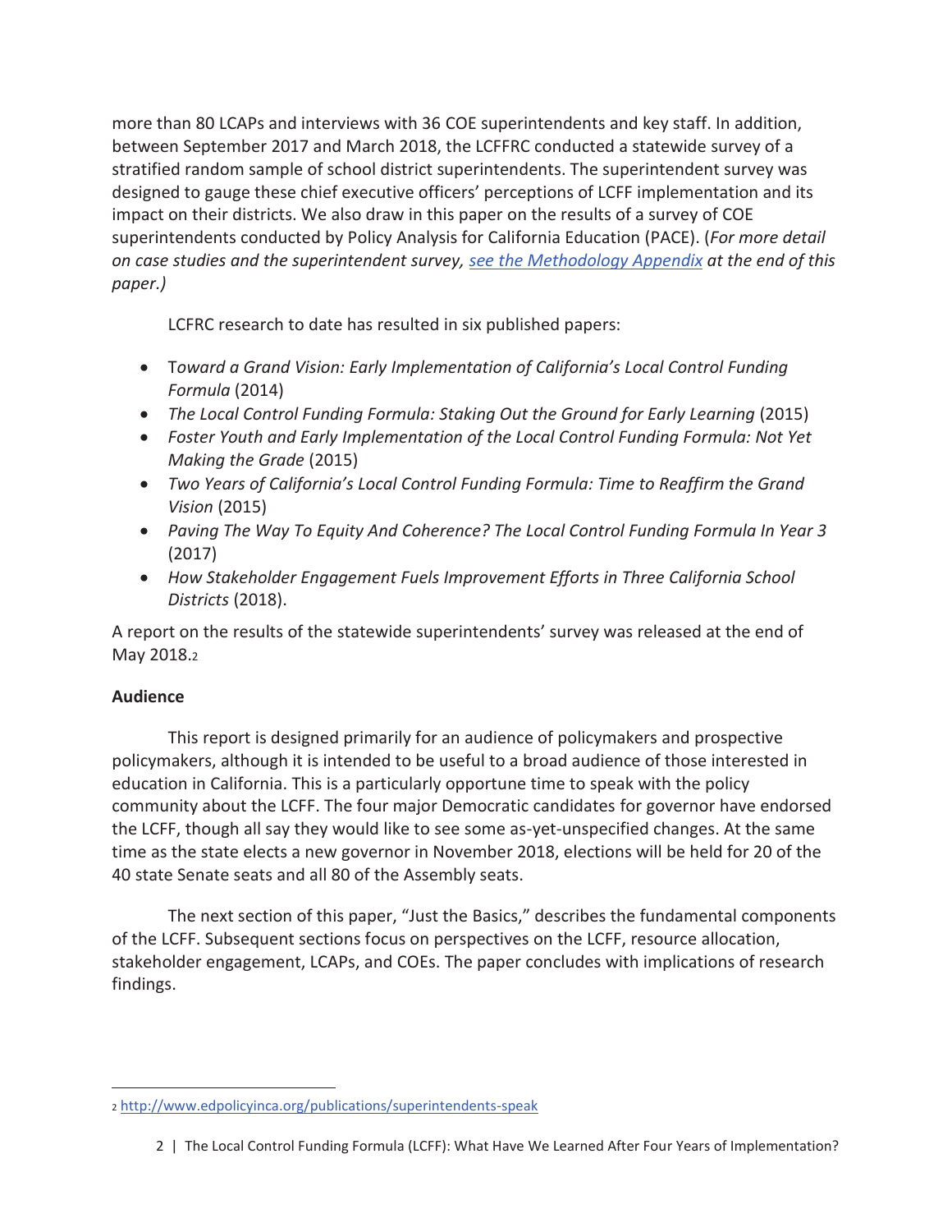more than 80 LCAPs and interviews with 36 COE superintendents and key staff. In addition, between September 2017 and March 2018, the LCFFRC conducted a statewide survey of a stratified random sample of school district superintendents. The superintendent survey was designed to gauge these chief executive officers' perceptions of LCFF implementation and its impact on their districts. We also draw in this paper on the results of a survey of COE superintendents conducted by Policy Analysis for California Education (PACE). (*For more detail on case studies and the superintendent survey, [see the Methodology Appendix](#) at the end of this paper.)*

LCFRC research to date has resulted in six published papers:

- T*oward a Grand Vision: Early Implementation of California's Local Control Funding Formula* (2014)
- *The Local Control Funding Formula: Staking Out the Ground for Early Learning* (2015)
- *Foster Youth and Early Implementation of the Local Control Funding Formula: Not Yet Making the Grade* (2015)
- *Two Years of California's Local Control Funding Formula: Time to Reaffirm the Grand Vision* (2015)
- *Paving The Way To Equity And Coherence? The Local Control Funding Formula In Year 3* (2017)
- *How Stakeholder Engagement Fuels Improvement Efforts in Three California School Districts* (2018).

A report on the results of the statewide superintendents' survey was released at the end of May 2018.[2]

**Audience**

This report is designed primarily for an audience of policymakers and prospective policymakers, although it is intended to be useful to a broad audience of those interested in education in California. This is a particularly opportune time to speak with the policy community about the LCFF. The four major Democratic candidates for governor have endorsed the LCFF, though all say they would like to see some as-yet-unspecified changes. At the same time as the state elects a new governor in November 2018, elections will be held for 20 of the 40 state Senate seats and all 80 of the Assembly seats.

The next section of this paper, "Just the Basics," describes the fundamental components of the LCFF. Subsequent sections focus on perspectives on the LCFF, resource allocation, stakeholder engagement, LCAPs, and COEs. The paper concludes with implications of research findings.

[2] http://www.edpolicyinca.org/publications/superintendents-speak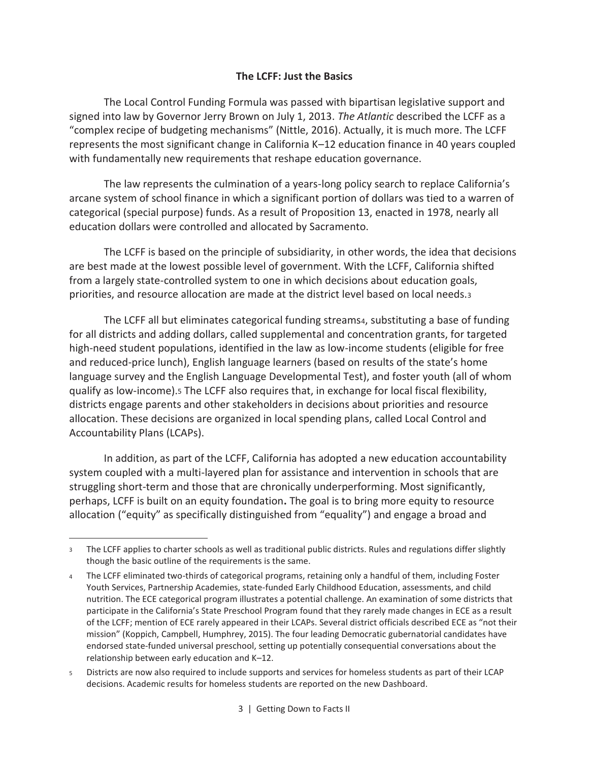## The LCFF: Just the Basics

The Local Control Funding Formula was passed with bipartisan legislative support and signed into law by Governor Jerry Brown on July 1, 2013. *The Atlantic* described the LCFF as a "complex recipe of budgeting mechanisms" (Nittle, 2016). Actually, it is much more. The LCFF represents the most significant change in California K–12 education finance in 40 years coupled with fundamentally new requirements that reshape education governance.

The law represents the culmination of a years-long policy search to replace California's arcane system of school finance in which a significant portion of dollars was tied to a warren of categorical (special purpose) funds. As a result of Proposition 13, enacted in 1978, nearly all education dollars were controlled and allocated by Sacramento.

The LCFF is based on the principle of subsidiarity, in other words, the idea that decisions are best made at the lowest possible level of government. With the LCFF, California shifted from a largely state-controlled system to one in which decisions about education goals, priorities, and resource allocation are made at the district level based on local needs.[3]

The LCFF all but eliminates categorical funding streams[4], substituting a base of funding for all districts and adding dollars, called supplemental and concentration grants, for targeted high-need student populations, identified in the law as low-income students (eligible for free and reduced-price lunch), English language learners (based on results of the state's home language survey and the English Language Developmental Test), and foster youth (all of whom qualify as low-income).[5] The LCFF also requires that, in exchange for local fiscal flexibility, districts engage parents and other stakeholders in decisions about priorities and resource allocation. These decisions are organized in local spending plans, called Local Control and Accountability Plans (LCAPs).

In addition, as part of the LCFF, California has adopted a new education accountability system coupled with a multi-layered plan for assistance and intervention in schools that are struggling short-term and those that are chronically underperforming. Most significantly, perhaps, LCFF is built on an equity foundation**.** The goal is to bring more equity to resource allocation ("equity" as specifically distinguished from "equality") and engage a broad and

---

[3] The LCFF applies to charter schools as well as traditional public districts. Rules and regulations differ slightly though the basic outline of the requirements is the same.

[4] The LCFF eliminated two-thirds of categorical programs, retaining only a handful of them, including Foster Youth Services, Partnership Academies, state-funded Early Childhood Education, assessments, and child nutrition. The ECE categorical program illustrates a potential challenge. An examination of some districts that participate in the California's State Preschool Program found that they rarely made changes in ECE as a result of the LCFF; mention of ECE rarely appeared in their LCAPs. Several district officials described ECE as "not their mission" (Koppich, Campbell, Humphrey, 2015). The four leading Democratic gubernatorial candidates have endorsed state-funded universal preschool, setting up potentially consequential conversations about the relationship between early education and K–12.

[5] Districts are now also required to include supports and services for homeless students as part of their LCAP decisions. Academic results for homeless students are reported on the new Dashboard.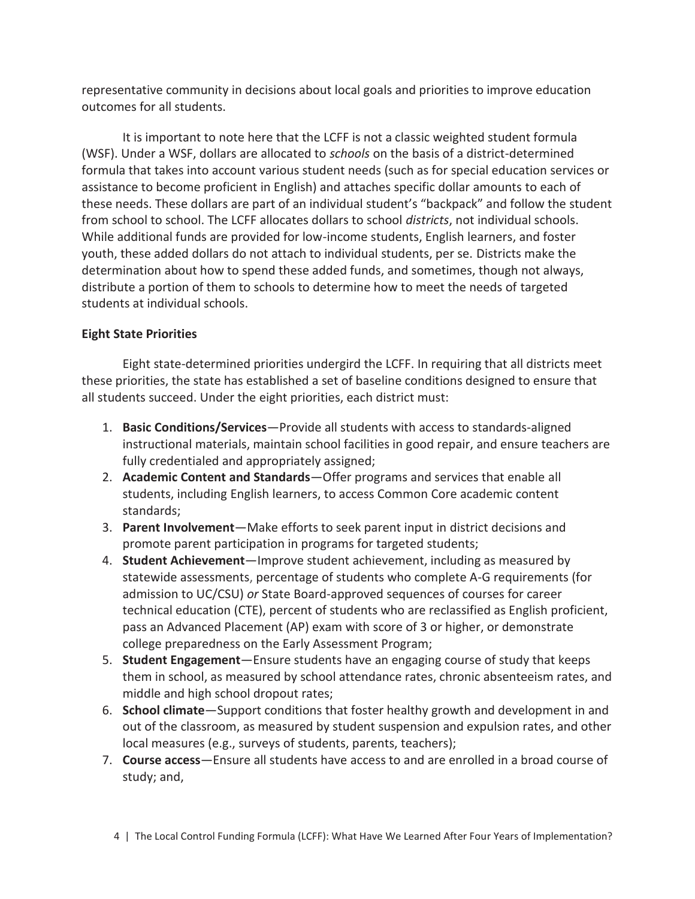representative community in decisions about local goals and priorities to improve education outcomes for all students.

It is important to note here that the LCFF is not a classic weighted student formula (WSF). Under a WSF, dollars are allocated to *schools* on the basis of a district-determined formula that takes into account various student needs (such as for special education services or assistance to become proficient in English) and attaches specific dollar amounts to each of these needs. These dollars are part of an individual student's "backpack" and follow the student from school to school. The LCFF allocates dollars to school *districts*, not individual schools. While additional funds are provided for low-income students, English learners, and foster youth, these added dollars do not attach to individual students, per se. Districts make the determination about how to spend these added funds, and sometimes, though not always, distribute a portion of them to schools to determine how to meet the needs of targeted students at individual schools.

**Eight State Priorities**

Eight state-determined priorities undergird the LCFF. In requiring that all districts meet these priorities, the state has established a set of baseline conditions designed to ensure that all students succeed. Under the eight priorities, each district must:

1. **Basic Conditions/Services**—Provide all students with access to standards-aligned instructional materials, maintain school facilities in good repair, and ensure teachers are fully credentialed and appropriately assigned;
2. **Academic Content and Standards**—Offer programs and services that enable all students, including English learners, to access Common Core academic content standards;
3. **Parent Involvement**—Make efforts to seek parent input in district decisions and promote parent participation in programs for targeted students;
4. **Student Achievement**—Improve student achievement, including as measured by statewide assessments, percentage of students who complete A-G requirements (for admission to UC/CSU) *or* State Board-approved sequences of courses for career technical education (CTE), percent of students who are reclassified as English proficient, pass an Advanced Placement (AP) exam with score of 3 or higher, or demonstrate college preparedness on the Early Assessment Program;
5. **Student Engagement**—Ensure students have an engaging course of study that keeps them in school, as measured by school attendance rates, chronic absenteeism rates, and middle and high school dropout rates;
6. **School climate**—Support conditions that foster healthy growth and development in and out of the classroom, as measured by student suspension and expulsion rates, and other local measures (e.g., surveys of students, parents, teachers);
7. **Course access**—Ensure all students have access to and are enrolled in a broad course of study; and,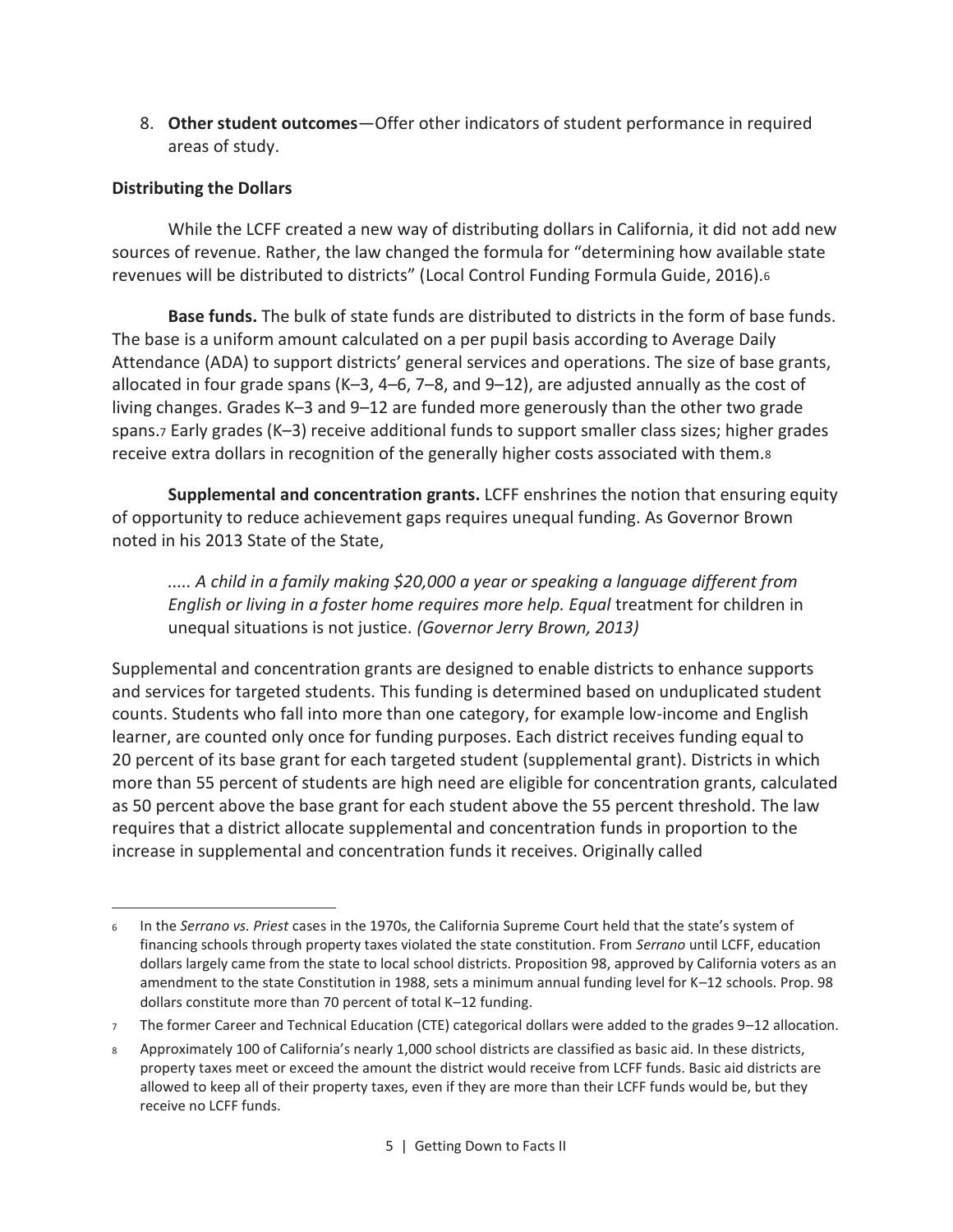8. **Other student outcomes**—Offer other indicators of student performance in required areas of study.

**Distributing the Dollars**

While the LCFF created a new way of distributing dollars in California, it did not add new sources of revenue. Rather, the law changed the formula for "determining how available state revenues will be distributed to districts" (Local Control Funding Formula Guide, 2016).[6]

**Base funds.** The bulk of state funds are distributed to districts in the form of base funds. The base is a uniform amount calculated on a per pupil basis according to Average Daily Attendance (ADA) to support districts' general services and operations. The size of base grants, allocated in four grade spans (K–3, 4–6, 7–8, and 9–12), are adjusted annually as the cost of living changes. Grades K–3 and 9–12 are funded more generously than the other two grade spans.[7] Early grades (K–3) receive additional funds to support smaller class sizes; higher grades receive extra dollars in recognition of the generally higher costs associated with them.[8]

**Supplemental and concentration grants.** LCFF enshrines the notion that ensuring equity of opportunity to reduce achievement gaps requires unequal funding. As Governor Brown noted in his 2013 State of the State,

> *..... A child in a family making $20,000 a year or speaking a language different from English or living in a foster home requires more help. Equal* treatment for children in unequal situations is not justice. *(Governor Jerry Brown, 2013)*

Supplemental and concentration grants are designed to enable districts to enhance supports and services for targeted students. This funding is determined based on unduplicated student counts. Students who fall into more than one category, for example low-income and English learner, are counted only once for funding purposes. Each district receives funding equal to 20 percent of its base grant for each targeted student (supplemental grant). Districts in which more than 55 percent of students are high need are eligible for concentration grants, calculated as 50 percent above the base grant for each student above the 55 percent threshold. The law requires that a district allocate supplemental and concentration funds in proportion to the increase in supplemental and concentration funds it receives. Originally called

---

[6] In the *Serrano vs. Priest* cases in the 1970s, the California Supreme Court held that the state's system of financing schools through property taxes violated the state constitution. From *Serrano* until LCFF, education dollars largely came from the state to local school districts. Proposition 98, approved by California voters as an amendment to the state Constitution in 1988, sets a minimum annual funding level for K–12 schools. Prop. 98 dollars constitute more than 70 percent of total K–12 funding.

[7] The former Career and Technical Education (CTE) categorical dollars were added to the grades 9–12 allocation.

[8] Approximately 100 of California's nearly 1,000 school districts are classified as basic aid. In these districts, property taxes meet or exceed the amount the district would receive from LCFF funds. Basic aid districts are allowed to keep all of their property taxes, even if they are more than their LCFF funds would be, but they receive no LCFF funds.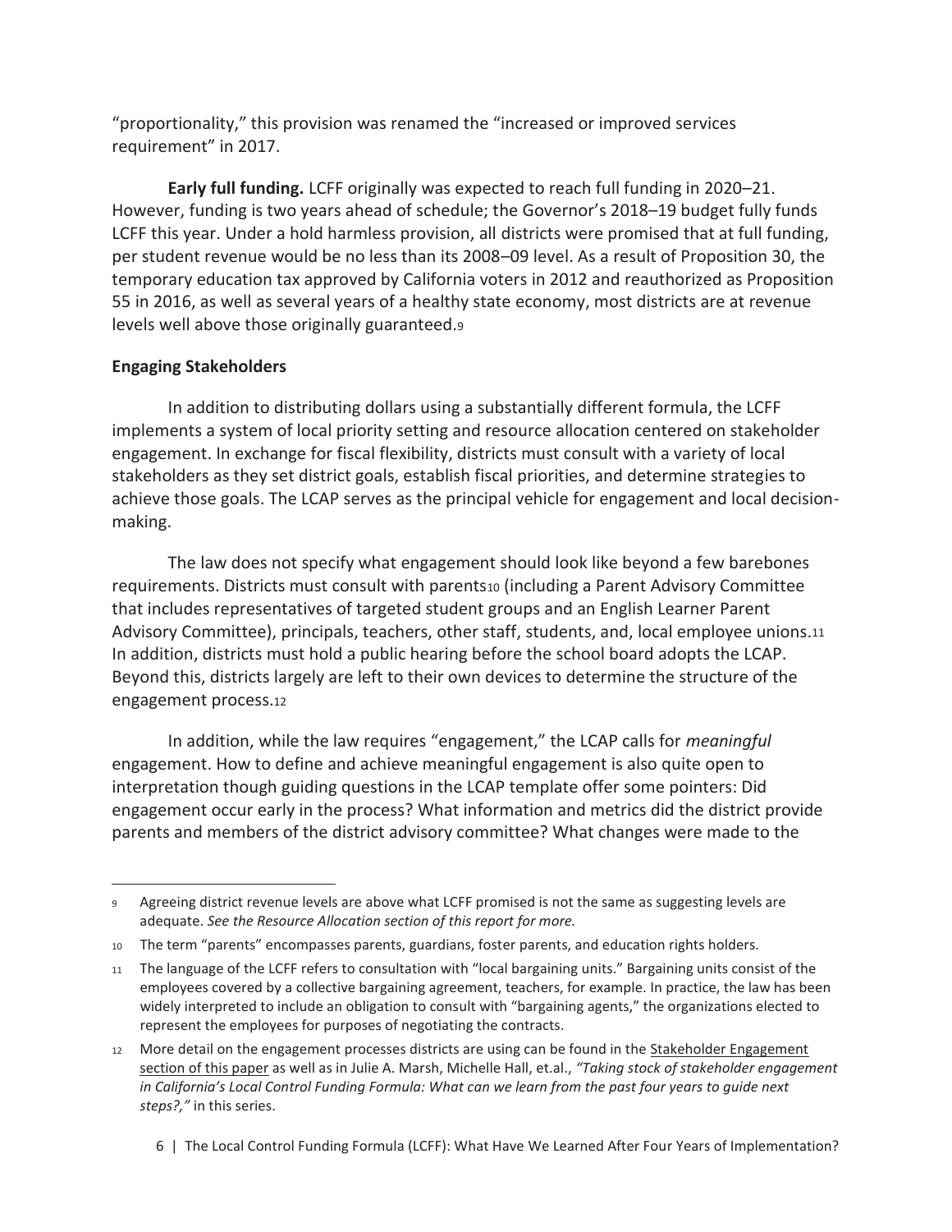"proportionality," this provision was renamed the "increased or improved services requirement" in 2017.

**Early full funding.** LCFF originally was expected to reach full funding in 2020–21. However, funding is two years ahead of schedule; the Governor's 2018–19 budget fully funds LCFF this year. Under a hold harmless provision, all districts were promised that at full funding, per student revenue would be no less than its 2008–09 level. As a result of Proposition 30, the temporary education tax approved by California voters in 2012 and reauthorized as Proposition 55 in 2016, as well as several years of a healthy state economy, most districts are at revenue levels well above those originally guaranteed.[9]

**Engaging Stakeholders**

In addition to distributing dollars using a substantially different formula, the LCFF implements a system of local priority setting and resource allocation centered on stakeholder engagement. In exchange for fiscal flexibility, districts must consult with a variety of local stakeholders as they set district goals, establish fiscal priorities, and determine strategies to achieve those goals. The LCAP serves as the principal vehicle for engagement and local decision-making.

The law does not specify what engagement should look like beyond a few barebones requirements. Districts must consult with parents[10] (including a Parent Advisory Committee that includes representatives of targeted student groups and an English Learner Parent Advisory Committee), principals, teachers, other staff, students, and, local employee unions.[11] In addition, districts must hold a public hearing before the school board adopts the LCAP. Beyond this, districts largely are left to their own devices to determine the structure of the engagement process.[12]

In addition, while the law requires "engagement," the LCAP calls for *meaningful* engagement. How to define and achieve meaningful engagement is also quite open to interpretation though guiding questions in the LCAP template offer some pointers: Did engagement occur early in the process? What information and metrics did the district provide parents and members of the district advisory committee? What changes were made to the

---

[9] Agreeing district revenue levels are above what LCFF promised is not the same as suggesting levels are adequate. *See the Resource Allocation section of this report for more.*

[10] The term "parents" encompasses parents, guardians, foster parents, and education rights holders.

[11] The language of the LCFF refers to consultation with "local bargaining units." Bargaining units consist of the employees covered by a collective bargaining agreement, teachers, for example. In practice, the law has been widely interpreted to include an obligation to consult with "bargaining agents," the organizations elected to represent the employees for purposes of negotiating the contracts.

[12] More detail on the engagement processes districts are using can be found in the Stakeholder Engagement section of this paper as well as in Julie A. Marsh, Michelle Hall, et.al., *"Taking stock of stakeholder engagement in California's Local Control Funding Formula: What can we learn from the past four years to guide next steps?,"* in this series.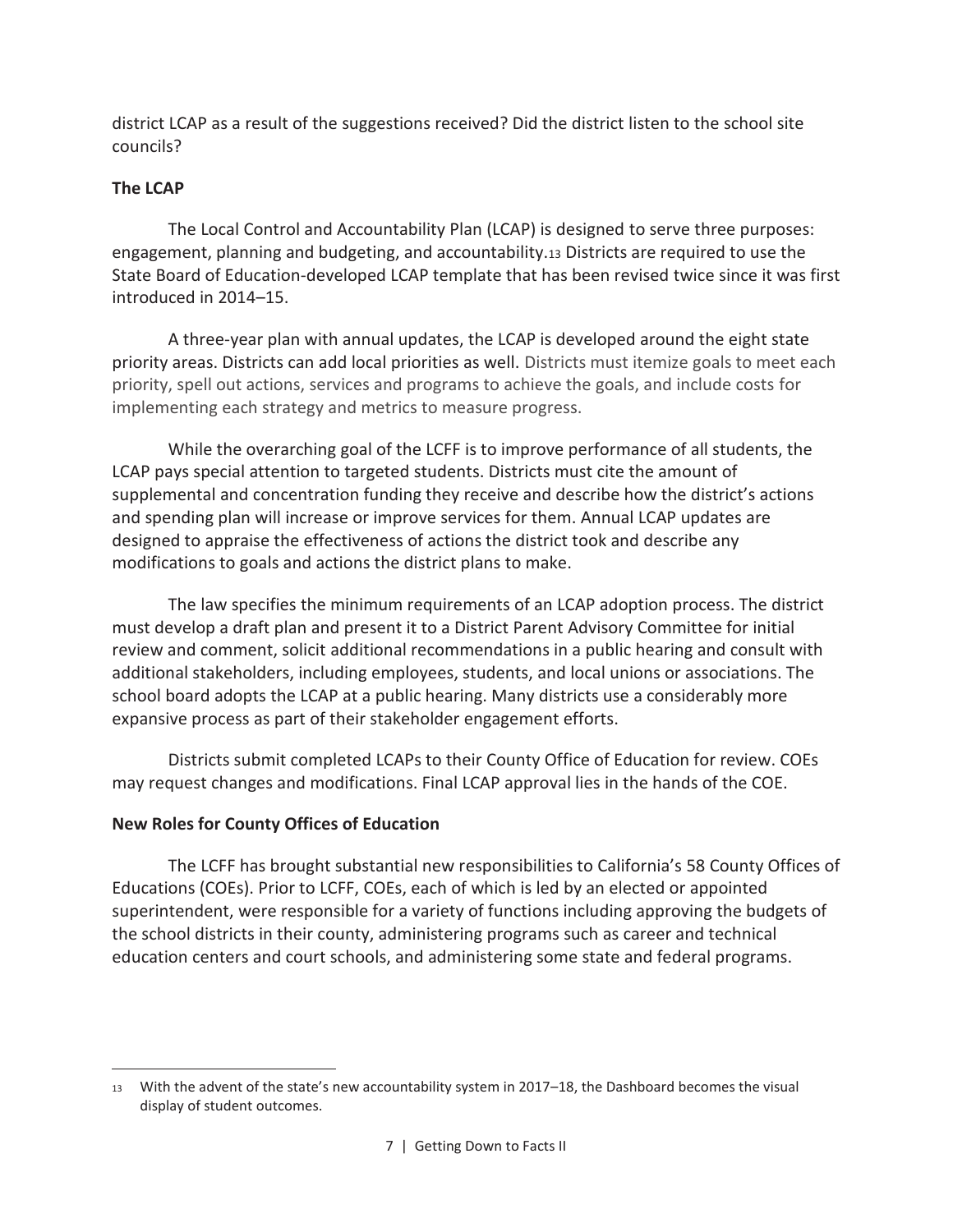district LCAP as a result of the suggestions received? Did the district listen to the school site councils?

**The LCAP**

The Local Control and Accountability Plan (LCAP) is designed to serve three purposes: engagement, planning and budgeting, and accountability.[13] Districts are required to use the State Board of Education-developed LCAP template that has been revised twice since it was first introduced in 2014–15.

A three-year plan with annual updates, the LCAP is developed around the eight state priority areas. Districts can add local priorities as well. Districts must itemize goals to meet each priority, spell out actions, services and programs to achieve the goals, and include costs for implementing each strategy and metrics to measure progress.

While the overarching goal of the LCFF is to improve performance of all students, the LCAP pays special attention to targeted students. Districts must cite the amount of supplemental and concentration funding they receive and describe how the district's actions and spending plan will increase or improve services for them. Annual LCAP updates are designed to appraise the effectiveness of actions the district took and describe any modifications to goals and actions the district plans to make.

The law specifies the minimum requirements of an LCAP adoption process. The district must develop a draft plan and present it to a District Parent Advisory Committee for initial review and comment, solicit additional recommendations in a public hearing and consult with additional stakeholders, including employees, students, and local unions or associations. The school board adopts the LCAP at a public hearing. Many districts use a considerably more expansive process as part of their stakeholder engagement efforts.

Districts submit completed LCAPs to their County Office of Education for review. COEs may request changes and modifications. Final LCAP approval lies in the hands of the COE.

**New Roles for County Offices of Education**

The LCFF has brought substantial new responsibilities to California's 58 County Offices of Educations (COEs). Prior to LCFF, COEs, each of which is led by an elected or appointed superintendent, were responsible for a variety of functions including approving the budgets of the school districts in their county, administering programs such as career and technical education centers and court schools, and administering some state and federal programs.

---

[13] With the advent of the state's new accountability system in 2017–18, the Dashboard becomes the visual display of student outcomes.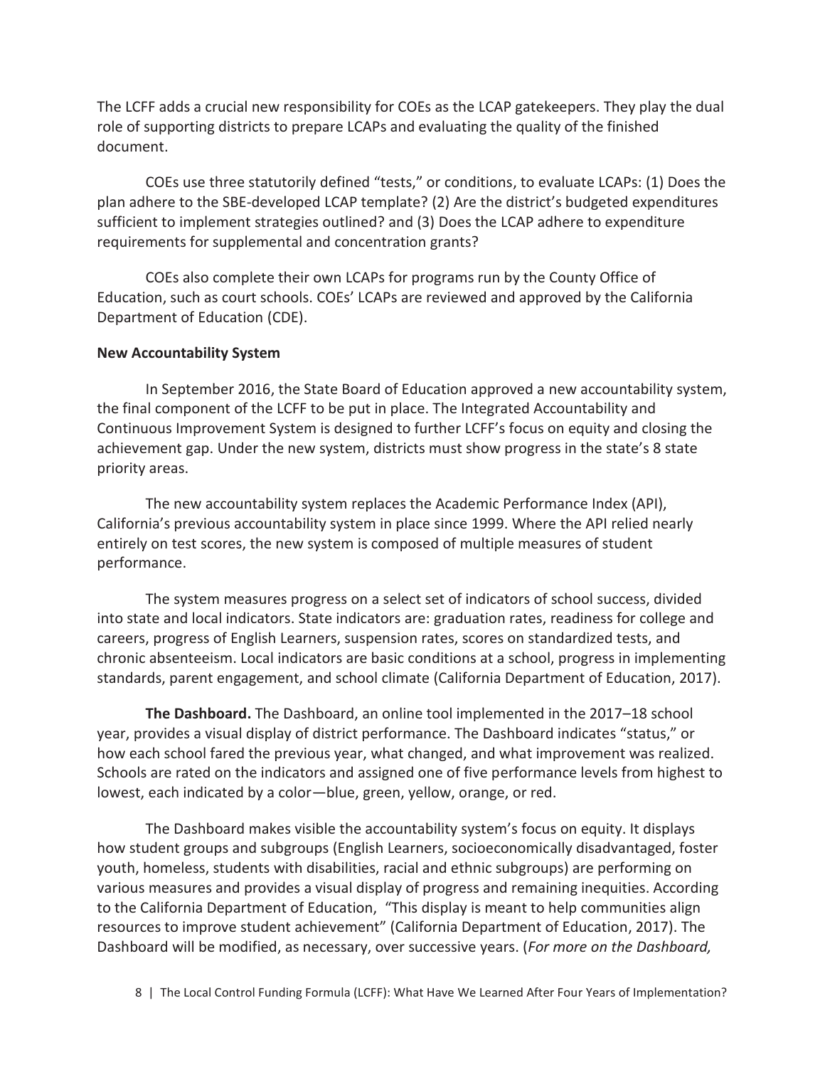The LCFF adds a crucial new responsibility for COEs as the LCAP gatekeepers. They play the dual role of supporting districts to prepare LCAPs and evaluating the quality of the finished document.

COEs use three statutorily defined "tests," or conditions, to evaluate LCAPs: (1) Does the plan adhere to the SBE-developed LCAP template? (2) Are the district's budgeted expenditures sufficient to implement strategies outlined? and (3) Does the LCAP adhere to expenditure requirements for supplemental and concentration grants?

COEs also complete their own LCAPs for programs run by the County Office of Education, such as court schools. COEs' LCAPs are reviewed and approved by the California Department of Education (CDE).

**New Accountability System**

In September 2016, the State Board of Education approved a new accountability system, the final component of the LCFF to be put in place. The Integrated Accountability and Continuous Improvement System is designed to further LCFF's focus on equity and closing the achievement gap. Under the new system, districts must show progress in the state's 8 state priority areas.

The new accountability system replaces the Academic Performance Index (API), California's previous accountability system in place since 1999. Where the API relied nearly entirely on test scores, the new system is composed of multiple measures of student performance.

The system measures progress on a select set of indicators of school success, divided into state and local indicators. State indicators are: graduation rates, readiness for college and careers, progress of English Learners, suspension rates, scores on standardized tests, and chronic absenteeism. Local indicators are basic conditions at a school, progress in implementing standards, parent engagement, and school climate (California Department of Education, 2017).

**The Dashboard.** The Dashboard, an online tool implemented in the 2017–18 school year, provides a visual display of district performance. The Dashboard indicates "status," or how each school fared the previous year, what changed, and what improvement was realized. Schools are rated on the indicators and assigned one of five performance levels from highest to lowest, each indicated by a color—blue, green, yellow, orange, or red.

The Dashboard makes visible the accountability system's focus on equity. It displays how student groups and subgroups (English Learners, socioeconomically disadvantaged, foster youth, homeless, students with disabilities, racial and ethnic subgroups) are performing on various measures and provides a visual display of progress and remaining inequities. According to the California Department of Education, "This display is meant to help communities align resources to improve student achievement" (California Department of Education, 2017). The Dashboard will be modified, as necessary, over successive years. (*For more on the Dashboard,*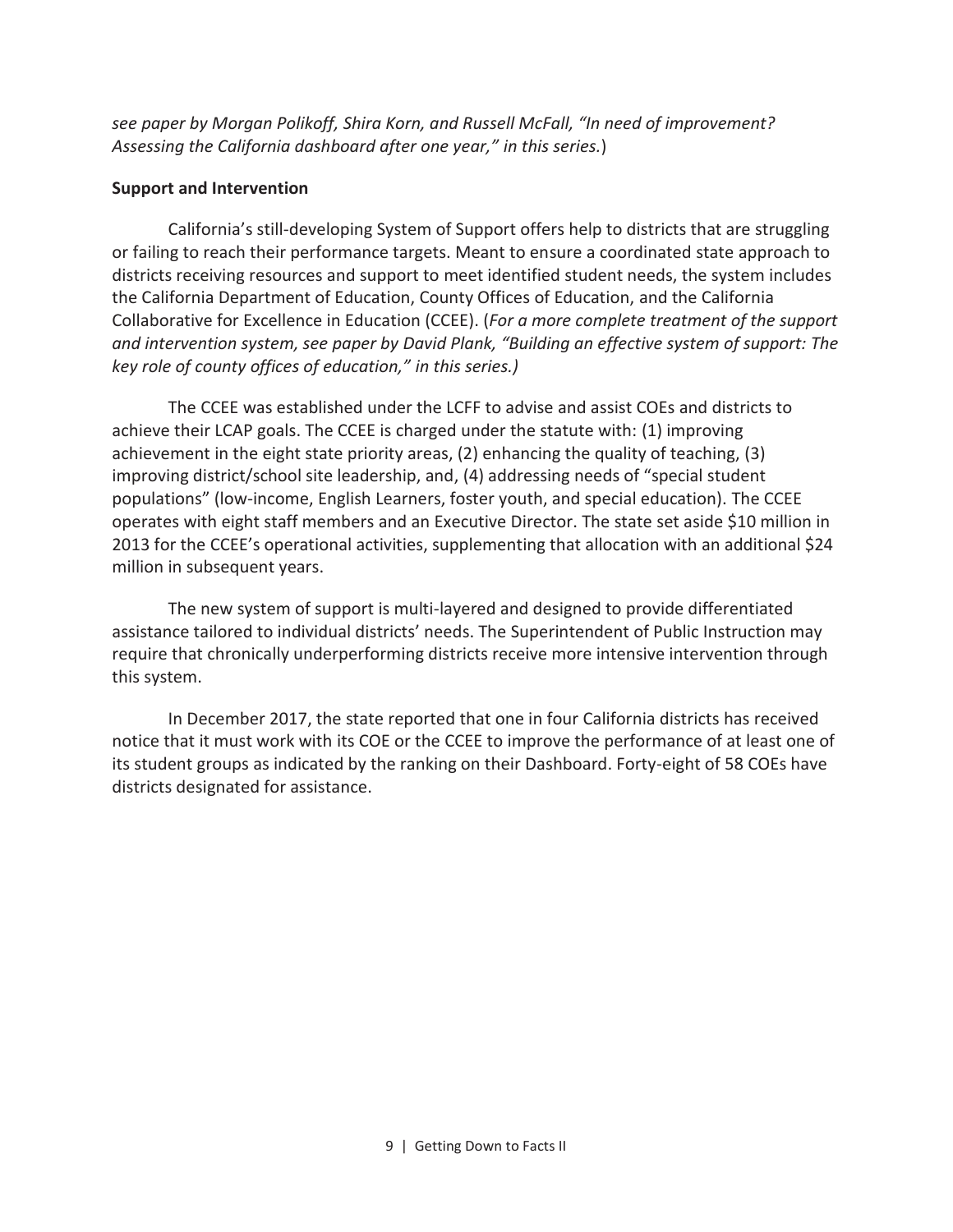*see paper by Morgan Polikoff, Shira Korn, and Russell McFall, "In need of improvement? Assessing the California dashboard after one year," in this series.*)

**Support and Intervention**

California's still-developing System of Support offers help to districts that are struggling or failing to reach their performance targets. Meant to ensure a coordinated state approach to districts receiving resources and support to meet identified student needs, the system includes the California Department of Education, County Offices of Education, and the California Collaborative for Excellence in Education (CCEE). (*For a more complete treatment of the support and intervention system, see paper by David Plank, "Building an effective system of support: The key role of county offices of education," in this series.)*

The CCEE was established under the LCFF to advise and assist COEs and districts to achieve their LCAP goals. The CCEE is charged under the statute with: (1) improving achievement in the eight state priority areas, (2) enhancing the quality of teaching, (3) improving district/school site leadership, and, (4) addressing needs of "special student populations" (low-income, English Learners, foster youth, and special education). The CCEE operates with eight staff members and an Executive Director. The state set aside $10 million in 2013 for the CCEE's operational activities, supplementing that allocation with an additional $24 million in subsequent years.

The new system of support is multi-layered and designed to provide differentiated assistance tailored to individual districts' needs. The Superintendent of Public Instruction may require that chronically underperforming districts receive more intensive intervention through this system.

In December 2017, the state reported that one in four California districts has received notice that it must work with its COE or the CCEE to improve the performance of at least one of its student groups as indicated by the ranking on their Dashboard. Forty-eight of 58 COEs have districts designated for assistance.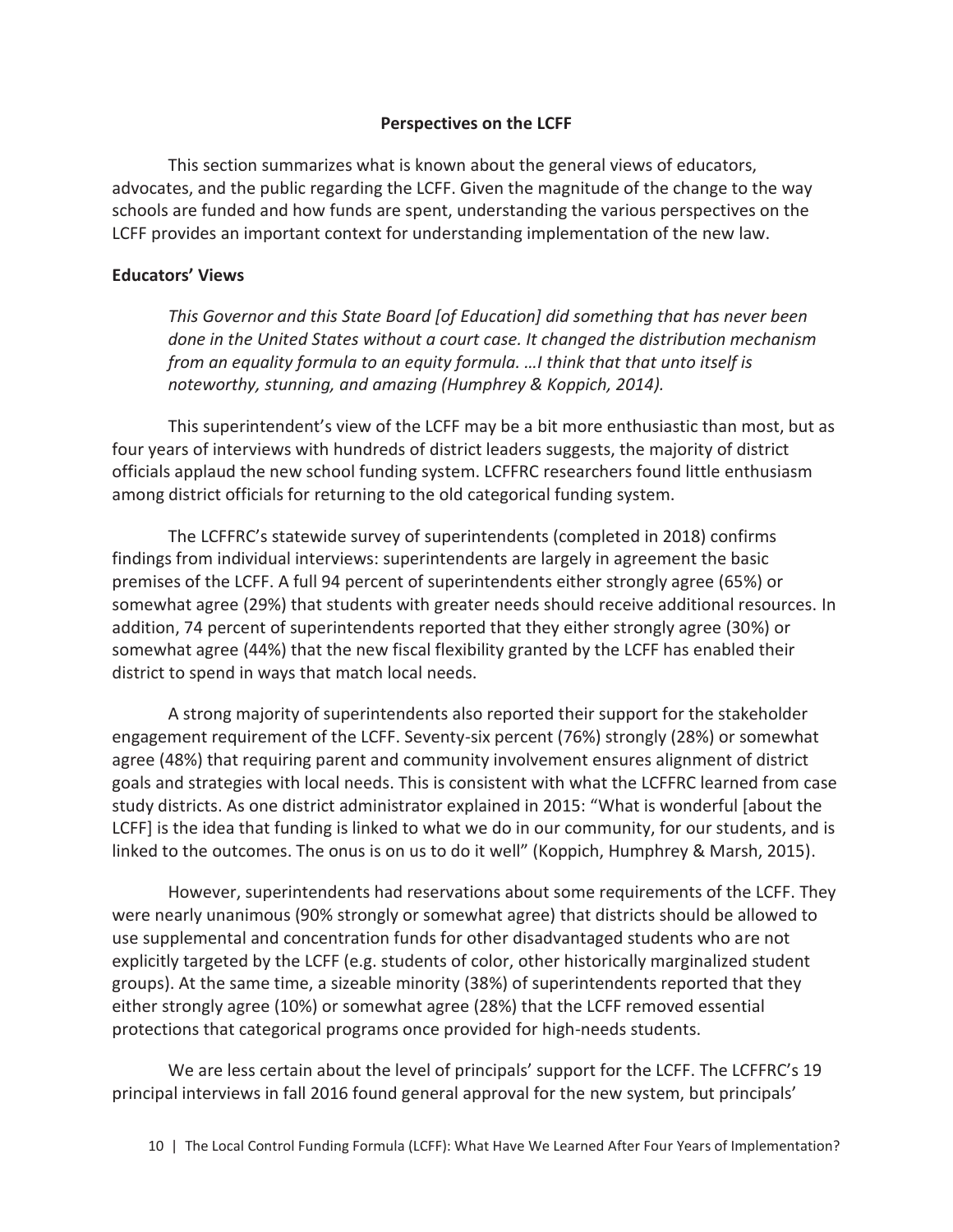## Perspectives on the LCFF

This section summarizes what is known about the general views of educators, advocates, and the public regarding the LCFF. Given the magnitude of the change to the way schools are funded and how funds are spent, understanding the various perspectives on the LCFF provides an important context for understanding implementation of the new law.

### Educators' Views

> *This Governor and this State Board [of Education] did something that has never been done in the United States without a court case. It changed the distribution mechanism from an equality formula to an equity formula. …I think that that unto itself is noteworthy, stunning, and amazing (Humphrey & Koppich, 2014).*

This superintendent's view of the LCFF may be a bit more enthusiastic than most, but as four years of interviews with hundreds of district leaders suggests, the majority of district officials applaud the new school funding system. LCFFRC researchers found little enthusiasm among district officials for returning to the old categorical funding system.

The LCFFRC's statewide survey of superintendents (completed in 2018) confirms findings from individual interviews: superintendents are largely in agreement the basic premises of the LCFF. A full 94 percent of superintendents either strongly agree (65%) or somewhat agree (29%) that students with greater needs should receive additional resources. In addition, 74 percent of superintendents reported that they either strongly agree (30%) or somewhat agree (44%) that the new fiscal flexibility granted by the LCFF has enabled their district to spend in ways that match local needs.

A strong majority of superintendents also reported their support for the stakeholder engagement requirement of the LCFF. Seventy-six percent (76%) strongly (28%) or somewhat agree (48%) that requiring parent and community involvement ensures alignment of district goals and strategies with local needs. This is consistent with what the LCFFRC learned from case study districts. As one district administrator explained in 2015: "What is wonderful [about the LCFF] is the idea that funding is linked to what we do in our community, for our students, and is linked to the outcomes. The onus is on us to do it well" (Koppich, Humphrey & Marsh, 2015).

However, superintendents had reservations about some requirements of the LCFF. They were nearly unanimous (90% strongly or somewhat agree) that districts should be allowed to use supplemental and concentration funds for other disadvantaged students who are not explicitly targeted by the LCFF (e.g. students of color, other historically marginalized student groups). At the same time, a sizeable minority (38%) of superintendents reported that they either strongly agree (10%) or somewhat agree (28%) that the LCFF removed essential protections that categorical programs once provided for high-needs students.

We are less certain about the level of principals' support for the LCFF. The LCFFRC's 19 principal interviews in fall 2016 found general approval for the new system, but principals'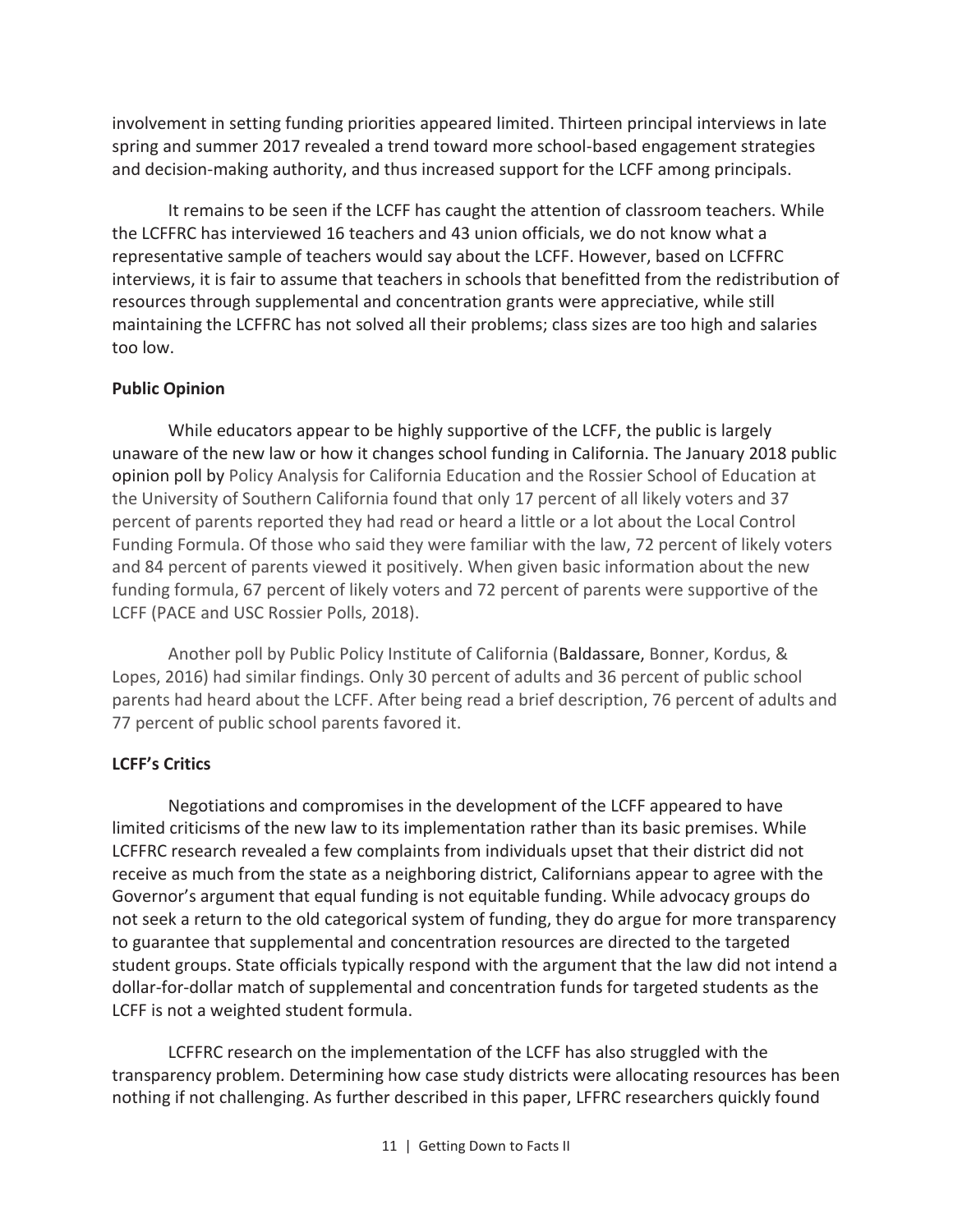involvement in setting funding priorities appeared limited. Thirteen principal interviews in late spring and summer 2017 revealed a trend toward more school-based engagement strategies and decision-making authority, and thus increased support for the LCFF among principals.

It remains to be seen if the LCFF has caught the attention of classroom teachers. While the LCFFRC has interviewed 16 teachers and 43 union officials, we do not know what a representative sample of teachers would say about the LCFF. However, based on LCFFRC interviews, it is fair to assume that teachers in schools that benefitted from the redistribution of resources through supplemental and concentration grants were appreciative, while still maintaining the LCFFRC has not solved all their problems; class sizes are too high and salaries too low.

**Public Opinion**

While educators appear to be highly supportive of the LCFF, the public is largely unaware of the new law or how it changes school funding in California. The January 2018 public opinion poll by Policy Analysis for California Education and the Rossier School of Education at the University of Southern California found that only 17 percent of all likely voters and 37 percent of parents reported they had read or heard a little or a lot about the Local Control Funding Formula. Of those who said they were familiar with the law, 72 percent of likely voters and 84 percent of parents viewed it positively. When given basic information about the new funding formula, 67 percent of likely voters and 72 percent of parents were supportive of the LCFF (PACE and USC Rossier Polls, 2018).

Another poll by Public Policy Institute of California (Baldassare, Bonner, Kordus, & Lopes, 2016) had similar findings. Only 30 percent of adults and 36 percent of public school parents had heard about the LCFF. After being read a brief description, 76 percent of adults and 77 percent of public school parents favored it.

**LCFF's Critics**

Negotiations and compromises in the development of the LCFF appeared to have limited criticisms of the new law to its implementation rather than its basic premises. While LCFFRC research revealed a few complaints from individuals upset that their district did not receive as much from the state as a neighboring district, Californians appear to agree with the Governor's argument that equal funding is not equitable funding. While advocacy groups do not seek a return to the old categorical system of funding, they do argue for more transparency to guarantee that supplemental and concentration resources are directed to the targeted student groups. State officials typically respond with the argument that the law did not intend a dollar-for-dollar match of supplemental and concentration funds for targeted students as the LCFF is not a weighted student formula.

LCFFRC research on the implementation of the LCFF has also struggled with the transparency problem. Determining how case study districts were allocating resources has been nothing if not challenging. As further described in this paper, LFFRC researchers quickly found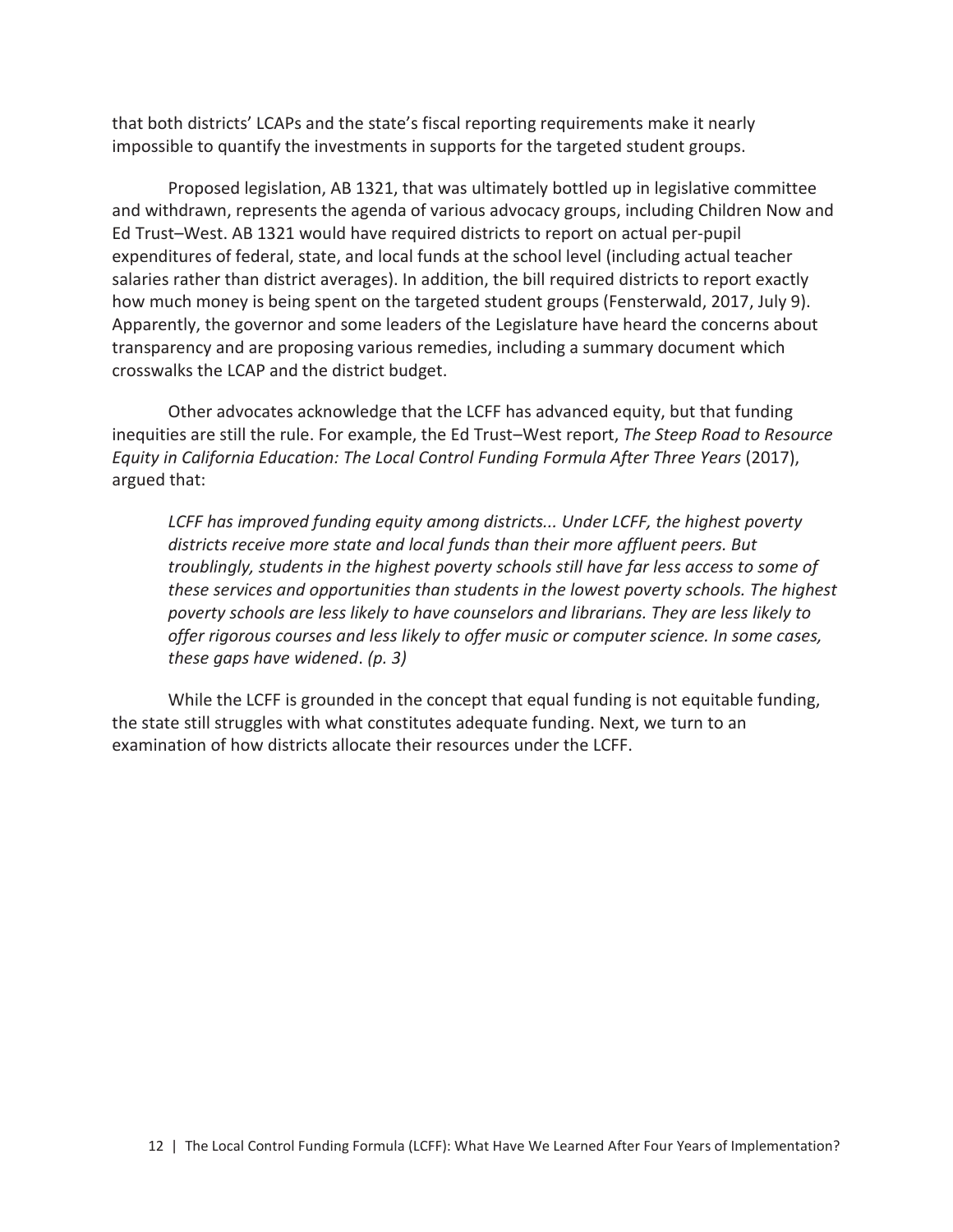that both districts' LCAPs and the state's fiscal reporting requirements make it nearly impossible to quantify the investments in supports for the targeted student groups.

Proposed legislation, AB 1321, that was ultimately bottled up in legislative committee and withdrawn, represents the agenda of various advocacy groups, including Children Now and Ed Trust–West. AB 1321 would have required districts to report on actual per-pupil expenditures of federal, state, and local funds at the school level (including actual teacher salaries rather than district averages). In addition, the bill required districts to report exactly how much money is being spent on the targeted student groups (Fensterwald, 2017, July 9). Apparently, the governor and some leaders of the Legislature have heard the concerns about transparency and are proposing various remedies, including a summary document which crosswalks the LCAP and the district budget.

Other advocates acknowledge that the LCFF has advanced equity, but that funding inequities are still the rule. For example, the Ed Trust–West report, *The Steep Road to Resource Equity in California Education: The Local Control Funding Formula After Three Years* (2017), argued that:

> *LCFF has improved funding equity among districts... Under LCFF, the highest poverty districts receive more state and local funds than their more affluent peers. But troublingly, students in the highest poverty schools still have far less access to some of these services and opportunities than students in the lowest poverty schools. The highest poverty schools are less likely to have counselors and librarians. They are less likely to offer rigorous courses and less likely to offer music or computer science. In some cases, these gaps have widened. (p. 3)*

While the LCFF is grounded in the concept that equal funding is not equitable funding, the state still struggles with what constitutes adequate funding. Next, we turn to an examination of how districts allocate their resources under the LCFF.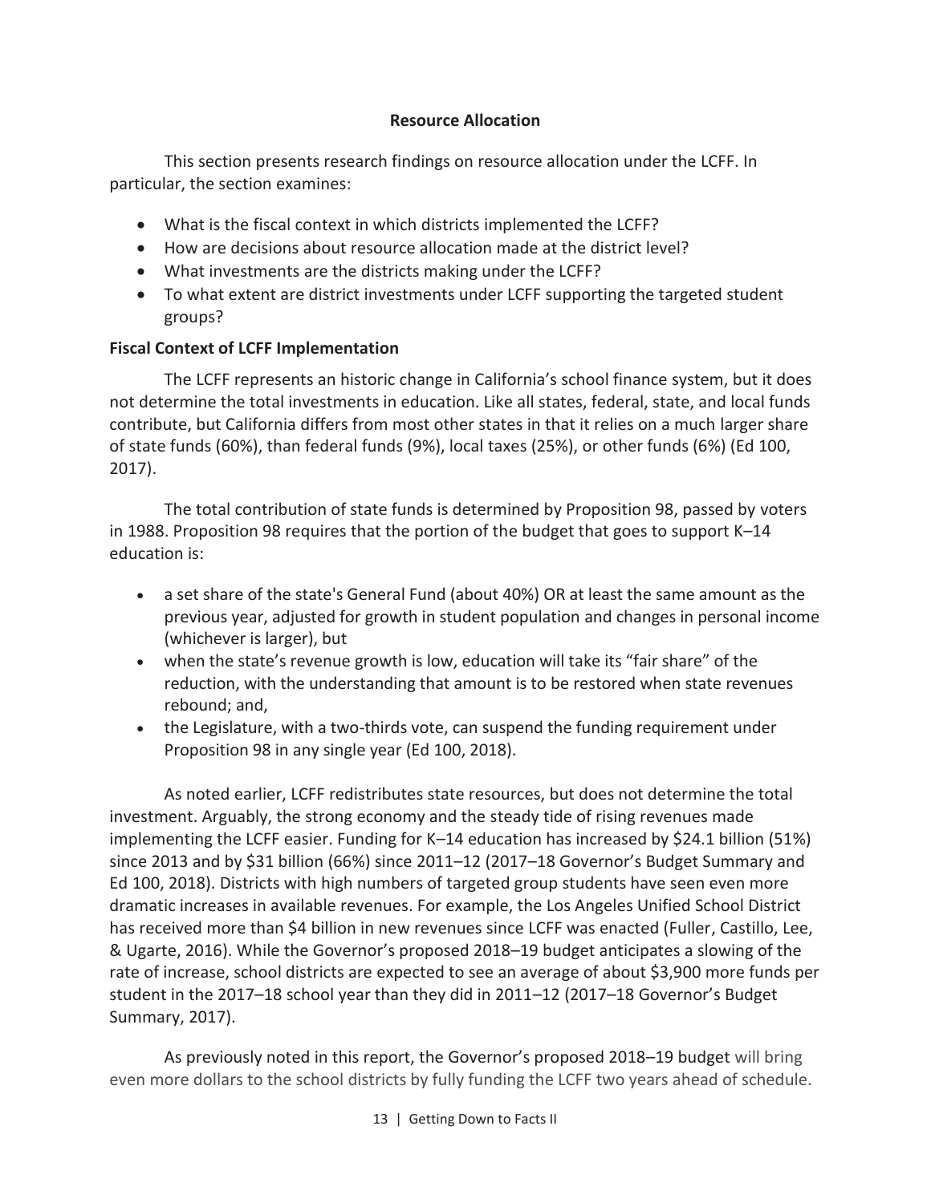## Resource Allocation

This section presents research findings on resource allocation under the LCFF. In particular, the section examines:

- What is the fiscal context in which districts implemented the LCFF?
- How are decisions about resource allocation made at the district level?
- What investments are the districts making under the LCFF?
- To what extent are district investments under LCFF supporting the targeted student groups?

### Fiscal Context of LCFF Implementation

The LCFF represents an historic change in California's school finance system, but it does not determine the total investments in education. Like all states, federal, state, and local funds contribute, but California differs from most other states in that it relies on a much larger share of state funds (60%), than federal funds (9%), local taxes (25%), or other funds (6%) (Ed 100, 2017).

The total contribution of state funds is determined by Proposition 98, passed by voters in 1988. Proposition 98 requires that the portion of the budget that goes to support K–14 education is:

- a set share of the state's General Fund (about 40%) OR at least the same amount as the previous year, adjusted for growth in student population and changes in personal income (whichever is larger), but
- when the state's revenue growth is low, education will take its "fair share" of the reduction, with the understanding that amount is to be restored when state revenues rebound; and,
- the Legislature, with a two-thirds vote, can suspend the funding requirement under Proposition 98 in any single year (Ed 100, 2018).

As noted earlier, LCFF redistributes state resources, but does not determine the total investment. Arguably, the strong economy and the steady tide of rising revenues made implementing the LCFF easier. Funding for K–14 education has increased by $24.1 billion (51%) since 2013 and by $31 billion (66%) since 2011–12 (2017–18 Governor's Budget Summary and Ed 100, 2018). Districts with high numbers of targeted group students have seen even more dramatic increases in available revenues. For example, the Los Angeles Unified School District has received more than $4 billion in new revenues since LCFF was enacted (Fuller, Castillo, Lee, & Ugarte, 2016). While the Governor's proposed 2018–19 budget anticipates a slowing of the rate of increase, school districts are expected to see an average of about $3,900 more funds per student in the 2017–18 school year than they did in 2011–12 (2017–18 Governor's Budget Summary, 2017).

As previously noted in this report, the Governor's proposed 2018–19 budget will bring even more dollars to the school districts by fully funding the LCFF two years ahead of schedule.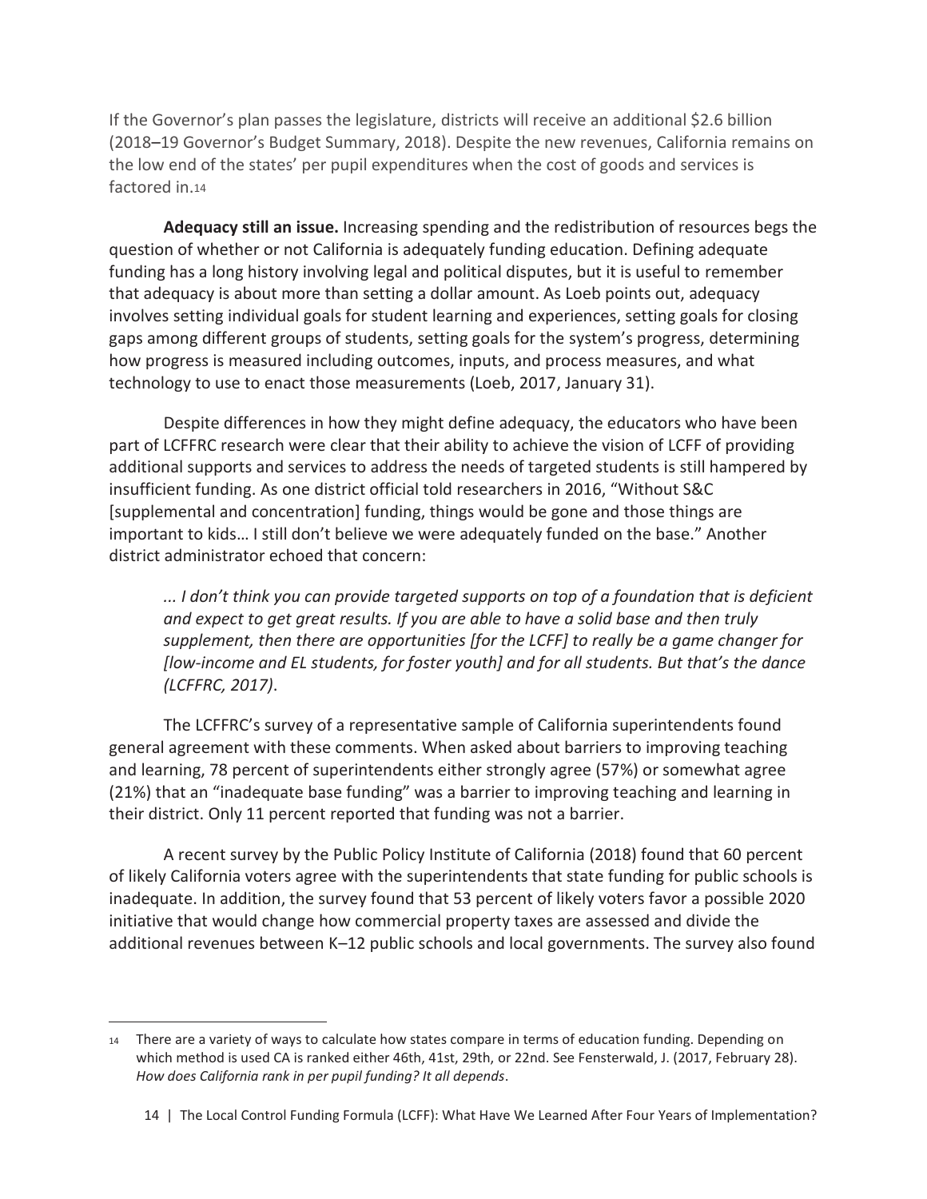If the Governor's plan passes the legislature, districts will receive an additional $2.6 billion (2018–19 Governor's Budget Summary, 2018). Despite the new revenues, California remains on the low end of the states' per pupil expenditures when the cost of goods and services is factored in.[14]

**Adequacy still an issue.** Increasing spending and the redistribution of resources begs the question of whether or not California is adequately funding education. Defining adequate funding has a long history involving legal and political disputes, but it is useful to remember that adequacy is about more than setting a dollar amount. As Loeb points out, adequacy involves setting individual goals for student learning and experiences, setting goals for closing gaps among different groups of students, setting goals for the system's progress, determining how progress is measured including outcomes, inputs, and process measures, and what technology to use to enact those measurements (Loeb, 2017, January 31).

Despite differences in how they might define adequacy, the educators who have been part of LCFFRC research were clear that their ability to achieve the vision of LCFF of providing additional supports and services to address the needs of targeted students is still hampered by insufficient funding. As one district official told researchers in 2016, "Without S&C [supplemental and concentration] funding, things would be gone and those things are important to kids… I still don't believe we were adequately funded on the base." Another district administrator echoed that concern:

> *... I don't think you can provide targeted supports on top of a foundation that is deficient and expect to get great results. If you are able to have a solid base and then truly supplement, then there are opportunities [for the LCFF] to really be a game changer for [low-income and EL students, for foster youth] and for all students. But that's the dance (LCFFRC, 2017)*.

The LCFFRC's survey of a representative sample of California superintendents found general agreement with these comments. When asked about barriers to improving teaching and learning, 78 percent of superintendents either strongly agree (57%) or somewhat agree (21%) that an "inadequate base funding" was a barrier to improving teaching and learning in their district. Only 11 percent reported that funding was not a barrier.

A recent survey by the Public Policy Institute of California (2018) found that 60 percent of likely California voters agree with the superintendents that state funding for public schools is inadequate. In addition, the survey found that 53 percent of likely voters favor a possible 2020 initiative that would change how commercial property taxes are assessed and divide the additional revenues between K–12 public schools and local governments. The survey also found

---

[14] There are a variety of ways to calculate how states compare in terms of education funding. Depending on which method is used CA is ranked either 46th, 41st, 29th, or 22nd. See Fensterwald, J. (2017, February 28). *How does California rank in per pupil funding? It all depends*.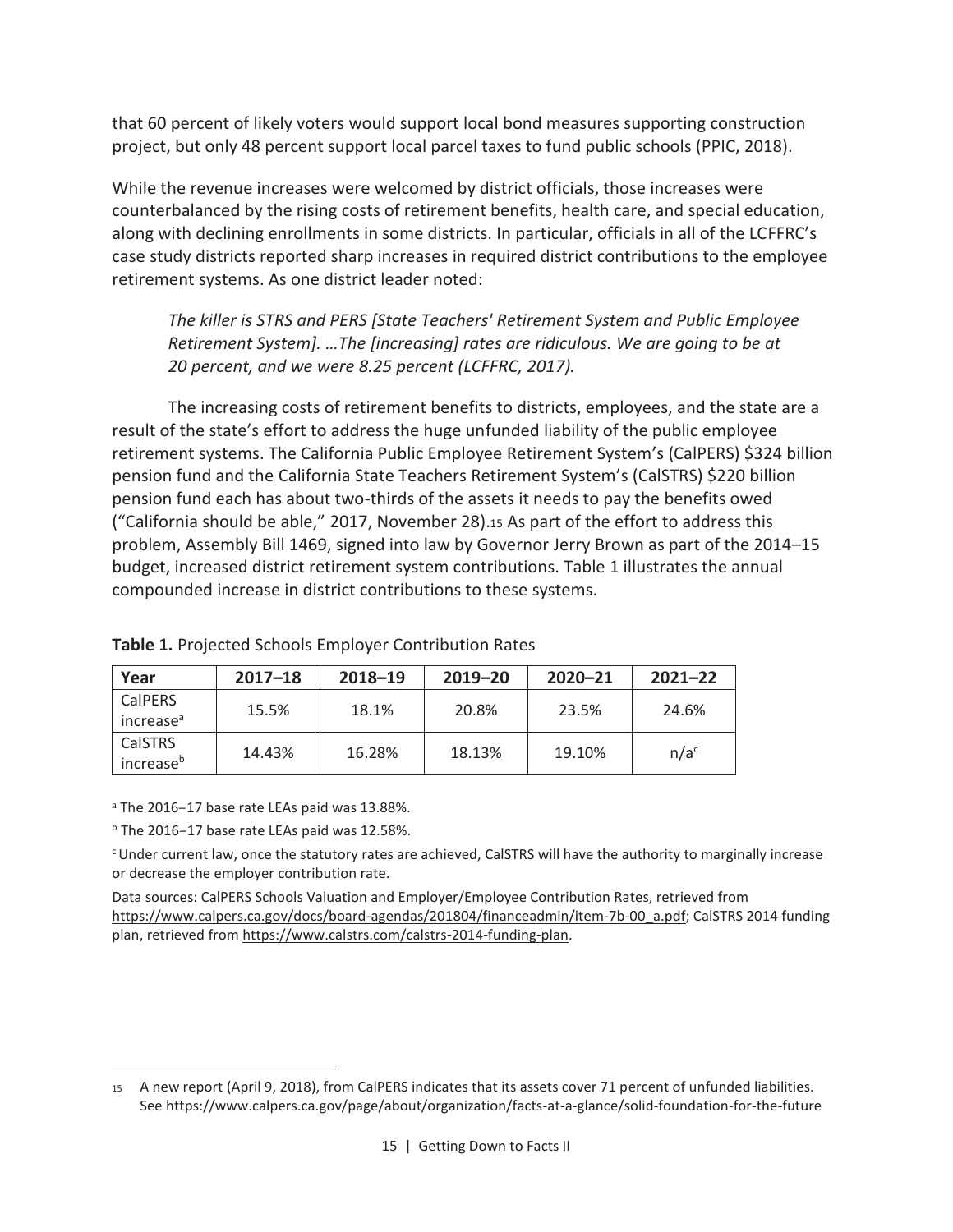that 60 percent of likely voters would support local bond measures supporting construction project, but only 48 percent support local parcel taxes to fund public schools (PPIC, 2018).

While the revenue increases were welcomed by district officials, those increases were counterbalanced by the rising costs of retirement benefits, health care, and special education, along with declining enrollments in some districts. In particular, officials in all of the LCFFRC's case study districts reported sharp increases in required district contributions to the employee retirement systems. As one district leader noted:

> *The killer is STRS and PERS [State Teachers' Retirement System and Public Employee Retirement System]. …The [increasing] rates are ridiculous. We are going to be at 20 percent, and we were 8.25 percent (LCFFRC, 2017).*

The increasing costs of retirement benefits to districts, employees, and the state are a result of the state's effort to address the huge unfunded liability of the public employee retirement systems. The California Public Employee Retirement System's (CalPERS) $324 billion pension fund and the California State Teachers Retirement System's (CalSTRS) $220 billion pension fund each has about two-thirds of the assets it needs to pay the benefits owed ("California should be able," 2017, November 28).[15] As part of the effort to address this problem, Assembly Bill 1469, signed into law by Governor Jerry Brown as part of the 2014–15 budget, increased district retirement system contributions. Table 1 illustrates the annual compounded increase in district contributions to these systems.

**Table 1.** Projected Schools Employer Contribution Rates

| Year | 2017–18 | 2018–19 | 2019–20 | 2020–21 | 2021–22 |
|---|---|---|---|---|---|
| CalPERS increase[a] | 15.5% | 18.1% | 20.8% | 23.5% | 24.6% |
| CalSTRS increase[b] | 14.43% | 16.28% | 18.13% | 19.10% | n/a[c] |

[a] The 2016–17 base rate LEAs paid was 13.88%.

[b] The 2016–17 base rate LEAs paid was 12.58%.

[c] Under current law, once the statutory rates are achieved, CalSTRS will have the authority to marginally increase or decrease the employer contribution rate.

Data sources: CalPERS Schools Valuation and Employer/Employee Contribution Rates, retrieved from https://www.calpers.ca.gov/docs/board-agendas/201804/financeadmin/item-7b-00_a.pdf; CalSTRS 2014 funding plan, retrieved from https://www.calstrs.com/calstrs-2014-funding-plan.

---

[15] A new report (April 9, 2018), from CalPERS indicates that its assets cover 71 percent of unfunded liabilities. See https://www.calpers.ca.gov/page/about/organization/facts-at-a-glance/solid-foundation-for-the-future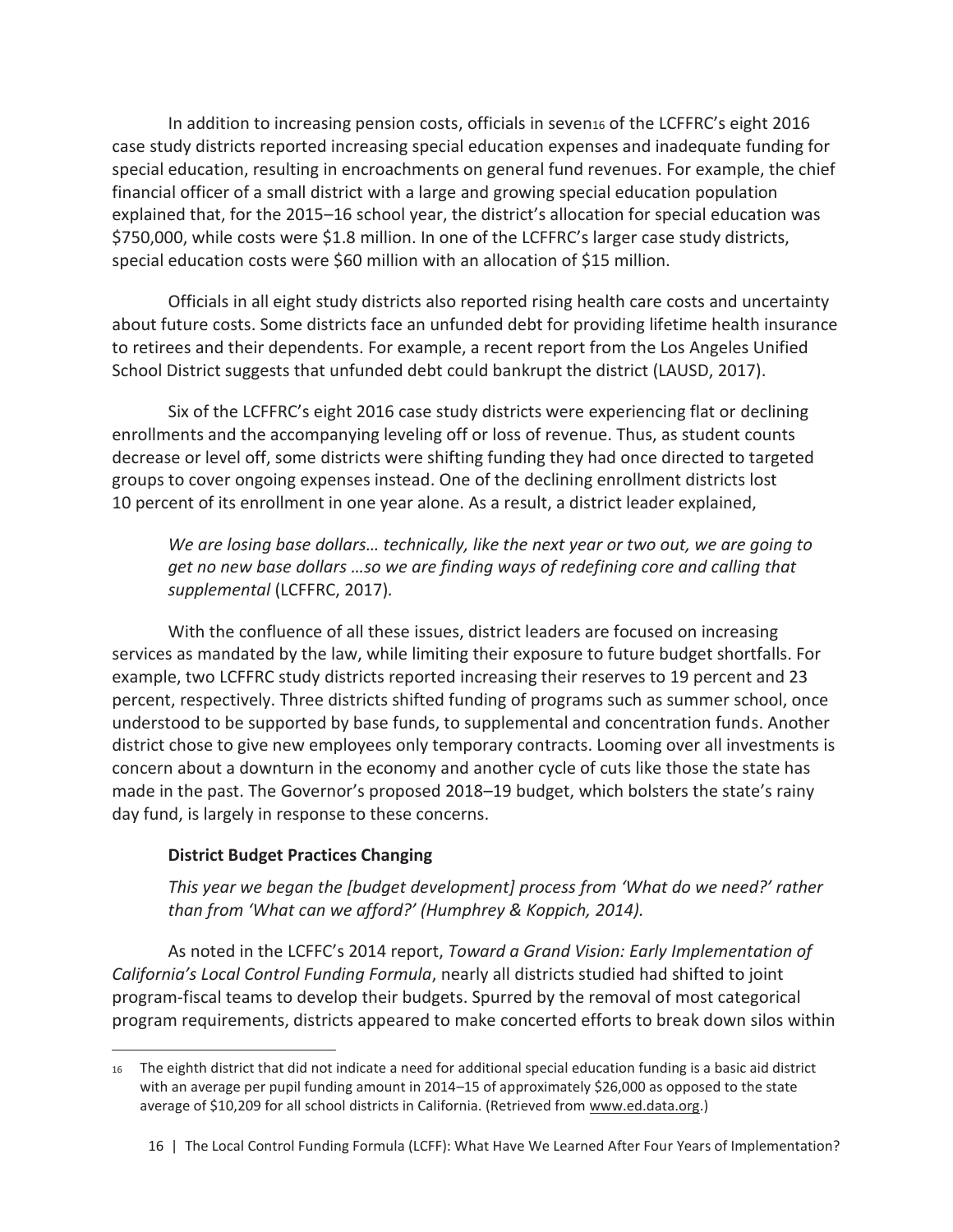In addition to increasing pension costs, officials in seven[16] of the LCFFRC's eight 2016 case study districts reported increasing special education expenses and inadequate funding for special education, resulting in encroachments on general fund revenues. For example, the chief financial officer of a small district with a large and growing special education population explained that, for the 2015–16 school year, the district's allocation for special education was $750,000, while costs were $1.8 million. In one of the LCFFRC's larger case study districts, special education costs were $60 million with an allocation of $15 million.

Officials in all eight study districts also reported rising health care costs and uncertainty about future costs. Some districts face an unfunded debt for providing lifetime health insurance to retirees and their dependents. For example, a recent report from the Los Angeles Unified School District suggests that unfunded debt could bankrupt the district (LAUSD, 2017).

Six of the LCFFRC's eight 2016 case study districts were experiencing flat or declining enrollments and the accompanying leveling off or loss of revenue. Thus, as student counts decrease or level off, some districts were shifting funding they had once directed to targeted groups to cover ongoing expenses instead. One of the declining enrollment districts lost 10 percent of its enrollment in one year alone. As a result, a district leader explained,

> *We are losing base dollars… technically, like the next year or two out, we are going to get no new base dollars …so we are finding ways of redefining core and calling that supplemental* (LCFFRC, 2017).

With the confluence of all these issues, district leaders are focused on increasing services as mandated by the law, while limiting their exposure to future budget shortfalls. For example, two LCFFRC study districts reported increasing their reserves to 19 percent and 23 percent, respectively. Three districts shifted funding of programs such as summer school, once understood to be supported by base funds, to supplemental and concentration funds. Another district chose to give new employees only temporary contracts. Looming over all investments is concern about a downturn in the economy and another cycle of cuts like those the state has made in the past. The Governor's proposed 2018–19 budget, which bolsters the state's rainy day fund, is largely in response to these concerns.

### District Budget Practices Changing

> *This year we began the [budget development] process from 'What do we need?' rather than from 'What can we afford?' (Humphrey & Koppich, 2014).*

As noted in the LCFFC's 2014 report, *Toward a Grand Vision: Early Implementation of California's Local Control Funding Formula*, nearly all districts studied had shifted to joint program-fiscal teams to develop their budgets. Spurred by the removal of most categorical program requirements, districts appeared to make concerted efforts to break down silos within

---

[16] The eighth district that did not indicate a need for additional special education funding is a basic aid district with an average per pupil funding amount in 2014–15 of approximately $26,000 as opposed to the state average of $10,209 for all school districts in California. (Retrieved from www.ed.data.org.)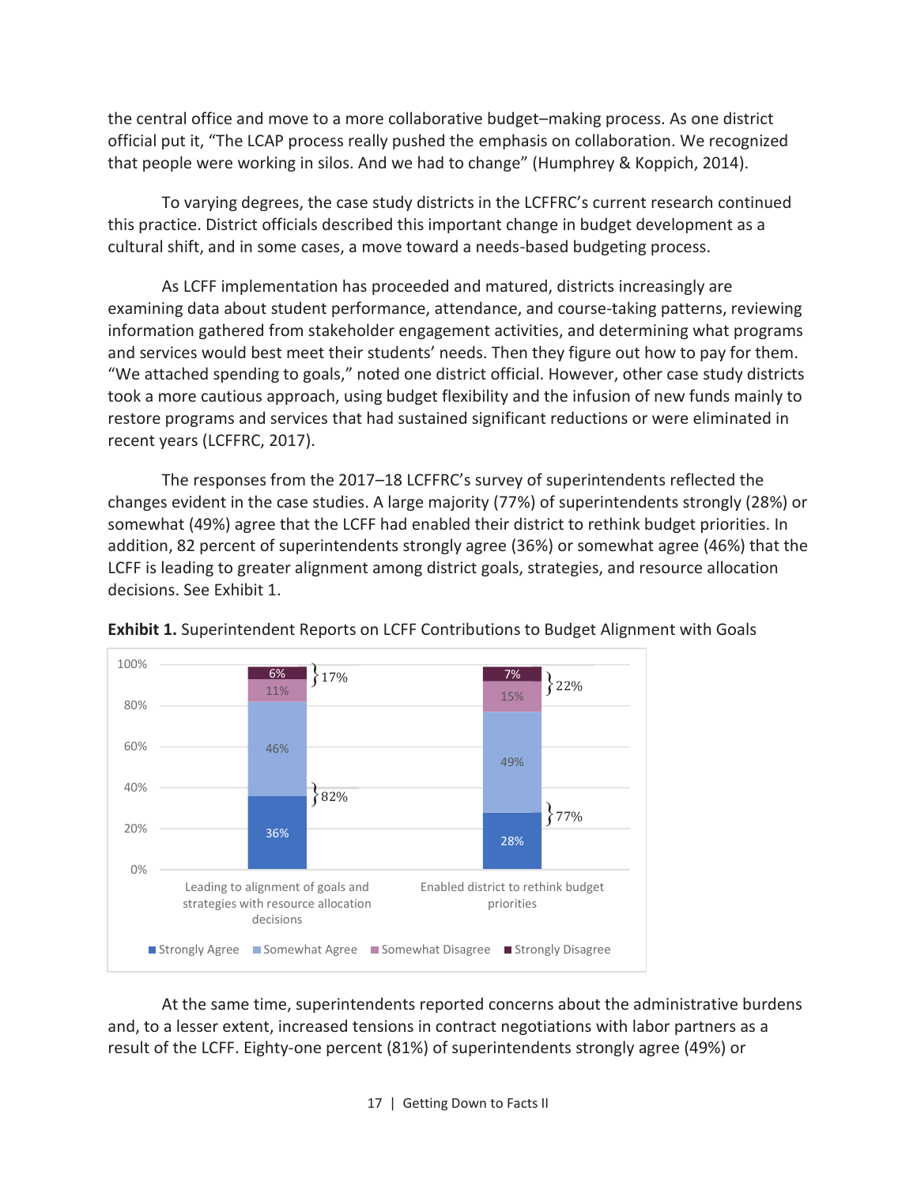the central office and move to a more collaborative budget–making process. As one district official put it, "The LCAP process really pushed the emphasis on collaboration. We recognized that people were working in silos. And we had to change" (Humphrey & Koppich, 2014).

To varying degrees, the case study districts in the LCFFRC's current research continued this practice. District officials described this important change in budget development as a cultural shift, and in some cases, a move toward a needs-based budgeting process.

As LCFF implementation has proceeded and matured, districts increasingly are examining data about student performance, attendance, and course-taking patterns, reviewing information gathered from stakeholder engagement activities, and determining what programs and services would best meet their students' needs. Then they figure out how to pay for them. "We attached spending to goals," noted one district official. However, other case study districts took a more cautious approach, using budget flexibility and the infusion of new funds mainly to restore programs and services that had sustained significant reductions or were eliminated in recent years (LCFFRC, 2017).

The responses from the 2017–18 LCFFRC's survey of superintendents reflected the changes evident in the case studies. A large majority (77%) of superintendents strongly (28%) or somewhat (49%) agree that the LCFF had enabled their district to rethink budget priorities. In addition, 82 percent of superintendents strongly agree (36%) or somewhat agree (46%) that the LCFF is leading to greater alignment among district goals, strategies, and resource allocation decisions. See Exhibit 1.

**Exhibit 1.** Superintendent Reports on LCFF Contributions to Budget Alignment with Goals

| | Leading to alignment of goals and strategies with resource allocation decisions | Enabled district to rethink budget priorities |
|---|---|---|
| Strongly Agree | 36% | 28% |
| Somewhat Agree | 46% | 49% |
| Somewhat Disagree | 11% | 15% |
| Strongly Disagree | 6% | 7% |
| Total Agree | 82% | 77% |
| Total Disagree | 17% | 22% |

At the same time, superintendents reported concerns about the administrative burdens and, to a lesser extent, increased tensions in contract negotiations with labor partners as a result of the LCFF. Eighty-one percent (81%) of superintendents strongly agree (49%) or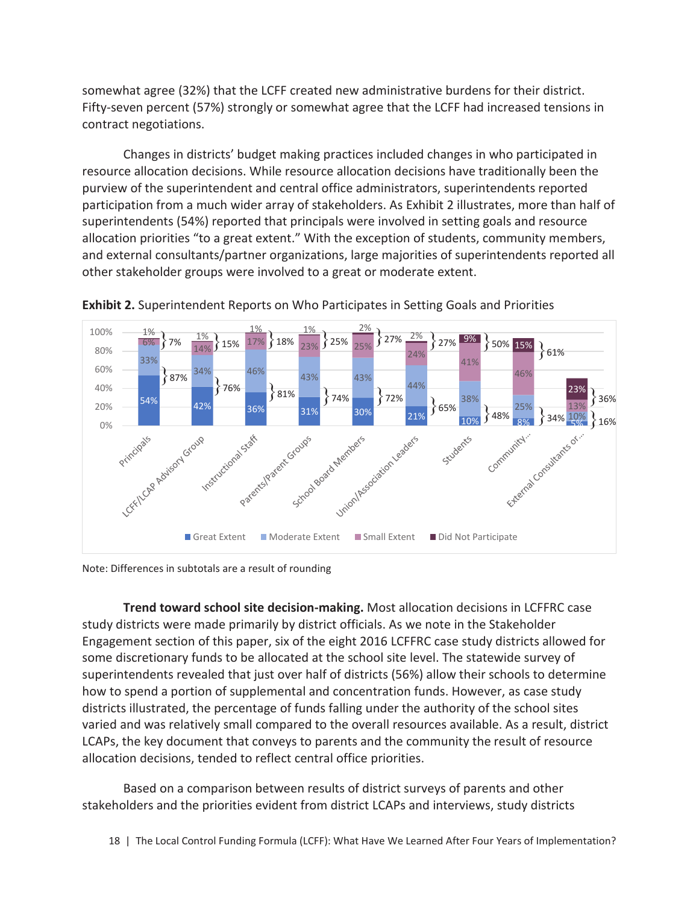somewhat agree (32%) that the LCFF created new administrative burdens for their district. Fifty-seven percent (57%) strongly or somewhat agree that the LCFF had increased tensions in contract negotiations.

Changes in districts' budget making practices included changes in who participated in resource allocation decisions. While resource allocation decisions have traditionally been the purview of the superintendent and central office administrators, superintendents reported participation from a much wider array of stakeholders. As Exhibit 2 illustrates, more than half of superintendents (54%) reported that principals were involved in setting goals and resource allocation priorities "to a great extent." With the exception of students, community members, and external consultants/partner organizations, large majorities of superintendents reported all other stakeholder groups were involved to a great or moderate extent.

**Exhibit 2.** Superintendent Reports on Who Participates in Setting Goals and Priorities

| | Great Extent | Moderate Extent | Small Extent | Did Not Participate | Great + Moderate | Small + Did Not Participate |
|---|---|---|---|---|---|---|
| Principals | 54% | 33% | 6% | 1% | 87% | 7% |
| LCFF/LCAP Advisory Group | 42% | 34% | 14% | 1% | 76% | 15% |
| Instructional Staff | 36% | 46% | 17% | 1% | 81% | 18% |
| Parents/Parent Groups | 31% | 43% | 23% | 1% | 74% | 25% |
| School Board Members | 30% | 43% | 25% | 2% | 72% | 27% |
| Union/Association Leaders | 21% | 44% | 24% | 2% | 65% | 27% |
| Students | 10% | 38% | 41% | 9% | 48% | 50% |
| Community... | 8% | 25% | 46% | 15% | 34% | 61% |
| External Consultants or... | 5% | 10% | 13% | 23% | 16% | 36% |

Note: Differences in subtotals are a result of rounding

**Trend toward school site decision-making.** Most allocation decisions in LCFFRC case study districts were made primarily by district officials. As we note in the Stakeholder Engagement section of this paper, six of the eight 2016 LCFFRC case study districts allowed for some discretionary funds to be allocated at the school site level. The statewide survey of superintendents revealed that just over half of districts (56%) allow their schools to determine how to spend a portion of supplemental and concentration funds. However, as case study districts illustrated, the percentage of funds falling under the authority of the school sites varied and was relatively small compared to the overall resources available. As a result, district LCAPs, the key document that conveys to parents and the community the result of resource allocation decisions, tended to reflect central office priorities.

Based on a comparison between results of district surveys of parents and other stakeholders and the priorities evident from district LCAPs and interviews, study districts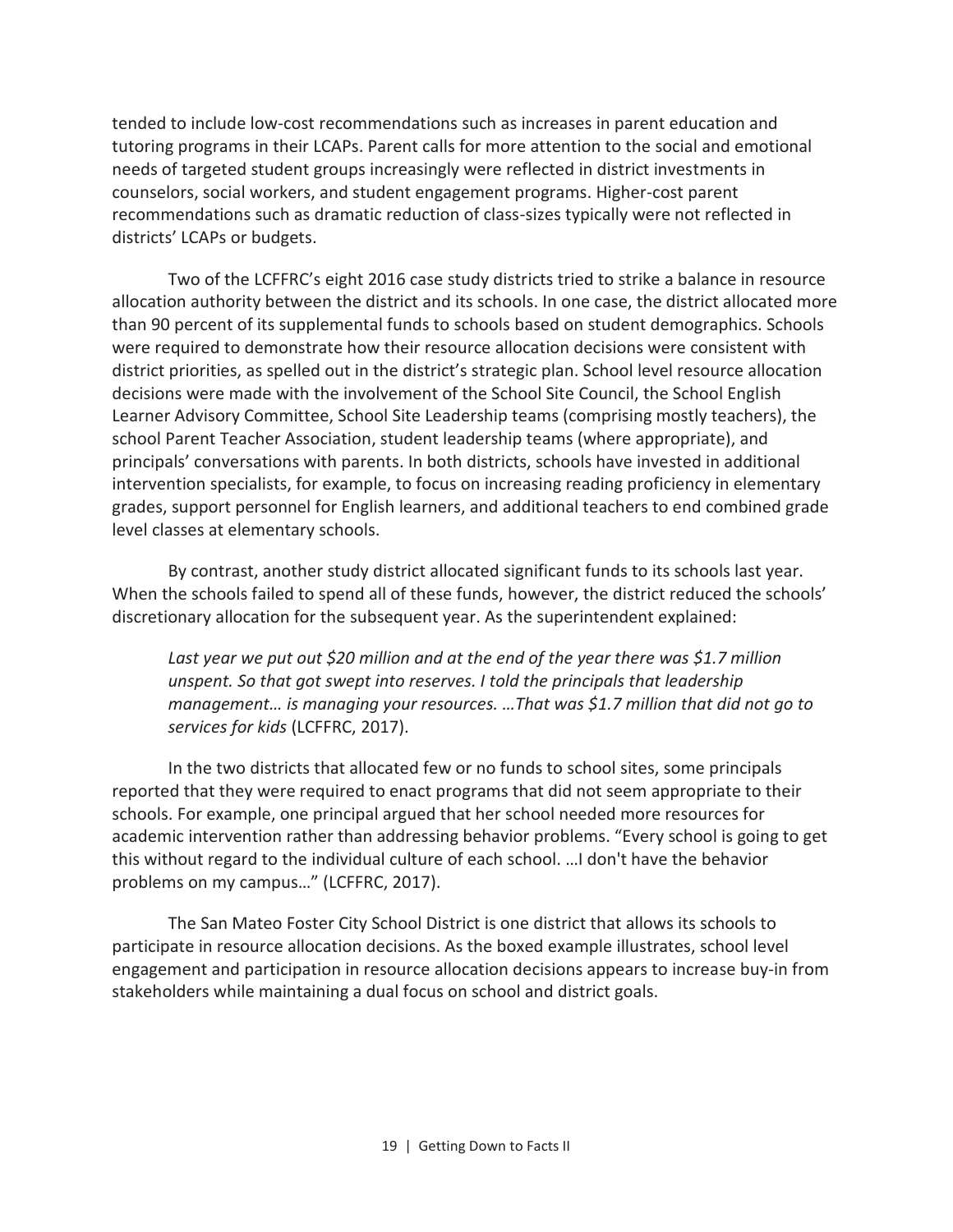tended to include low-cost recommendations such as increases in parent education and tutoring programs in their LCAPs. Parent calls for more attention to the social and emotional needs of targeted student groups increasingly were reflected in district investments in counselors, social workers, and student engagement programs. Higher-cost parent recommendations such as dramatic reduction of class-sizes typically were not reflected in districts' LCAPs or budgets.

Two of the LCFFRC's eight 2016 case study districts tried to strike a balance in resource allocation authority between the district and its schools. In one case, the district allocated more than 90 percent of its supplemental funds to schools based on student demographics. Schools were required to demonstrate how their resource allocation decisions were consistent with district priorities, as spelled out in the district's strategic plan. School level resource allocation decisions were made with the involvement of the School Site Council, the School English Learner Advisory Committee, School Site Leadership teams (comprising mostly teachers), the school Parent Teacher Association, student leadership teams (where appropriate), and principals' conversations with parents. In both districts, schools have invested in additional intervention specialists, for example, to focus on increasing reading proficiency in elementary grades, support personnel for English learners, and additional teachers to end combined grade level classes at elementary schools.

By contrast, another study district allocated significant funds to its schools last year. When the schools failed to spend all of these funds, however, the district reduced the schools' discretionary allocation for the subsequent year. As the superintendent explained:

> *Last year we put out $20 million and at the end of the year there was $1.7 million unspent. So that got swept into reserves. I told the principals that leadership management… is managing your resources. …That was $1.7 million that did not go to services for kids* (LCFFRC, 2017).

In the two districts that allocated few or no funds to school sites, some principals reported that they were required to enact programs that did not seem appropriate to their schools. For example, one principal argued that her school needed more resources for academic intervention rather than addressing behavior problems. "Every school is going to get this without regard to the individual culture of each school. …I don't have the behavior problems on my campus…" (LCFFRC, 2017).

The San Mateo Foster City School District is one district that allows its schools to participate in resource allocation decisions. As the boxed example illustrates, school level engagement and participation in resource allocation decisions appears to increase buy-in from stakeholders while maintaining a dual focus on school and district goals.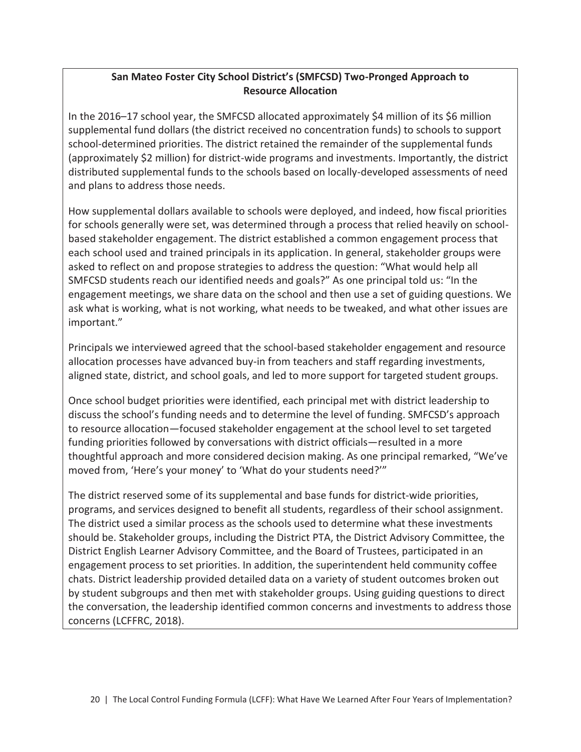**San Mateo Foster City School District's (SMFCSD) Two-Pronged Approach to Resource Allocation**

In the 2016–17 school year, the SMFCSD allocated approximately $4 million of its $6 million supplemental fund dollars (the district received no concentration funds) to schools to support school-determined priorities. The district retained the remainder of the supplemental funds (approximately $2 million) for district-wide programs and investments. Importantly, the district distributed supplemental funds to the schools based on locally-developed assessments of need and plans to address those needs.

How supplemental dollars available to schools were deployed, and indeed, how fiscal priorities for schools generally were set, was determined through a process that relied heavily on school-based stakeholder engagement. The district established a common engagement process that each school used and trained principals in its application. In general, stakeholder groups were asked to reflect on and propose strategies to address the question: "What would help all SMFCSD students reach our identified needs and goals?" As one principal told us: "In the engagement meetings, we share data on the school and then use a set of guiding questions. We ask what is working, what is not working, what needs to be tweaked, and what other issues are important."

Principals we interviewed agreed that the school-based stakeholder engagement and resource allocation processes have advanced buy-in from teachers and staff regarding investments, aligned state, district, and school goals, and led to more support for targeted student groups.

Once school budget priorities were identified, each principal met with district leadership to discuss the school's funding needs and to determine the level of funding. SMFCSD's approach to resource allocation—focused stakeholder engagement at the school level to set targeted funding priorities followed by conversations with district officials—resulted in a more thoughtful approach and more considered decision making. As one principal remarked, "We've moved from, 'Here's your money' to 'What do your students need?'"

The district reserved some of its supplemental and base funds for district-wide priorities, programs, and services designed to benefit all students, regardless of their school assignment. The district used a similar process as the schools used to determine what these investments should be. Stakeholder groups, including the District PTA, the District Advisory Committee, the District English Learner Advisory Committee, and the Board of Trustees, participated in an engagement process to set priorities. In addition, the superintendent held community coffee chats. District leadership provided detailed data on a variety of student outcomes broken out by student subgroups and then met with stakeholder groups. Using guiding questions to direct the conversation, the leadership identified common concerns and investments to address those concerns (LCFFRC, 2018).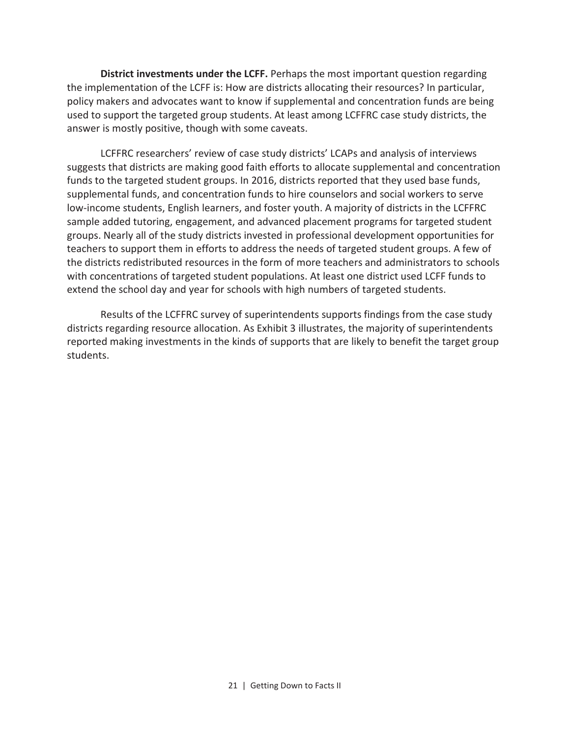**District investments under the LCFF.** Perhaps the most important question regarding the implementation of the LCFF is: How are districts allocating their resources? In particular, policy makers and advocates want to know if supplemental and concentration funds are being used to support the targeted group students. At least among LCFFRC case study districts, the answer is mostly positive, though with some caveats.

LCFFRC researchers' review of case study districts' LCAPs and analysis of interviews suggests that districts are making good faith efforts to allocate supplemental and concentration funds to the targeted student groups. In 2016, districts reported that they used base funds, supplemental funds, and concentration funds to hire counselors and social workers to serve low-income students, English learners, and foster youth. A majority of districts in the LCFFRC sample added tutoring, engagement, and advanced placement programs for targeted student groups. Nearly all of the study districts invested in professional development opportunities for teachers to support them in efforts to address the needs of targeted student groups. A few of the districts redistributed resources in the form of more teachers and administrators to schools with concentrations of targeted student populations. At least one district used LCFF funds to extend the school day and year for schools with high numbers of targeted students.

Results of the LCFFRC survey of superintendents supports findings from the case study districts regarding resource allocation. As Exhibit 3 illustrates, the majority of superintendents reported making investments in the kinds of supports that are likely to benefit the target group students.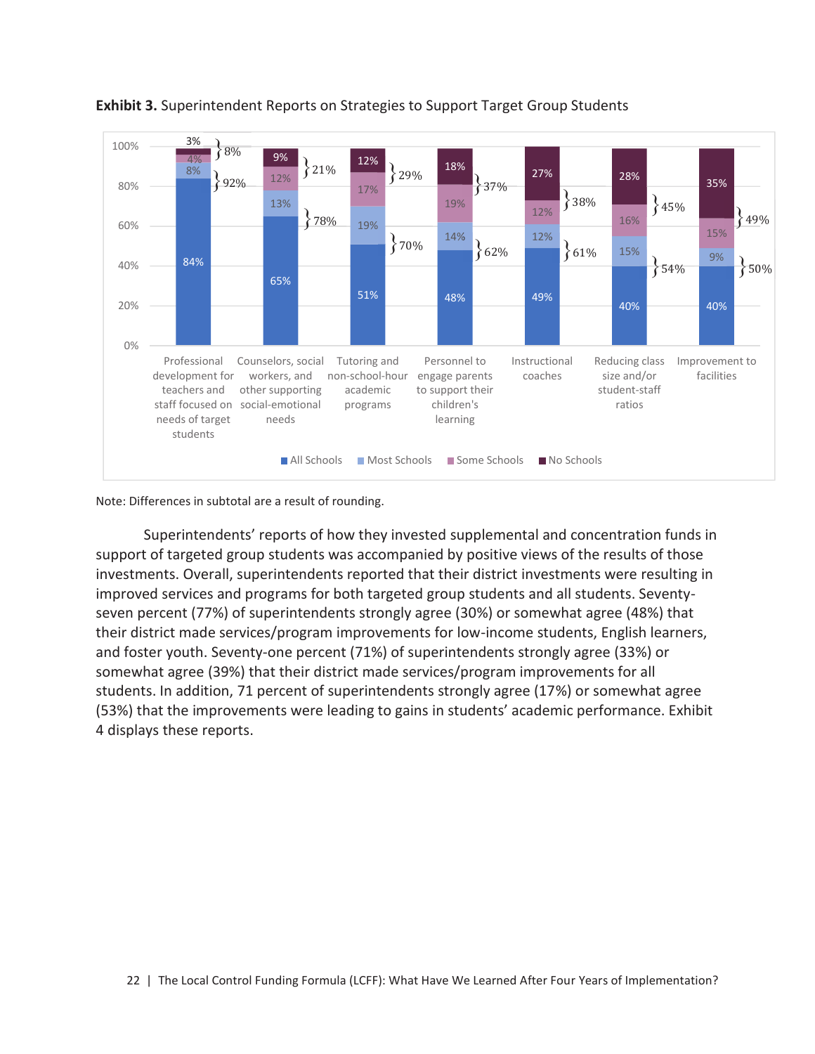**Exhibit 3.** Superintendent Reports on Strategies to Support Target Group Students

| Strategy | All Schools | Most Schools | Some Schools | No Schools | All + Most | Some + No |
|---|---|---|---|---|---|---|
| Professional development for teachers and staff focused on needs of target students | 84% | 8% | 4% | 3% | 92% | 8% |
| Counselors, social workers, and other supporting social-emotional needs | 65% | 13% | 12% | 9% | 78% | 21% |
| Tutoring and non-school-hour academic programs | 51% | 19% | 17% | 12% | 70% | 29% |
| Personnel to engage parents to support their children's learning | 48% | 14% | 19% | 18% | 62% | 37% |
| Instructional coaches | 49% | 12% | 12% | 27% | 61% | 38% |
| Reducing class size and/or student-staff ratios | 40% | 15% | 16% | 28% | 54% | 45% |
| Improvement to facilities | 40% | 9% | 15% | 35% | 50% | 49% |

Note: Differences in subtotal are a result of rounding.

Superintendents' reports of how they invested supplemental and concentration funds in support of targeted group students was accompanied by positive views of the results of those investments. Overall, superintendents reported that their district investments were resulting in improved services and programs for both targeted group students and all students. Seventy-seven percent (77%) of superintendents strongly agree (30%) or somewhat agree (48%) that their district made services/program improvements for low-income students, English learners, and foster youth. Seventy-one percent (71%) of superintendents strongly agree (33%) or somewhat agree (39%) that their district made services/program improvements for all students. In addition, 71 percent of superintendents strongly agree (17%) or somewhat agree (53%) that the improvements were leading to gains in students' academic performance. Exhibit 4 displays these reports.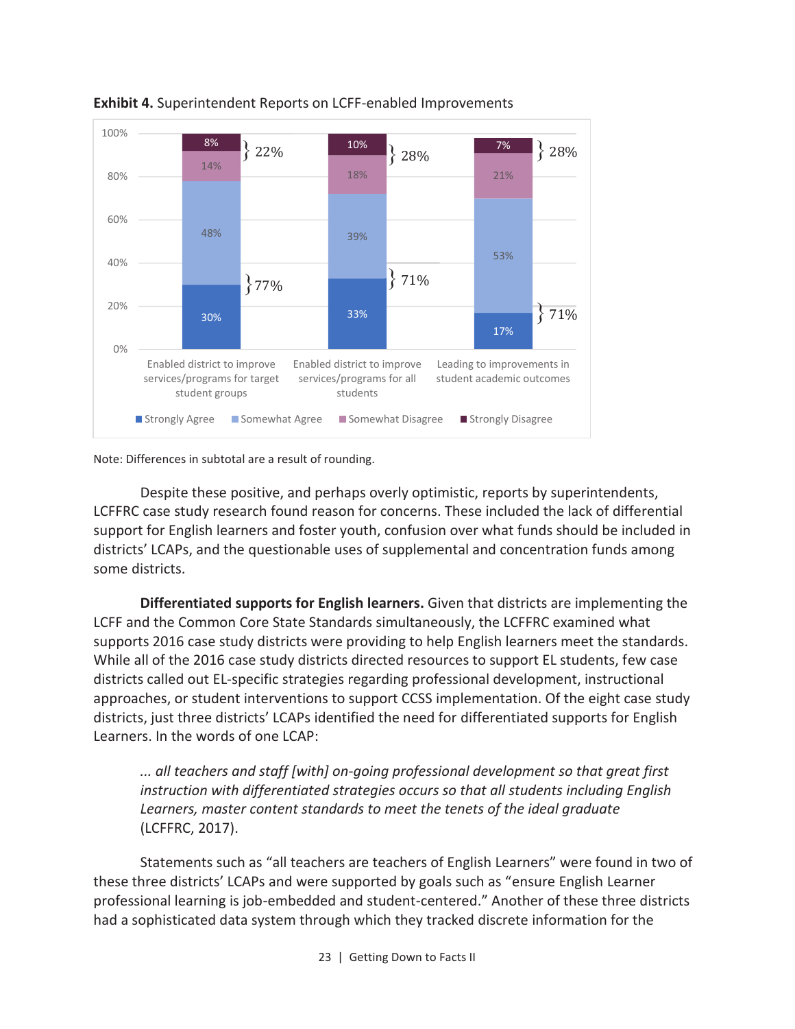**Exhibit 4.** Superintendent Reports on LCFF-enabled Improvements

| | Strongly Agree | Somewhat Agree | Somewhat Disagree | Strongly Disagree | Total Agree | Total Disagree |
|---|---|---|---|---|---|---|
| Enabled district to improve services/programs for target student groups | 30% | 48% | 14% | 8% | 77% | 22% |
| Enabled district to improve services/programs for all students | 33% | 39% | 18% | 10% | 71% | 28% |
| Leading to improvements in student academic outcomes | 17% | 53% | 21% | 7% | 71% | 28% |

Note: Differences in subtotal are a result of rounding.

Despite these positive, and perhaps overly optimistic, reports by superintendents, LCFFRC case study research found reason for concerns. These included the lack of differential support for English learners and foster youth, confusion over what funds should be included in districts' LCAPs, and the questionable uses of supplemental and concentration funds among some districts.

**Differentiated supports for English learners.** Given that districts are implementing the LCFF and the Common Core State Standards simultaneously, the LCFFRC examined what supports 2016 case study districts were providing to help English learners meet the standards. While all of the 2016 case study districts directed resources to support EL students, few case districts called out EL-specific strategies regarding professional development, instructional approaches, or student interventions to support CCSS implementation. Of the eight case study districts, just three districts' LCAPs identified the need for differentiated supports for English Learners. In the words of one LCAP:

> *... all teachers and staff [with] on-going professional development so that great first instruction with differentiated strategies occurs so that all students including English Learners, master content standards to meet the tenets of the ideal graduate* (LCFFRC, 2017).

Statements such as "all teachers are teachers of English Learners" were found in two of these three districts' LCAPs and were supported by goals such as "ensure English Learner professional learning is job-embedded and student-centered." Another of these three districts had a sophisticated data system through which they tracked discrete information for the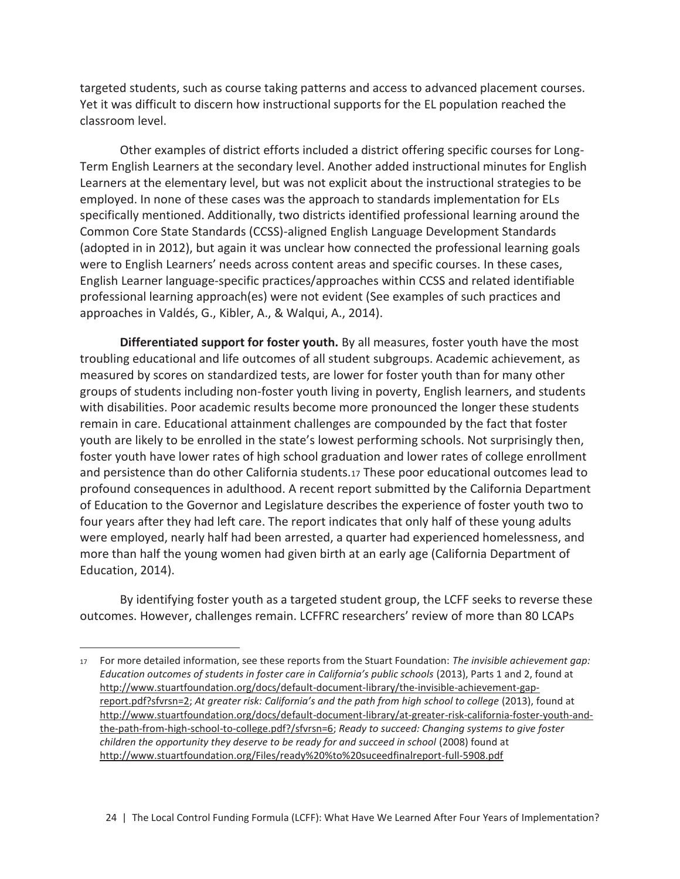targeted students, such as course taking patterns and access to advanced placement courses. Yet it was difficult to discern how instructional supports for the EL population reached the classroom level.

Other examples of district efforts included a district offering specific courses for Long-Term English Learners at the secondary level. Another added instructional minutes for English Learners at the elementary level, but was not explicit about the instructional strategies to be employed. In none of these cases was the approach to standards implementation for ELs specifically mentioned. Additionally, two districts identified professional learning around the Common Core State Standards (CCSS)-aligned English Language Development Standards (adopted in in 2012), but again it was unclear how connected the professional learning goals were to English Learners' needs across content areas and specific courses. In these cases, English Learner language-specific practices/approaches within CCSS and related identifiable professional learning approach(es) were not evident (See examples of such practices and approaches in Valdés, G., Kibler, A., & Walqui, A., 2014).

**Differentiated support for foster youth.** By all measures, foster youth have the most troubling educational and life outcomes of all student subgroups. Academic achievement, as measured by scores on standardized tests, are lower for foster youth than for many other groups of students including non-foster youth living in poverty, English learners, and students with disabilities. Poor academic results become more pronounced the longer these students remain in care. Educational attainment challenges are compounded by the fact that foster youth are likely to be enrolled in the state's lowest performing schools. Not surprisingly then, foster youth have lower rates of high school graduation and lower rates of college enrollment and persistence than do other California students.[17] These poor educational outcomes lead to profound consequences in adulthood. A recent report submitted by the California Department of Education to the Governor and Legislature describes the experience of foster youth two to four years after they had left care. The report indicates that only half of these young adults were employed, nearly half had been arrested, a quarter had experienced homelessness, and more than half the young women had given birth at an early age (California Department of Education, 2014).

By identifying foster youth as a targeted student group, the LCFF seeks to reverse these outcomes. However, challenges remain. LCFFRC researchers' review of more than 80 LCAPs

---

[17] For more detailed information, see these reports from the Stuart Foundation: *The invisible achievement gap: Education outcomes of students in foster care in California's public schools* (2013), Parts 1 and 2, found at http://www.stuartfoundation.org/docs/default-document-library/the-invisible-achievement-gap-report.pdf?sfvrsn=2; *At greater risk: California's and the path from high school to college* (2013), found at http://www.stuartfoundation.org/docs/default-document-library/at-greater-risk-california-foster-youth-and-the-path-from-high-school-to-college.pdf?/sfvrsn=6; *Ready to succeed: Changing systems to give foster children the opportunity they deserve to be ready for and succeed in school* (2008) found at http://www.stuartfoundation.org/Files/ready%20%to%20suceedfinalreport-full-5908.pdf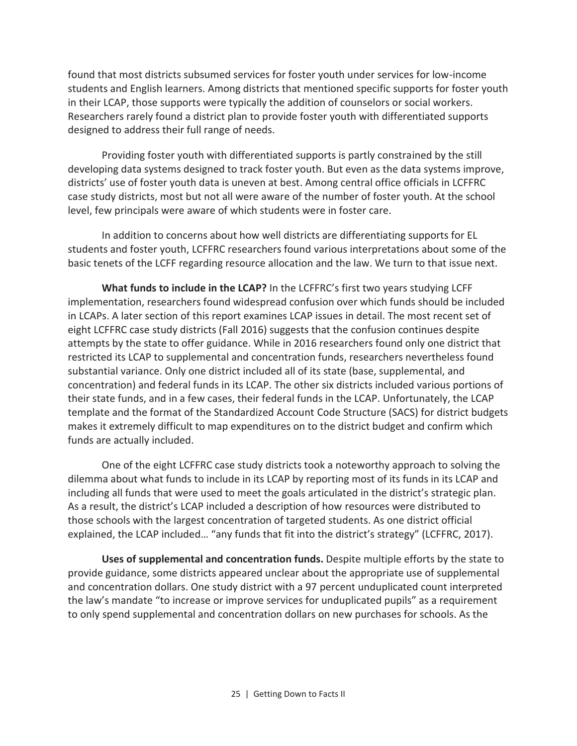found that most districts subsumed services for foster youth under services for low-income students and English learners. Among districts that mentioned specific supports for foster youth in their LCAP, those supports were typically the addition of counselors or social workers. Researchers rarely found a district plan to provide foster youth with differentiated supports designed to address their full range of needs.

Providing foster youth with differentiated supports is partly constrained by the still developing data systems designed to track foster youth. But even as the data systems improve, districts' use of foster youth data is uneven at best. Among central office officials in LCFFRC case study districts, most but not all were aware of the number of foster youth. At the school level, few principals were aware of which students were in foster care.

In addition to concerns about how well districts are differentiating supports for EL students and foster youth, LCFFRC researchers found various interpretations about some of the basic tenets of the LCFF regarding resource allocation and the law. We turn to that issue next.

**What funds to include in the LCAP?** In the LCFFRC's first two years studying LCFF implementation, researchers found widespread confusion over which funds should be included in LCAPs. A later section of this report examines LCAP issues in detail. The most recent set of eight LCFFRC case study districts (Fall 2016) suggests that the confusion continues despite attempts by the state to offer guidance. While in 2016 researchers found only one district that restricted its LCAP to supplemental and concentration funds, researchers nevertheless found substantial variance. Only one district included all of its state (base, supplemental, and concentration) and federal funds in its LCAP. The other six districts included various portions of their state funds, and in a few cases, their federal funds in the LCAP. Unfortunately, the LCAP template and the format of the Standardized Account Code Structure (SACS) for district budgets makes it extremely difficult to map expenditures on to the district budget and confirm which funds are actually included.

One of the eight LCFFRC case study districts took a noteworthy approach to solving the dilemma about what funds to include in its LCAP by reporting most of its funds in its LCAP and including all funds that were used to meet the goals articulated in the district's strategic plan. As a result, the district's LCAP included a description of how resources were distributed to those schools with the largest concentration of targeted students. As one district official explained, the LCAP included… "any funds that fit into the district's strategy" (LCFFRC, 2017).

**Uses of supplemental and concentration funds.** Despite multiple efforts by the state to provide guidance, some districts appeared unclear about the appropriate use of supplemental and concentration dollars. One study district with a 97 percent unduplicated count interpreted the law's mandate "to increase or improve services for unduplicated pupils" as a requirement to only spend supplemental and concentration dollars on new purchases for schools. As the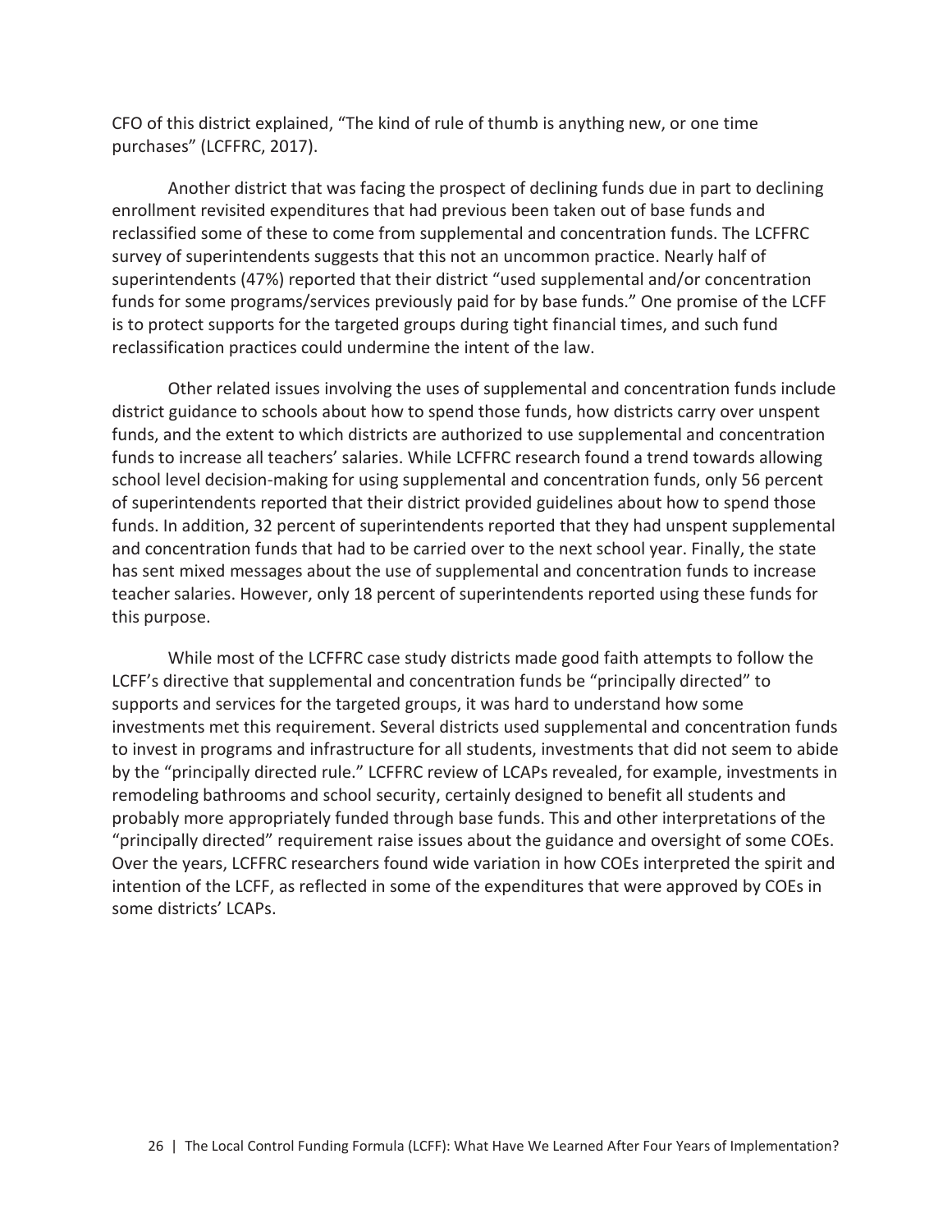CFO of this district explained, "The kind of rule of thumb is anything new, or one time purchases" (LCFFRC, 2017).

Another district that was facing the prospect of declining funds due in part to declining enrollment revisited expenditures that had previous been taken out of base funds and reclassified some of these to come from supplemental and concentration funds. The LCFFRC survey of superintendents suggests that this not an uncommon practice. Nearly half of superintendents (47%) reported that their district "used supplemental and/or concentration funds for some programs/services previously paid for by base funds." One promise of the LCFF is to protect supports for the targeted groups during tight financial times, and such fund reclassification practices could undermine the intent of the law.

Other related issues involving the uses of supplemental and concentration funds include district guidance to schools about how to spend those funds, how districts carry over unspent funds, and the extent to which districts are authorized to use supplemental and concentration funds to increase all teachers' salaries. While LCFFRC research found a trend towards allowing school level decision-making for using supplemental and concentration funds, only 56 percent of superintendents reported that their district provided guidelines about how to spend those funds. In addition, 32 percent of superintendents reported that they had unspent supplemental and concentration funds that had to be carried over to the next school year. Finally, the state has sent mixed messages about the use of supplemental and concentration funds to increase teacher salaries. However, only 18 percent of superintendents reported using these funds for this purpose.

While most of the LCFFRC case study districts made good faith attempts to follow the LCFF's directive that supplemental and concentration funds be "principally directed" to supports and services for the targeted groups, it was hard to understand how some investments met this requirement. Several districts used supplemental and concentration funds to invest in programs and infrastructure for all students, investments that did not seem to abide by the "principally directed rule." LCFFRC review of LCAPs revealed, for example, investments in remodeling bathrooms and school security, certainly designed to benefit all students and probably more appropriately funded through base funds. This and other interpretations of the "principally directed" requirement raise issues about the guidance and oversight of some COEs. Over the years, LCFFRC researchers found wide variation in how COEs interpreted the spirit and intention of the LCFF, as reflected in some of the expenditures that were approved by COEs in some districts' LCAPs.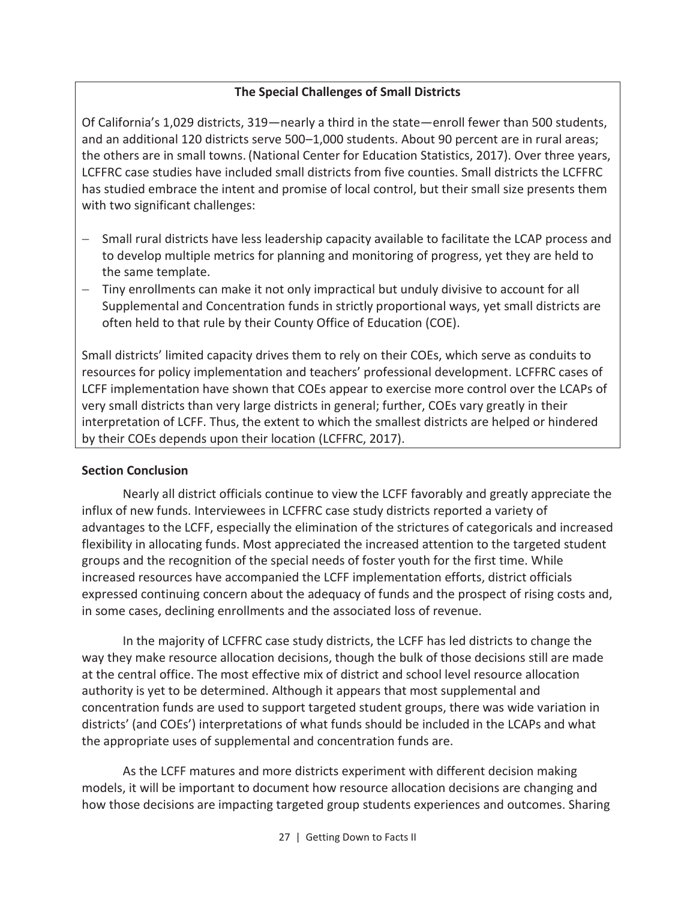**The Special Challenges of Small Districts**

Of California's 1,029 districts, 319—nearly a third in the state—enroll fewer than 500 students, and an additional 120 districts serve 500–1,000 students. About 90 percent are in rural areas; the others are in small towns. (National Center for Education Statistics, 2017). Over three years, LCFFRC case studies have included small districts from five counties. Small districts the LCFFRC has studied embrace the intent and promise of local control, but their small size presents them with two significant challenges:

- Small rural districts have less leadership capacity available to facilitate the LCAP process and to develop multiple metrics for planning and monitoring of progress, yet they are held to the same template.
- Tiny enrollments can make it not only impractical but unduly divisive to account for all Supplemental and Concentration funds in strictly proportional ways, yet small districts are often held to that rule by their County Office of Education (COE).

Small districts' limited capacity drives them to rely on their COEs, which serve as conduits to resources for policy implementation and teachers' professional development. LCFFRC cases of LCFF implementation have shown that COEs appear to exercise more control over the LCAPs of very small districts than very large districts in general; further, COEs vary greatly in their interpretation of LCFF. Thus, the extent to which the smallest districts are helped or hindered by their COEs depends upon their location (LCFFRC, 2017).

**Section Conclusion**

Nearly all district officials continue to view the LCFF favorably and greatly appreciate the influx of new funds. Interviewees in LCFFRC case study districts reported a variety of advantages to the LCFF, especially the elimination of the strictures of categoricals and increased flexibility in allocating funds. Most appreciated the increased attention to the targeted student groups and the recognition of the special needs of foster youth for the first time. While increased resources have accompanied the LCFF implementation efforts, district officials expressed continuing concern about the adequacy of funds and the prospect of rising costs and, in some cases, declining enrollments and the associated loss of revenue.

In the majority of LCFFRC case study districts, the LCFF has led districts to change the way they make resource allocation decisions, though the bulk of those decisions still are made at the central office. The most effective mix of district and school level resource allocation authority is yet to be determined. Although it appears that most supplemental and concentration funds are used to support targeted student groups, there was wide variation in districts' (and COEs') interpretations of what funds should be included in the LCAPs and what the appropriate uses of supplemental and concentration funds are.

As the LCFF matures and more districts experiment with different decision making models, it will be important to document how resource allocation decisions are changing and how those decisions are impacting targeted group students experiences and outcomes. Sharing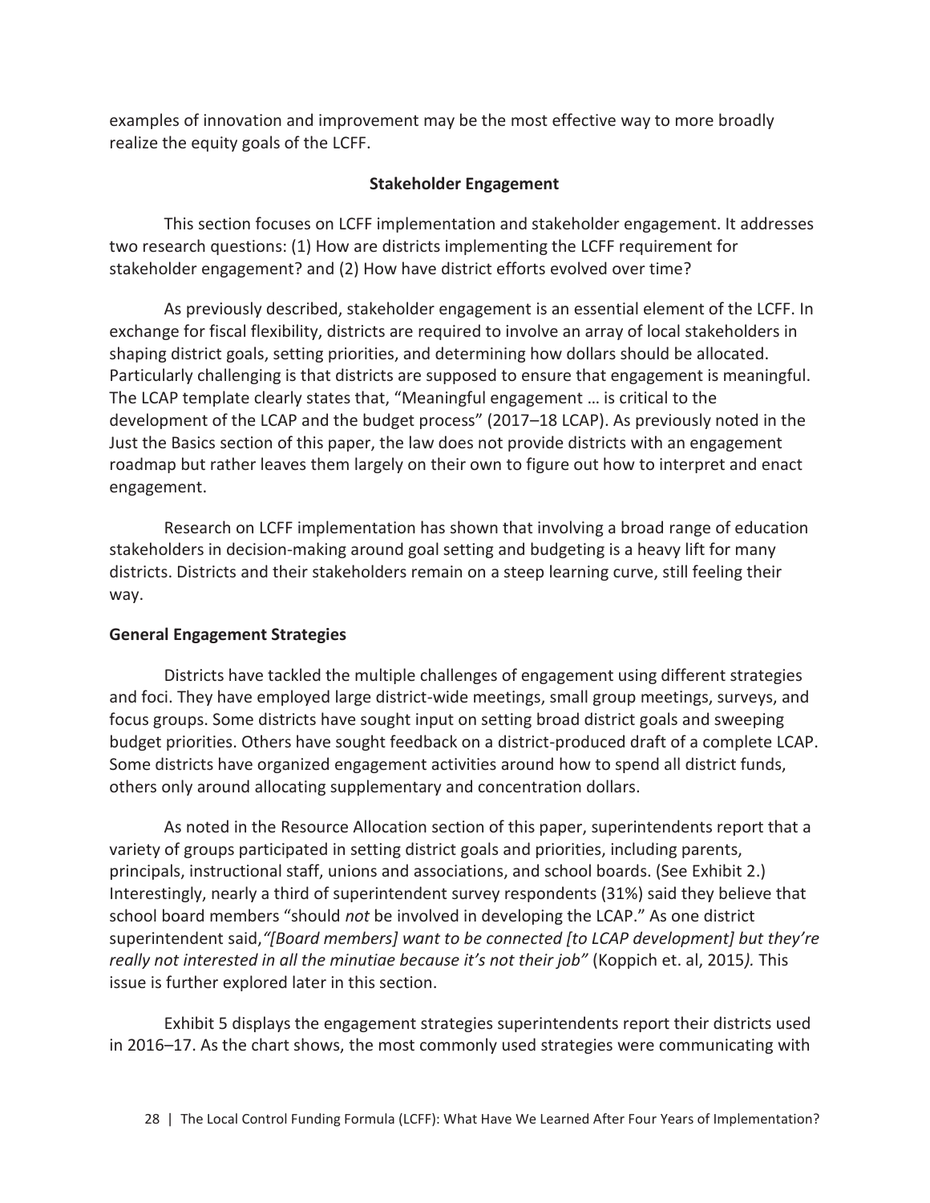examples of innovation and improvement may be the most effective way to more broadly realize the equity goals of the LCFF.

## Stakeholder Engagement

This section focuses on LCFF implementation and stakeholder engagement. It addresses two research questions: (1) How are districts implementing the LCFF requirement for stakeholder engagement? and (2) How have district efforts evolved over time?

As previously described, stakeholder engagement is an essential element of the LCFF. In exchange for fiscal flexibility, districts are required to involve an array of local stakeholders in shaping district goals, setting priorities, and determining how dollars should be allocated. Particularly challenging is that districts are supposed to ensure that engagement is meaningful. The LCAP template clearly states that, "Meaningful engagement … is critical to the development of the LCAP and the budget process" (2017–18 LCAP). As previously noted in the Just the Basics section of this paper, the law does not provide districts with an engagement roadmap but rather leaves them largely on their own to figure out how to interpret and enact engagement.

Research on LCFF implementation has shown that involving a broad range of education stakeholders in decision-making around goal setting and budgeting is a heavy lift for many districts. Districts and their stakeholders remain on a steep learning curve, still feeling their way.

### General Engagement Strategies

Districts have tackled the multiple challenges of engagement using different strategies and foci. They have employed large district-wide meetings, small group meetings, surveys, and focus groups. Some districts have sought input on setting broad district goals and sweeping budget priorities. Others have sought feedback on a district-produced draft of a complete LCAP. Some districts have organized engagement activities around how to spend all district funds, others only around allocating supplementary and concentration dollars.

As noted in the Resource Allocation section of this paper, superintendents report that a variety of groups participated in setting district goals and priorities, including parents, principals, instructional staff, unions and associations, and school boards. (See Exhibit 2.) Interestingly, nearly a third of superintendent survey respondents (31%) said they believe that school board members "should *not* be involved in developing the LCAP." As one district superintendent said,*"[Board members] want to be connected [to LCAP development] but they're really not interested in all the minutiae because it's not their job"* (Koppich et. al, 2015*).* This issue is further explored later in this section.

Exhibit 5 displays the engagement strategies superintendents report their districts used in 2016–17. As the chart shows, the most commonly used strategies were communicating with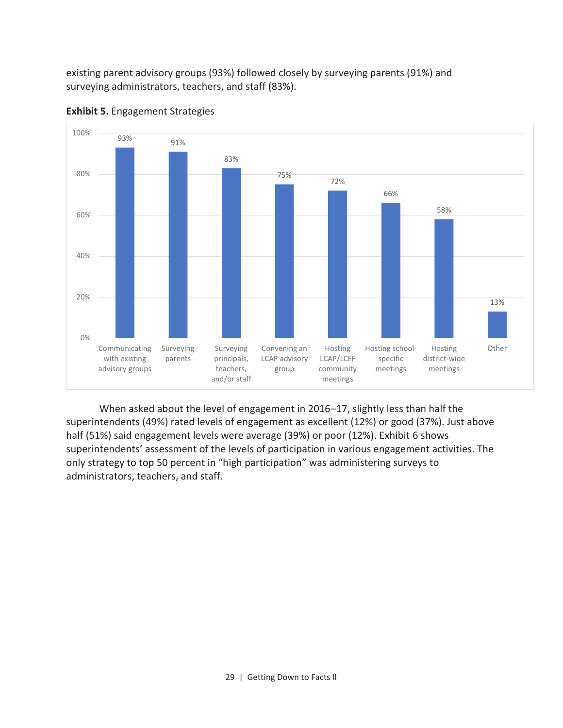existing parent advisory groups (93%) followed closely by surveying parents (91%) and surveying administrators, teachers, and staff (83%).

**Exhibit 5.** Engagement Strategies

| Strategy | Percent |
|---|---|
| Communicating with existing advisory groups | 93% |
| Surveying parents | 91% |
| Surveying principals, teachers, and/or staff | 83% |
| Convening an LCAP advisory group | 75% |
| Hosting LCAP/LCFF community meetings | 72% |
| Hosting school-specific meetings | 66% |
| Hosting district-wide meetings | 58% |
| Other | 13% |

When asked about the level of engagement in 2016–17, slightly less than half the superintendents (49%) rated levels of engagement as excellent (12%) or good (37%). Just above half (51%) said engagement levels were average (39%) or poor (12%). Exhibit 6 shows superintendents' assessment of the levels of participation in various engagement activities. The only strategy to top 50 percent in "high participation" was administering surveys to administrators, teachers, and staff.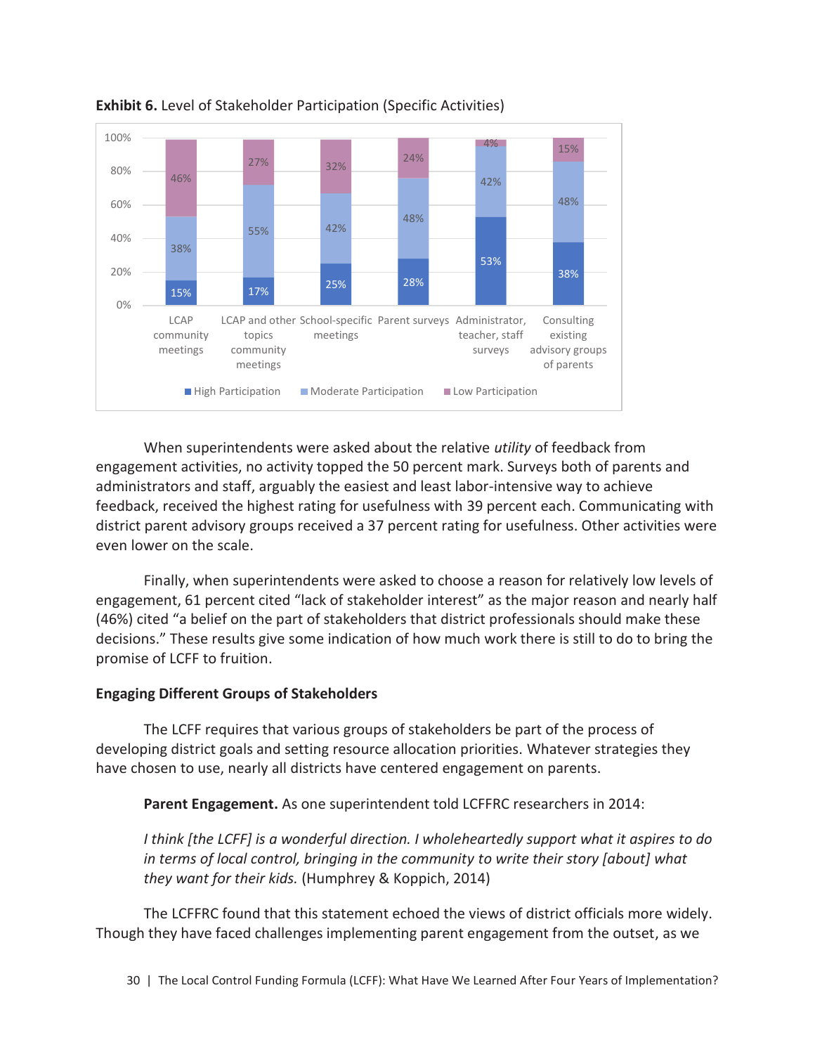**Exhibit 6.** Level of Stakeholder Participation (Specific Activities)

| | High Participation | Moderate Participation | Low Participation |
|---|---|---|---|
| LCAP community meetings | 15% | 38% | 46% |
| LCAP and other topics community meetings | 17% | 55% | 27% |
| School-specific meetings | 25% | 42% | 32% |
| Parent surveys | 28% | 48% | 24% |
| Administrator, teacher, staff surveys | 53% | 42% | 4% |
| Consulting existing advisory groups of parents | 38% | 48% | 15% |

When superintendents were asked about the relative *utility* of feedback from engagement activities, no activity topped the 50 percent mark. Surveys both of parents and administrators and staff, arguably the easiest and least labor-intensive way to achieve feedback, received the highest rating for usefulness with 39 percent each. Communicating with district parent advisory groups received a 37 percent rating for usefulness. Other activities were even lower on the scale.

Finally, when superintendents were asked to choose a reason for relatively low levels of engagement, 61 percent cited "lack of stakeholder interest" as the major reason and nearly half (46%) cited "a belief on the part of stakeholders that district professionals should make these decisions." These results give some indication of how much work there is still to do to bring the promise of LCFF to fruition.

### Engaging Different Groups of Stakeholders

The LCFF requires that various groups of stakeholders be part of the process of developing district goals and setting resource allocation priorities. Whatever strategies they have chosen to use, nearly all districts have centered engagement on parents.

**Parent Engagement.** As one superintendent told LCFFRC researchers in 2014:

> *I think [the LCFF] is a wonderful direction. I wholeheartedly support what it aspires to do in terms of local control, bringing in the community to write their story [about] what they want for their kids.* (Humphrey & Koppich, 2014)

The LCFFRC found that this statement echoed the views of district officials more widely. Though they have faced challenges implementing parent engagement from the outset, as we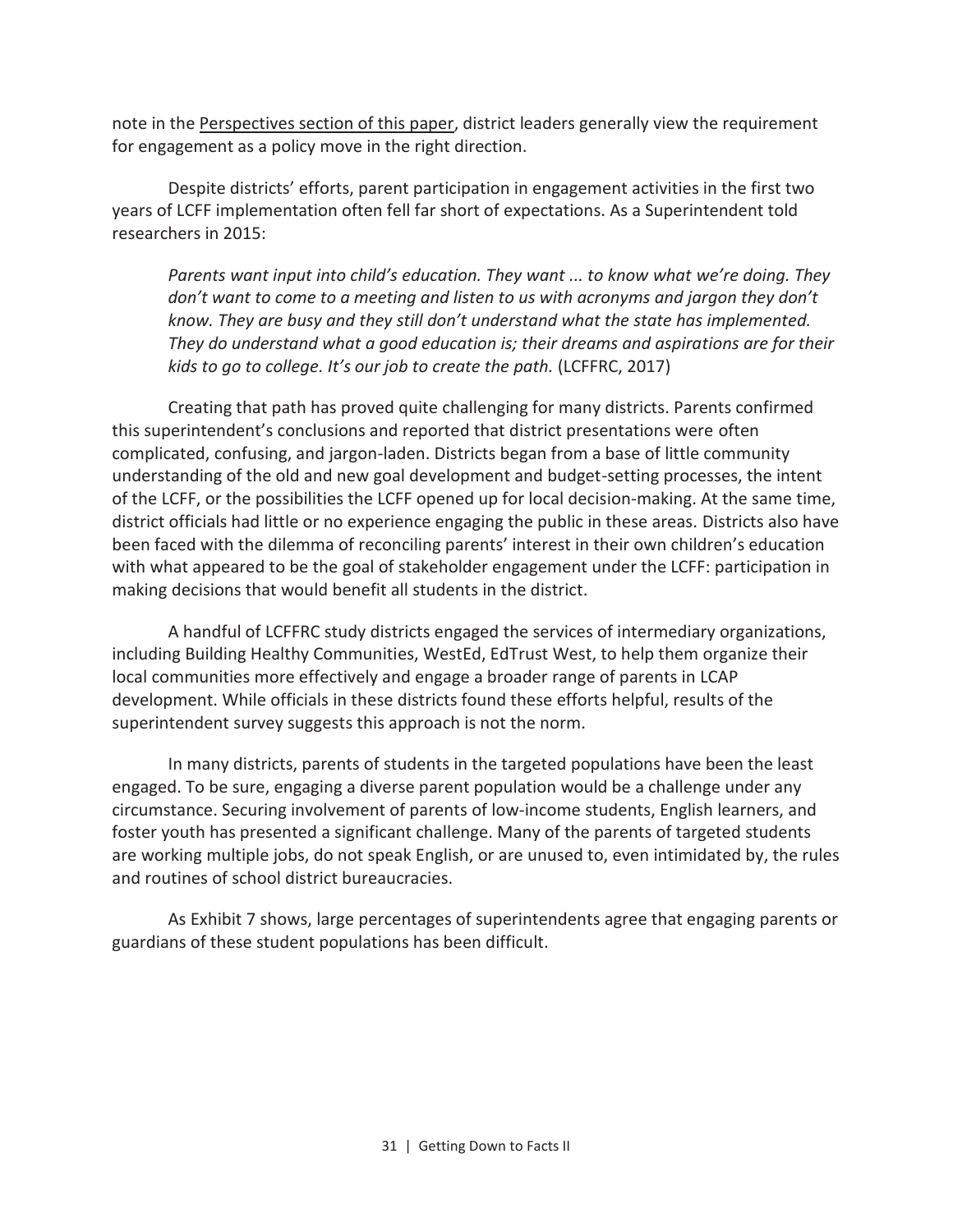note in the Perspectives section of this paper, district leaders generally view the requirement for engagement as a policy move in the right direction.

Despite districts' efforts, parent participation in engagement activities in the first two years of LCFF implementation often fell far short of expectations. As a Superintendent told researchers in 2015:

> *Parents want input into child's education. They want ... to know what we're doing. They don't want to come to a meeting and listen to us with acronyms and jargon they don't know. They are busy and they still don't understand what the state has implemented. They do understand what a good education is; their dreams and aspirations are for their kids to go to college. It's our job to create the path.* (LCFFRC, 2017)

Creating that path has proved quite challenging for many districts. Parents confirmed this superintendent's conclusions and reported that district presentations were often complicated, confusing, and jargon-laden. Districts began from a base of little community understanding of the old and new goal development and budget-setting processes, the intent of the LCFF, or the possibilities the LCFF opened up for local decision-making. At the same time, district officials had little or no experience engaging the public in these areas. Districts also have been faced with the dilemma of reconciling parents' interest in their own children's education with what appeared to be the goal of stakeholder engagement under the LCFF: participation in making decisions that would benefit all students in the district.

A handful of LCFFRC study districts engaged the services of intermediary organizations, including Building Healthy Communities, WestEd, EdTrust West, to help them organize their local communities more effectively and engage a broader range of parents in LCAP development. While officials in these districts found these efforts helpful, results of the superintendent survey suggests this approach is not the norm.

In many districts, parents of students in the targeted populations have been the least engaged. To be sure, engaging a diverse parent population would be a challenge under any circumstance. Securing involvement of parents of low-income students, English learners, and foster youth has presented a significant challenge. Many of the parents of targeted students are working multiple jobs, do not speak English, or are unused to, even intimidated by, the rules and routines of school district bureaucracies.

As Exhibit 7 shows, large percentages of superintendents agree that engaging parents or guardians of these student populations has been difficult.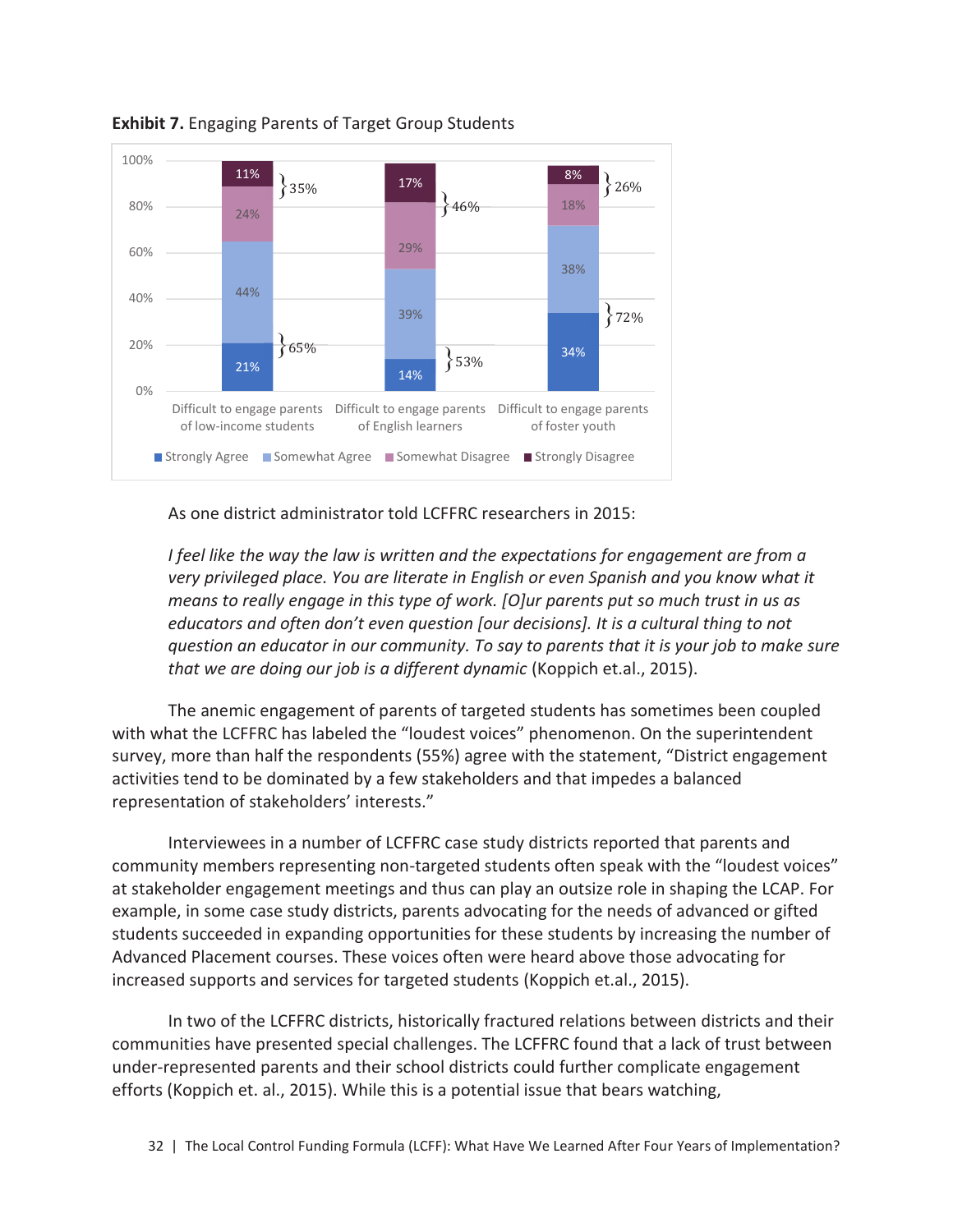**Exhibit 7.** Engaging Parents of Target Group Students

| | Strongly Agree | Somewhat Agree | Somewhat Disagree | Strongly Disagree | Agree (total) | Disagree (total) |
|---|---|---|---|---|---|---|
| Difficult to engage parents of low-income students | 21% | 44% | 24% | 11% | 65% | 35% |
| Difficult to engage parents of English learners | 14% | 39% | 29% | 17% | 53% | 46% |
| Difficult to engage parents of foster youth | 34% | 38% | 18% | 8% | 72% | 26% |

As one district administrator told LCFFRC researchers in 2015:

> *I feel like the way the law is written and the expectations for engagement are from a very privileged place. You are literate in English or even Spanish and you know what it means to really engage in this type of work. [O]ur parents put so much trust in us as educators and often don't even question [our decisions]. It is a cultural thing to not question an educator in our community. To say to parents that it is your job to make sure that we are doing our job is a different dynamic* (Koppich et.al., 2015).

The anemic engagement of parents of targeted students has sometimes been coupled with what the LCFFRC has labeled the "loudest voices" phenomenon. On the superintendent survey, more than half the respondents (55%) agree with the statement, "District engagement activities tend to be dominated by a few stakeholders and that impedes a balanced representation of stakeholders' interests."

Interviewees in a number of LCFFRC case study districts reported that parents and community members representing non-targeted students often speak with the "loudest voices" at stakeholder engagement meetings and thus can play an outsize role in shaping the LCAP. For example, in some case study districts, parents advocating for the needs of advanced or gifted students succeeded in expanding opportunities for these students by increasing the number of Advanced Placement courses. These voices often were heard above those advocating for increased supports and services for targeted students (Koppich et.al., 2015).

In two of the LCFFRC districts, historically fractured relations between districts and their communities have presented special challenges. The LCFFRC found that a lack of trust between under-represented parents and their school districts could further complicate engagement efforts (Koppich et. al., 2015). While this is a potential issue that bears watching,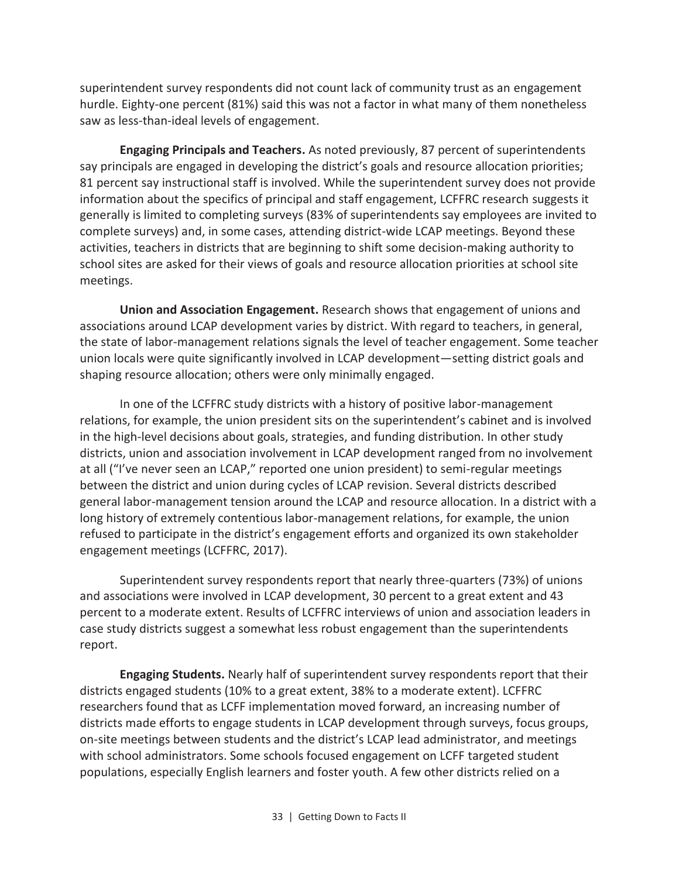superintendent survey respondents did not count lack of community trust as an engagement hurdle. Eighty-one percent (81%) said this was not a factor in what many of them nonetheless saw as less-than-ideal levels of engagement.

**Engaging Principals and Teachers.** As noted previously, 87 percent of superintendents say principals are engaged in developing the district's goals and resource allocation priorities; 81 percent say instructional staff is involved. While the superintendent survey does not provide information about the specifics of principal and staff engagement, LCFFRC research suggests it generally is limited to completing surveys (83% of superintendents say employees are invited to complete surveys) and, in some cases, attending district-wide LCAP meetings. Beyond these activities, teachers in districts that are beginning to shift some decision-making authority to school sites are asked for their views of goals and resource allocation priorities at school site meetings.

**Union and Association Engagement.** Research shows that engagement of unions and associations around LCAP development varies by district. With regard to teachers, in general, the state of labor-management relations signals the level of teacher engagement. Some teacher union locals were quite significantly involved in LCAP development—setting district goals and shaping resource allocation; others were only minimally engaged.

In one of the LCFFRC study districts with a history of positive labor-management relations, for example, the union president sits on the superintendent's cabinet and is involved in the high-level decisions about goals, strategies, and funding distribution. In other study districts, union and association involvement in LCAP development ranged from no involvement at all ("I've never seen an LCAP," reported one union president) to semi-regular meetings between the district and union during cycles of LCAP revision. Several districts described general labor-management tension around the LCAP and resource allocation. In a district with a long history of extremely contentious labor-management relations, for example, the union refused to participate in the district's engagement efforts and organized its own stakeholder engagement meetings (LCFFRC, 2017).

Superintendent survey respondents report that nearly three-quarters (73%) of unions and associations were involved in LCAP development, 30 percent to a great extent and 43 percent to a moderate extent. Results of LCFFRC interviews of union and association leaders in case study districts suggest a somewhat less robust engagement than the superintendents report.

**Engaging Students.** Nearly half of superintendent survey respondents report that their districts engaged students (10% to a great extent, 38% to a moderate extent). LCFFRC researchers found that as LCFF implementation moved forward, an increasing number of districts made efforts to engage students in LCAP development through surveys, focus groups, on-site meetings between students and the district's LCAP lead administrator, and meetings with school administrators. Some schools focused engagement on LCFF targeted student populations, especially English learners and foster youth. A few other districts relied on a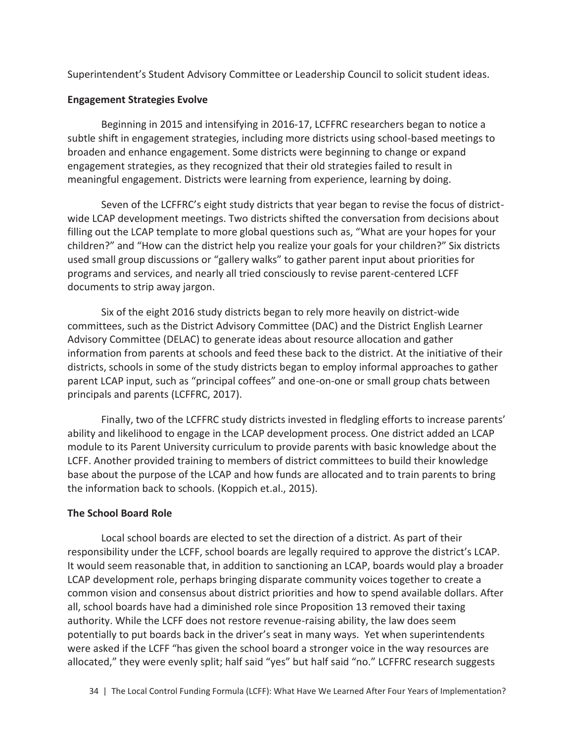Superintendent's Student Advisory Committee or Leadership Council to solicit student ideas.

### Engagement Strategies Evolve

Beginning in 2015 and intensifying in 2016-17, LCFFRC researchers began to notice a subtle shift in engagement strategies, including more districts using school-based meetings to broaden and enhance engagement. Some districts were beginning to change or expand engagement strategies, as they recognized that their old strategies failed to result in meaningful engagement. Districts were learning from experience, learning by doing.

Seven of the LCFFRC's eight study districts that year began to revise the focus of district-wide LCAP development meetings. Two districts shifted the conversation from decisions about filling out the LCAP template to more global questions such as, "What are your hopes for your children?" and "How can the district help you realize your goals for your children?" Six districts used small group discussions or "gallery walks" to gather parent input about priorities for programs and services, and nearly all tried consciously to revise parent-centered LCFF documents to strip away jargon.

Six of the eight 2016 study districts began to rely more heavily on district-wide committees, such as the District Advisory Committee (DAC) and the District English Learner Advisory Committee (DELAC) to generate ideas about resource allocation and gather information from parents at schools and feed these back to the district. At the initiative of their districts, schools in some of the study districts began to employ informal approaches to gather parent LCAP input, such as "principal coffees" and one-on-one or small group chats between principals and parents (LCFFRC, 2017).

Finally, two of the LCFFRC study districts invested in fledgling efforts to increase parents' ability and likelihood to engage in the LCAP development process. One district added an LCAP module to its Parent University curriculum to provide parents with basic knowledge about the LCFF. Another provided training to members of district committees to build their knowledge base about the purpose of the LCAP and how funds are allocated and to train parents to bring the information back to schools. (Koppich et.al., 2015).

### The School Board Role

Local school boards are elected to set the direction of a district. As part of their responsibility under the LCFF, school boards are legally required to approve the district's LCAP. It would seem reasonable that, in addition to sanctioning an LCAP, boards would play a broader LCAP development role, perhaps bringing disparate community voices together to create a common vision and consensus about district priorities and how to spend available dollars. After all, school boards have had a diminished role since Proposition 13 removed their taxing authority. While the LCFF does not restore revenue-raising ability, the law does seem potentially to put boards back in the driver's seat in many ways. Yet when superintendents were asked if the LCFF "has given the school board a stronger voice in the way resources are allocated," they were evenly split; half said "yes" but half said "no." LCFFRC research suggests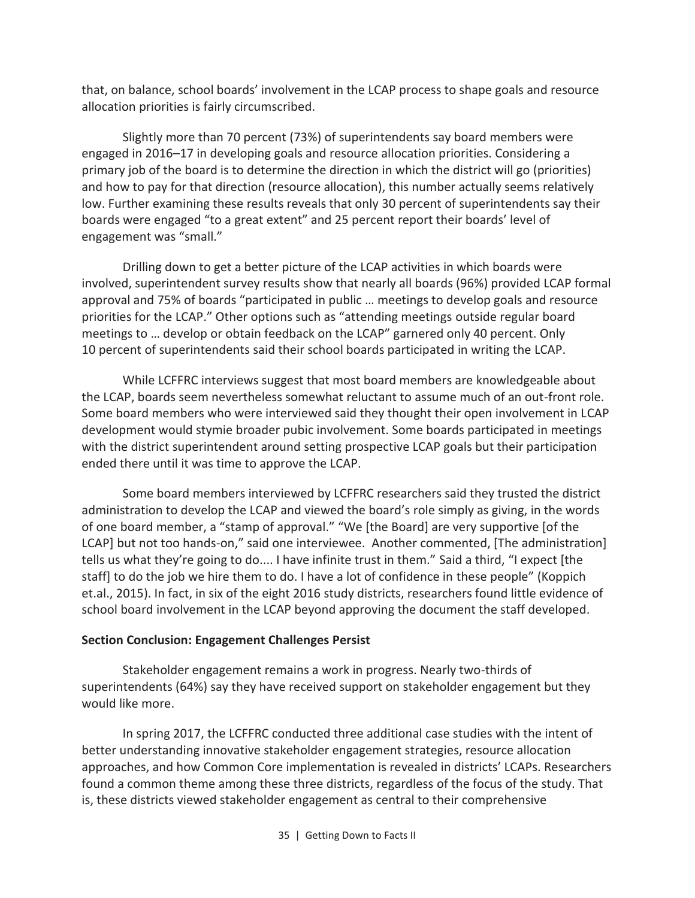that, on balance, school boards' involvement in the LCAP process to shape goals and resource allocation priorities is fairly circumscribed.

Slightly more than 70 percent (73%) of superintendents say board members were engaged in 2016–17 in developing goals and resource allocation priorities. Considering a primary job of the board is to determine the direction in which the district will go (priorities) and how to pay for that direction (resource allocation), this number actually seems relatively low. Further examining these results reveals that only 30 percent of superintendents say their boards were engaged "to a great extent" and 25 percent report their boards' level of engagement was "small."

Drilling down to get a better picture of the LCAP activities in which boards were involved, superintendent survey results show that nearly all boards (96%) provided LCAP formal approval and 75% of boards "participated in public … meetings to develop goals and resource priorities for the LCAP." Other options such as "attending meetings outside regular board meetings to … develop or obtain feedback on the LCAP" garnered only 40 percent. Only 10 percent of superintendents said their school boards participated in writing the LCAP.

While LCFFRC interviews suggest that most board members are knowledgeable about the LCAP, boards seem nevertheless somewhat reluctant to assume much of an out-front role. Some board members who were interviewed said they thought their open involvement in LCAP development would stymie broader pubic involvement. Some boards participated in meetings with the district superintendent around setting prospective LCAP goals but their participation ended there until it was time to approve the LCAP.

Some board members interviewed by LCFFRC researchers said they trusted the district administration to develop the LCAP and viewed the board's role simply as giving, in the words of one board member, a "stamp of approval." "We [the Board] are very supportive [of the LCAP] but not too hands-on," said one interviewee. Another commented, [The administration] tells us what they're going to do.... I have infinite trust in them." Said a third, "I expect [the staff] to do the job we hire them to do. I have a lot of confidence in these people" (Koppich et.al., 2015). In fact, in six of the eight 2016 study districts, researchers found little evidence of school board involvement in the LCAP beyond approving the document the staff developed.

**Section Conclusion: Engagement Challenges Persist**

Stakeholder engagement remains a work in progress. Nearly two-thirds of superintendents (64%) say they have received support on stakeholder engagement but they would like more.

In spring 2017, the LCFFRC conducted three additional case studies with the intent of better understanding innovative stakeholder engagement strategies, resource allocation approaches, and how Common Core implementation is revealed in districts' LCAPs. Researchers found a common theme among these three districts, regardless of the focus of the study. That is, these districts viewed stakeholder engagement as central to their comprehensive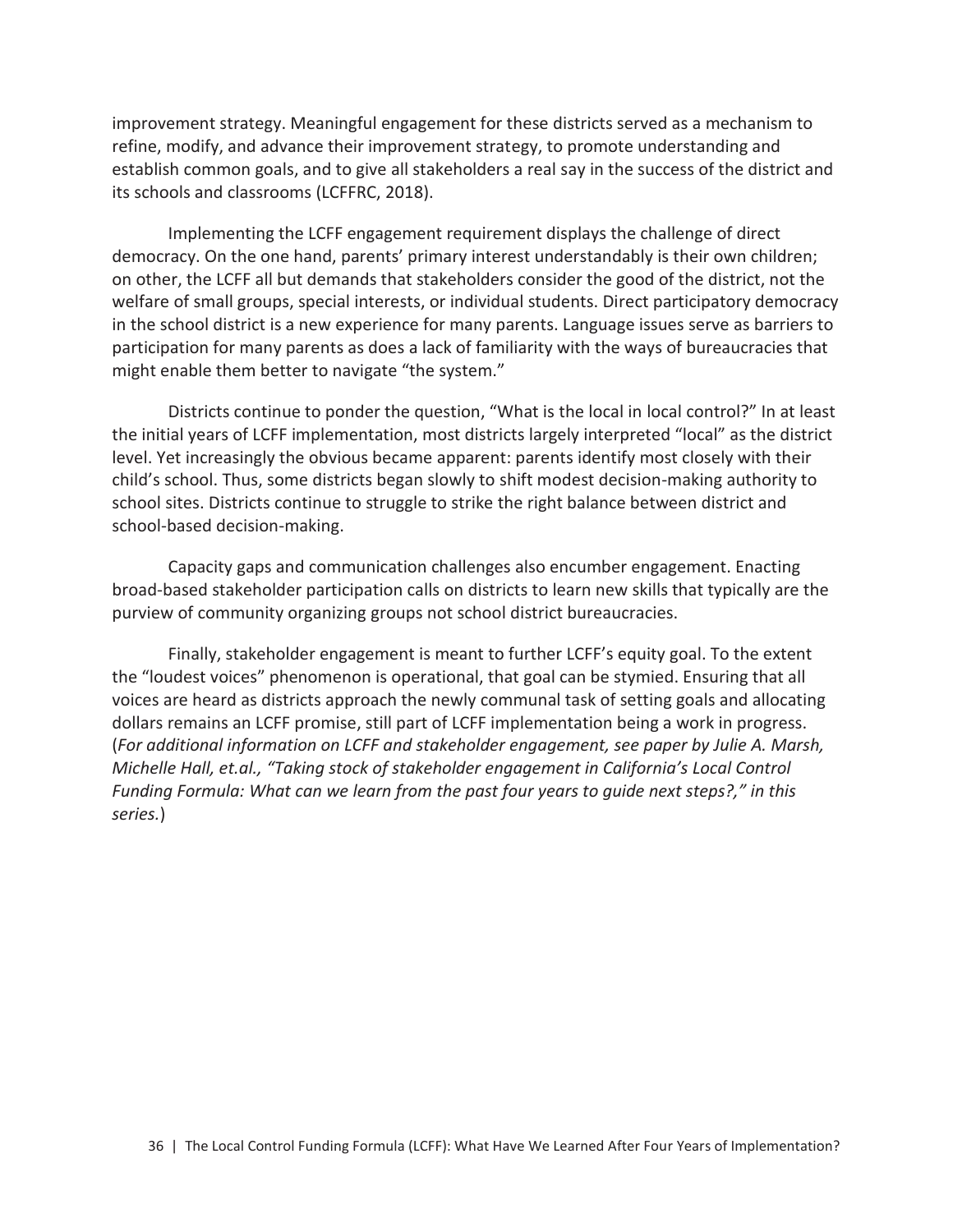improvement strategy. Meaningful engagement for these districts served as a mechanism to refine, modify, and advance their improvement strategy, to promote understanding and establish common goals, and to give all stakeholders a real say in the success of the district and its schools and classrooms (LCFFRC, 2018).

Implementing the LCFF engagement requirement displays the challenge of direct democracy. On the one hand, parents' primary interest understandably is their own children; on other, the LCFF all but demands that stakeholders consider the good of the district, not the welfare of small groups, special interests, or individual students. Direct participatory democracy in the school district is a new experience for many parents. Language issues serve as barriers to participation for many parents as does a lack of familiarity with the ways of bureaucracies that might enable them better to navigate "the system."

Districts continue to ponder the question, "What is the local in local control?" In at least the initial years of LCFF implementation, most districts largely interpreted "local" as the district level. Yet increasingly the obvious became apparent: parents identify most closely with their child's school. Thus, some districts began slowly to shift modest decision-making authority to school sites. Districts continue to struggle to strike the right balance between district and school-based decision-making.

Capacity gaps and communication challenges also encumber engagement. Enacting broad-based stakeholder participation calls on districts to learn new skills that typically are the purview of community organizing groups not school district bureaucracies.

Finally, stakeholder engagement is meant to further LCFF's equity goal. To the extent the "loudest voices" phenomenon is operational, that goal can be stymied. Ensuring that all voices are heard as districts approach the newly communal task of setting goals and allocating dollars remains an LCFF promise, still part of LCFF implementation being a work in progress. (*For additional information on LCFF and stakeholder engagement, see paper by Julie A. Marsh, Michelle Hall, et.al., "Taking stock of stakeholder engagement in California's Local Control Funding Formula: What can we learn from the past four years to guide next steps?," in this series.*)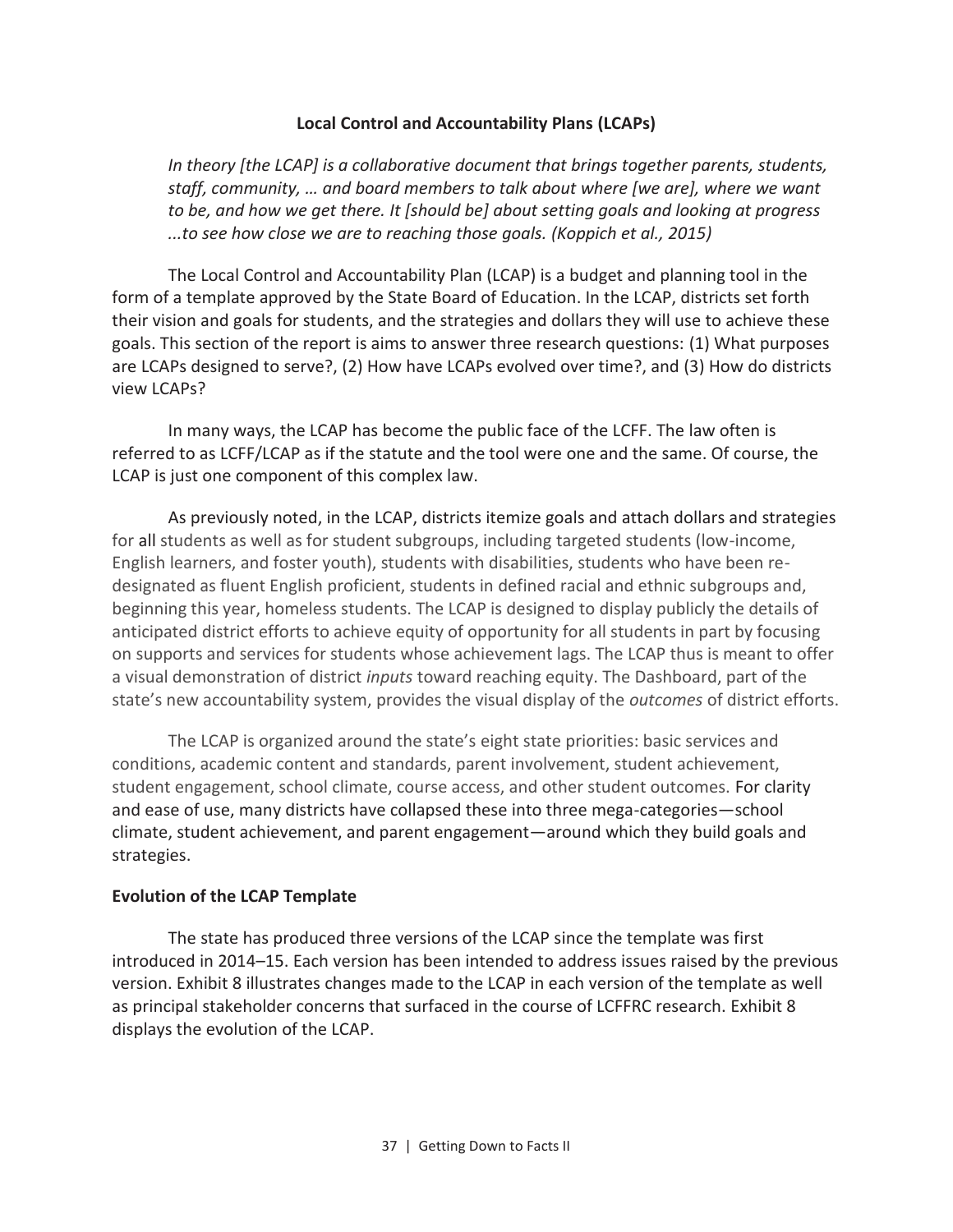## Local Control and Accountability Plans (LCAPs)

> *In theory [the LCAP] is a collaborative document that brings together parents, students, staff, community, … and board members to talk about where [we are], where we want to be, and how we get there. It [should be] about setting goals and looking at progress ...to see how close we are to reaching those goals. (Koppich et al., 2015)*

The Local Control and Accountability Plan (LCAP) is a budget and planning tool in the form of a template approved by the State Board of Education. In the LCAP, districts set forth their vision and goals for students, and the strategies and dollars they will use to achieve these goals. This section of the report is aims to answer three research questions: (1) What purposes are LCAPs designed to serve?, (2) How have LCAPs evolved over time?, and (3) How do districts view LCAPs?

In many ways, the LCAP has become the public face of the LCFF. The law often is referred to as LCFF/LCAP as if the statute and the tool were one and the same. Of course, the LCAP is just one component of this complex law.

As previously noted, in the LCAP, districts itemize goals and attach dollars and strategies for all students as well as for student subgroups, including targeted students (low-income, English learners, and foster youth), students with disabilities, students who have been re-designated as fluent English proficient, students in defined racial and ethnic subgroups and, beginning this year, homeless students. The LCAP is designed to display publicly the details of anticipated district efforts to achieve equity of opportunity for all students in part by focusing on supports and services for students whose achievement lags. The LCAP thus is meant to offer a visual demonstration of district *inputs* toward reaching equity. The Dashboard, part of the state's new accountability system, provides the visual display of the *outcomes* of district efforts.

The LCAP is organized around the state's eight state priorities: basic services and conditions, academic content and standards, parent involvement, student achievement, student engagement, school climate, course access, and other student outcomes. For clarity and ease of use, many districts have collapsed these into three mega-categories—school climate, student achievement, and parent engagement—around which they build goals and strategies.

### Evolution of the LCAP Template

The state has produced three versions of the LCAP since the template was first introduced in 2014–15. Each version has been intended to address issues raised by the previous version. Exhibit 8 illustrates changes made to the LCAP in each version of the template as well as principal stakeholder concerns that surfaced in the course of LCFFRC research. Exhibit 8 displays the evolution of the LCAP.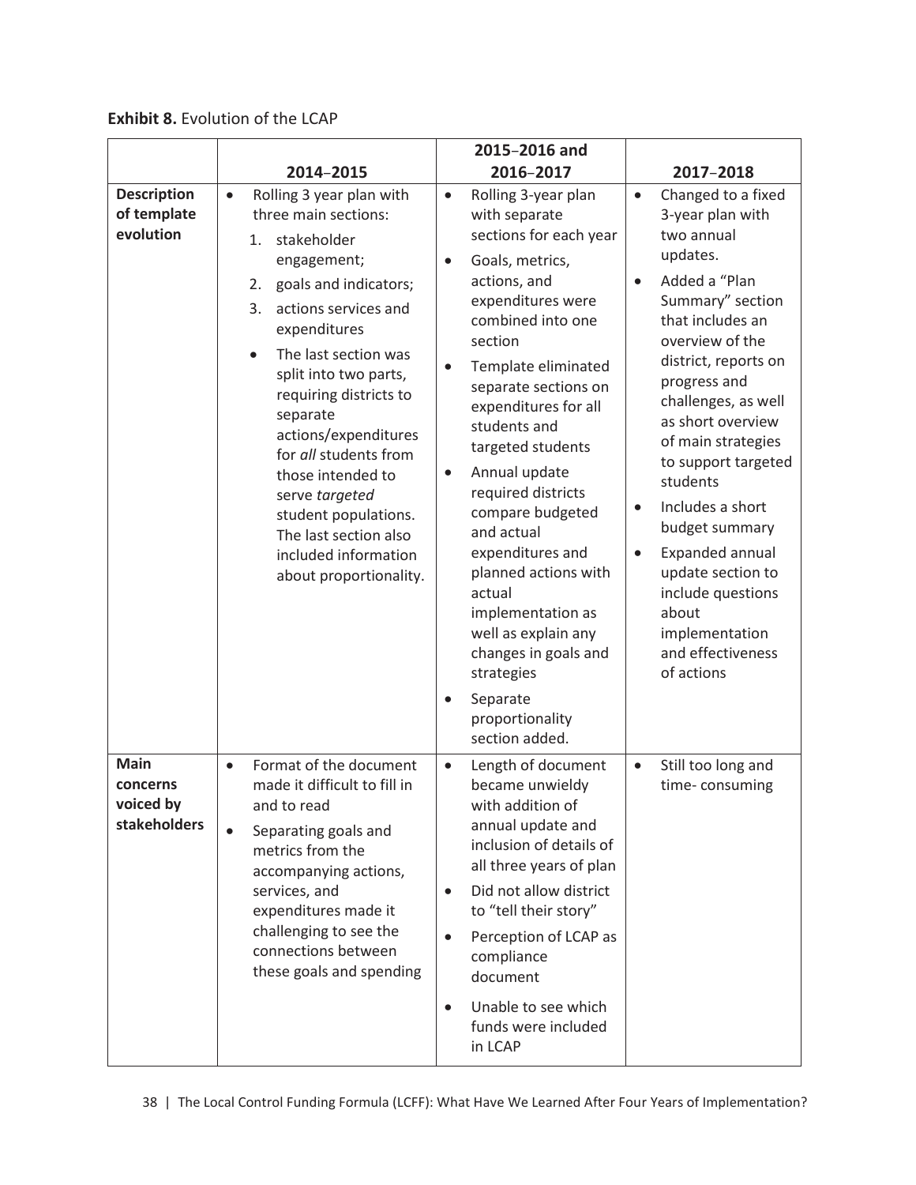**Exhibit 8.** Evolution of the LCAP

| | 2014–2015 | 2015–2016 and 2016–2017 | 2017–2018 |
|---|---|---|---|
| **Description of template evolution** | • Rolling 3 year plan with three main sections:<br>1. stakeholder engagement;<br>2. goals and indicators;<br>3. actions services and expenditures<br>• The last section was split into two parts, requiring districts to separate actions/expenditures for *all* students from those intended to serve *targeted* student populations. The last section also included information about proportionality. | • Rolling 3-year plan with separate sections for each year<br>• Goals, metrics, actions, and expenditures were combined into one section<br>• Template eliminated separate sections on expenditures for all students and targeted students<br>• Annual update required districts compare budgeted and actual expenditures and planned actions with actual implementation as well as explain any changes in goals and strategies<br>• Separate proportionality section added. | • Changed to a fixed 3-year plan with two annual updates.<br>• Added a "Plan Summary" section that includes an overview of the district, reports on progress and challenges, as well as short overview of main strategies to support targeted students<br>• Includes a short budget summary<br>• Expanded annual update section to include questions about implementation and effectiveness of actions |
| **Main concerns voiced by stakeholders** | • Format of the document made it difficult to fill in and to read<br>• Separating goals and metrics from the accompanying actions, services, and expenditures made it challenging to see the connections between these goals and spending | • Length of document became unwieldy with addition of annual update and inclusion of details of all three years of plan<br>• Did not allow district to "tell their story"<br>• Perception of LCAP as compliance document<br>• Unable to see which funds were included in LCAP | • Still too long and time- consuming |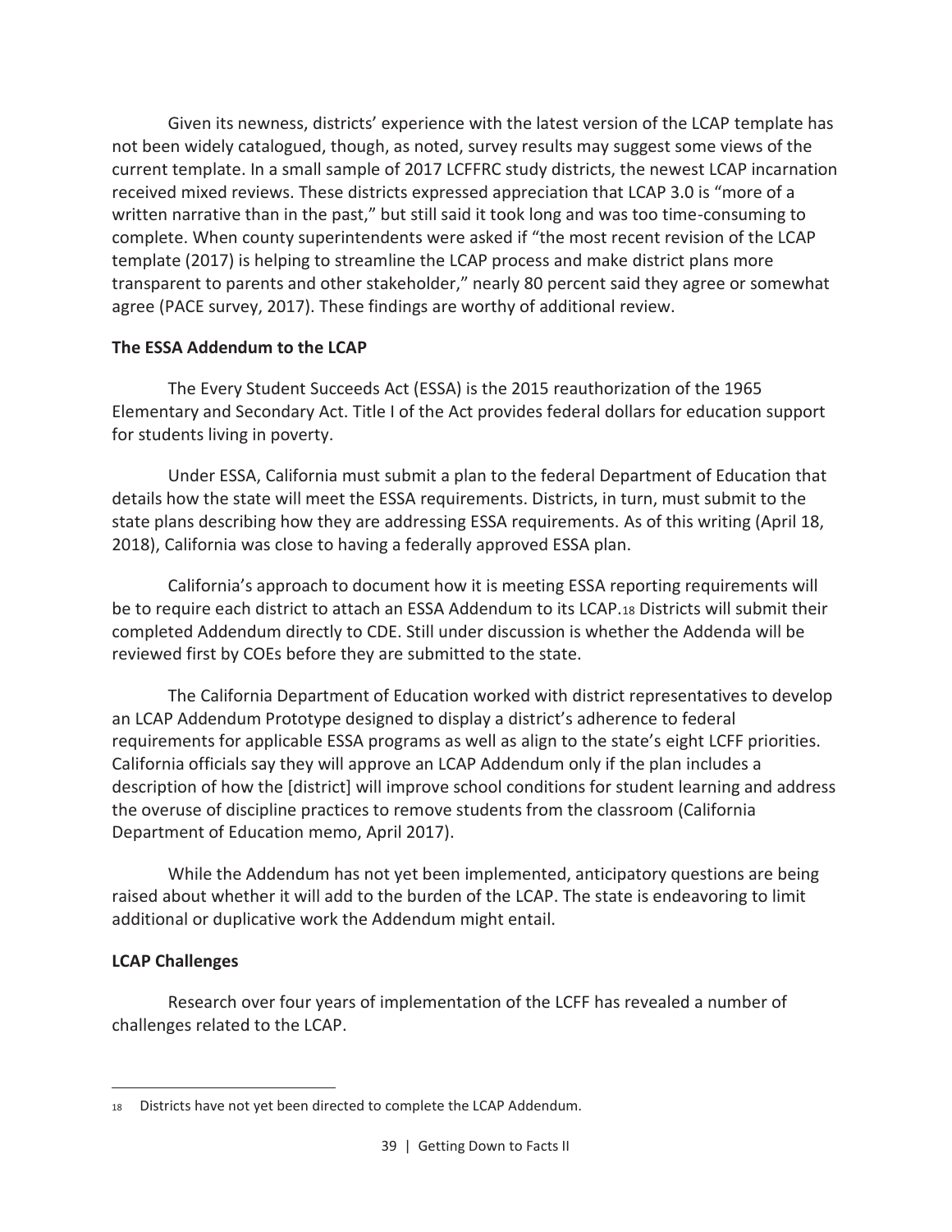Given its newness, districts' experience with the latest version of the LCAP template has not been widely catalogued, though, as noted, survey results may suggest some views of the current template. In a small sample of 2017 LCFFRC study districts, the newest LCAP incarnation received mixed reviews. These districts expressed appreciation that LCAP 3.0 is "more of a written narrative than in the past," but still said it took long and was too time-consuming to complete. When county superintendents were asked if "the most recent revision of the LCAP template (2017) is helping to streamline the LCAP process and make district plans more transparent to parents and other stakeholder," nearly 80 percent said they agree or somewhat agree (PACE survey, 2017). These findings are worthy of additional review.

**The ESSA Addendum to the LCAP**

The Every Student Succeeds Act (ESSA) is the 2015 reauthorization of the 1965 Elementary and Secondary Act. Title I of the Act provides federal dollars for education support for students living in poverty.

Under ESSA, California must submit a plan to the federal Department of Education that details how the state will meet the ESSA requirements. Districts, in turn, must submit to the state plans describing how they are addressing ESSA requirements. As of this writing (April 18, 2018), California was close to having a federally approved ESSA plan.

California's approach to document how it is meeting ESSA reporting requirements will be to require each district to attach an ESSA Addendum to its LCAP.[18] Districts will submit their completed Addendum directly to CDE. Still under discussion is whether the Addenda will be reviewed first by COEs before they are submitted to the state.

The California Department of Education worked with district representatives to develop an LCAP Addendum Prototype designed to display a district's adherence to federal requirements for applicable ESSA programs as well as align to the state's eight LCFF priorities. California officials say they will approve an LCAP Addendum only if the plan includes a description of how the [district] will improve school conditions for student learning and address the overuse of discipline practices to remove students from the classroom (California Department of Education memo, April 2017).

While the Addendum has not yet been implemented, anticipatory questions are being raised about whether it will add to the burden of the LCAP. The state is endeavoring to limit additional or duplicative work the Addendum might entail.

**LCAP Challenges**

Research over four years of implementation of the LCFF has revealed a number of challenges related to the LCAP.

[18] Districts have not yet been directed to complete the LCAP Addendum.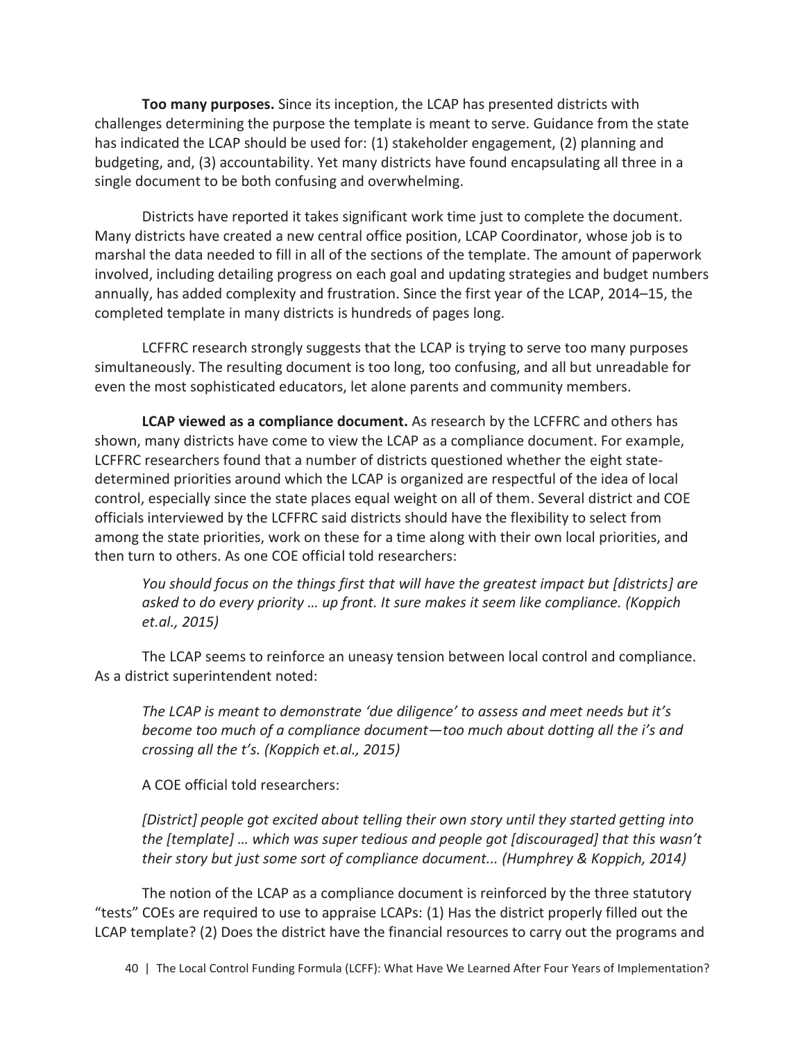**Too many purposes.** Since its inception, the LCAP has presented districts with challenges determining the purpose the template is meant to serve. Guidance from the state has indicated the LCAP should be used for: (1) stakeholder engagement, (2) planning and budgeting, and, (3) accountability. Yet many districts have found encapsulating all three in a single document to be both confusing and overwhelming.

Districts have reported it takes significant work time just to complete the document. Many districts have created a new central office position, LCAP Coordinator, whose job is to marshal the data needed to fill in all of the sections of the template. The amount of paperwork involved, including detailing progress on each goal and updating strategies and budget numbers annually, has added complexity and frustration. Since the first year of the LCAP, 2014–15, the completed template in many districts is hundreds of pages long.

LCFFRC research strongly suggests that the LCAP is trying to serve too many purposes simultaneously. The resulting document is too long, too confusing, and all but unreadable for even the most sophisticated educators, let alone parents and community members.

**LCAP viewed as a compliance document.** As research by the LCFFRC and others has shown, many districts have come to view the LCAP as a compliance document. For example, LCFFRC researchers found that a number of districts questioned whether the eight state-determined priorities around which the LCAP is organized are respectful of the idea of local control, especially since the state places equal weight on all of them. Several district and COE officials interviewed by the LCFFRC said districts should have the flexibility to select from among the state priorities, work on these for a time along with their own local priorities, and then turn to others. As one COE official told researchers:

> *You should focus on the things first that will have the greatest impact but [districts] are asked to do every priority … up front. It sure makes it seem like compliance. (Koppich et.al., 2015)*

The LCAP seems to reinforce an uneasy tension between local control and compliance. As a district superintendent noted:

> *The LCAP is meant to demonstrate 'due diligence' to assess and meet needs but it's become too much of a compliance document—too much about dotting all the i's and crossing all the t's. (Koppich et.al., 2015)*

A COE official told researchers:

> *[District] people got excited about telling their own story until they started getting into the [template] … which was super tedious and people got [discouraged] that this wasn't their story but just some sort of compliance document... (Humphrey & Koppich, 2014)*

The notion of the LCAP as a compliance document is reinforced by the three statutory "tests" COEs are required to use to appraise LCAPs: (1) Has the district properly filled out the LCAP template? (2) Does the district have the financial resources to carry out the programs and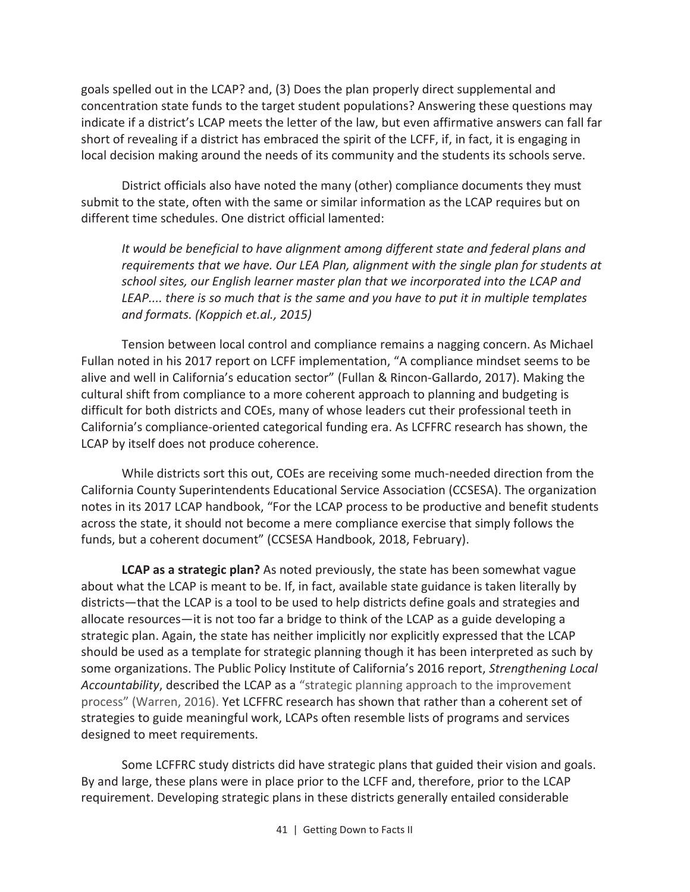goals spelled out in the LCAP? and, (3) Does the plan properly direct supplemental and concentration state funds to the target student populations? Answering these questions may indicate if a district's LCAP meets the letter of the law, but even affirmative answers can fall far short of revealing if a district has embraced the spirit of the LCFF, if, in fact, it is engaging in local decision making around the needs of its community and the students its schools serve.

District officials also have noted the many (other) compliance documents they must submit to the state, often with the same or similar information as the LCAP requires but on different time schedules. One district official lamented:

> *It would be beneficial to have alignment among different state and federal plans and requirements that we have. Our LEA Plan, alignment with the single plan for students at school sites, our English learner master plan that we incorporated into the LCAP and LEAP.... there is so much that is the same and you have to put it in multiple templates and formats. (Koppich et.al., 2015)*

Tension between local control and compliance remains a nagging concern. As Michael Fullan noted in his 2017 report on LCFF implementation, "A compliance mindset seems to be alive and well in California's education sector" (Fullan & Rincon-Gallardo, 2017). Making the cultural shift from compliance to a more coherent approach to planning and budgeting is difficult for both districts and COEs, many of whose leaders cut their professional teeth in California's compliance-oriented categorical funding era. As LCFFRC research has shown, the LCAP by itself does not produce coherence.

While districts sort this out, COEs are receiving some much-needed direction from the California County Superintendents Educational Service Association (CCSESA). The organization notes in its 2017 LCAP handbook, "For the LCAP process to be productive and benefit students across the state, it should not become a mere compliance exercise that simply follows the funds, but a coherent document" (CCSESA Handbook, 2018, February).

**LCAP as a strategic plan?** As noted previously, the state has been somewhat vague about what the LCAP is meant to be. If, in fact, available state guidance is taken literally by districts—that the LCAP is a tool to be used to help districts define goals and strategies and allocate resources—it is not too far a bridge to think of the LCAP as a guide developing a strategic plan. Again, the state has neither implicitly nor explicitly expressed that the LCAP should be used as a template for strategic planning though it has been interpreted as such by some organizations. The Public Policy Institute of California's 2016 report, *Strengthening Local Accountability*, described the LCAP as a "strategic planning approach to the improvement process" (Warren, 2016). Yet LCFFRC research has shown that rather than a coherent set of strategies to guide meaningful work, LCAPs often resemble lists of programs and services designed to meet requirements.

Some LCFFRC study districts did have strategic plans that guided their vision and goals. By and large, these plans were in place prior to the LCFF and, therefore, prior to the LCAP requirement. Developing strategic plans in these districts generally entailed considerable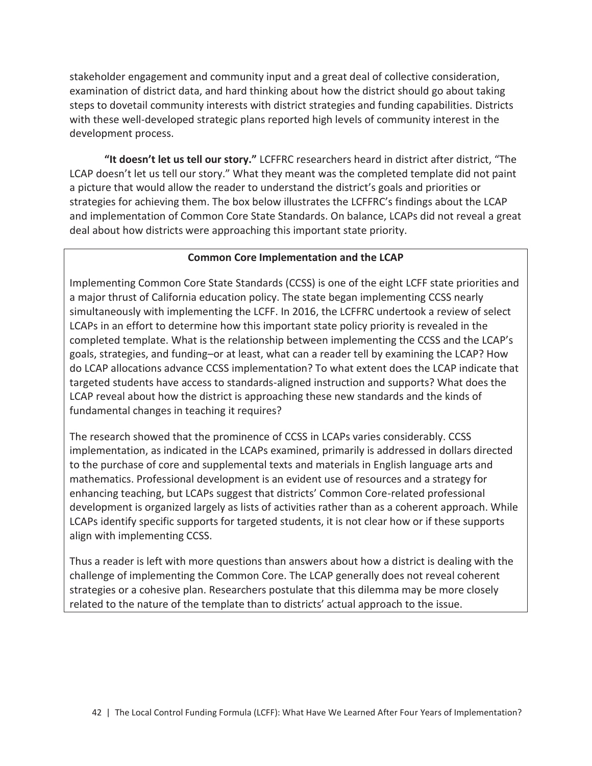stakeholder engagement and community input and a great deal of collective consideration, examination of district data, and hard thinking about how the district should go about taking steps to dovetail community interests with district strategies and funding capabilities. Districts with these well-developed strategic plans reported high levels of community interest in the development process.

**"It doesn't let us tell our story."** LCFFRC researchers heard in district after district, "The LCAP doesn't let us tell our story." What they meant was the completed template did not paint a picture that would allow the reader to understand the district's goals and priorities or strategies for achieving them. The box below illustrates the LCFFRC's findings about the LCAP and implementation of Common Core State Standards. On balance, LCAPs did not reveal a great deal about how districts were approaching this important state priority.

**Common Core Implementation and the LCAP**

Implementing Common Core State Standards (CCSS) is one of the eight LCFF state priorities and a major thrust of California education policy. The state began implementing CCSS nearly simultaneously with implementing the LCFF. In 2016, the LCFFRC undertook a review of select LCAPs in an effort to determine how this important state policy priority is revealed in the completed template. What is the relationship between implementing the CCSS and the LCAP's goals, strategies, and funding–or at least, what can a reader tell by examining the LCAP? How do LCAP allocations advance CCSS implementation? To what extent does the LCAP indicate that targeted students have access to standards-aligned instruction and supports? What does the LCAP reveal about how the district is approaching these new standards and the kinds of fundamental changes in teaching it requires?

The research showed that the prominence of CCSS in LCAPs varies considerably. CCSS implementation, as indicated in the LCAPs examined, primarily is addressed in dollars directed to the purchase of core and supplemental texts and materials in English language arts and mathematics. Professional development is an evident use of resources and a strategy for enhancing teaching, but LCAPs suggest that districts' Common Core-related professional development is organized largely as lists of activities rather than as a coherent approach. While LCAPs identify specific supports for targeted students, it is not clear how or if these supports align with implementing CCSS.

Thus a reader is left with more questions than answers about how a district is dealing with the challenge of implementing the Common Core. The LCAP generally does not reveal coherent strategies or a cohesive plan. Researchers postulate that this dilemma may be more closely related to the nature of the template than to districts' actual approach to the issue.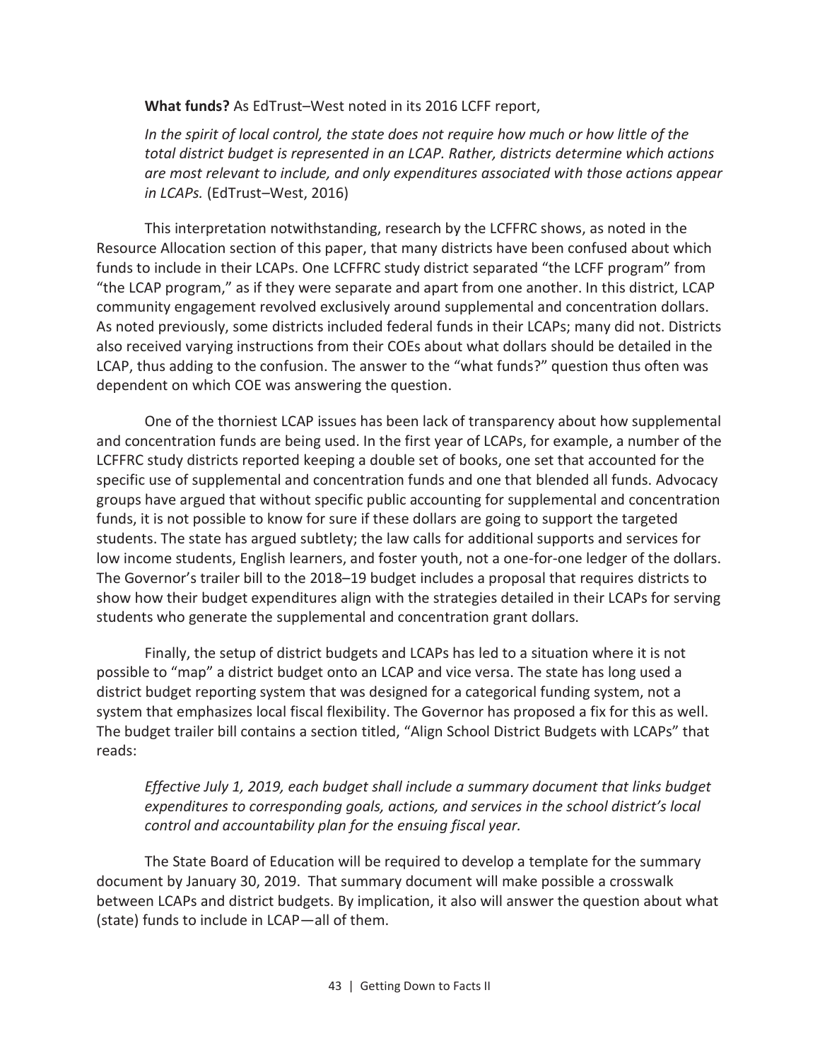**What funds?** As EdTrust–West noted in its 2016 LCFF report,

> *In the spirit of local control, the state does not require how much or how little of the total district budget is represented in an LCAP. Rather, districts determine which actions are most relevant to include, and only expenditures associated with those actions appear in LCAPs.* (EdTrust–West, 2016)

This interpretation notwithstanding, research by the LCFFRC shows, as noted in the Resource Allocation section of this paper, that many districts have been confused about which funds to include in their LCAPs. One LCFFRC study district separated "the LCFF program" from "the LCAP program," as if they were separate and apart from one another. In this district, LCAP community engagement revolved exclusively around supplemental and concentration dollars. As noted previously, some districts included federal funds in their LCAPs; many did not. Districts also received varying instructions from their COEs about what dollars should be detailed in the LCAP, thus adding to the confusion. The answer to the "what funds?" question thus often was dependent on which COE was answering the question.

One of the thorniest LCAP issues has been lack of transparency about how supplemental and concentration funds are being used. In the first year of LCAPs, for example, a number of the LCFFRC study districts reported keeping a double set of books, one set that accounted for the specific use of supplemental and concentration funds and one that blended all funds. Advocacy groups have argued that without specific public accounting for supplemental and concentration funds, it is not possible to know for sure if these dollars are going to support the targeted students. The state has argued subtlety; the law calls for additional supports and services for low income students, English learners, and foster youth, not a one-for-one ledger of the dollars. The Governor's trailer bill to the 2018–19 budget includes a proposal that requires districts to show how their budget expenditures align with the strategies detailed in their LCAPs for serving students who generate the supplemental and concentration grant dollars.

Finally, the setup of district budgets and LCAPs has led to a situation where it is not possible to "map" a district budget onto an LCAP and vice versa. The state has long used a district budget reporting system that was designed for a categorical funding system, not a system that emphasizes local fiscal flexibility. The Governor has proposed a fix for this as well. The budget trailer bill contains a section titled, "Align School District Budgets with LCAPs" that reads:

> *Effective July 1, 2019, each budget shall include a summary document that links budget expenditures to corresponding goals, actions, and services in the school district's local control and accountability plan for the ensuing fiscal year.*

The State Board of Education will be required to develop a template for the summary document by January 30, 2019. That summary document will make possible a crosswalk between LCAPs and district budgets. By implication, it also will answer the question about what (state) funds to include in LCAP—all of them.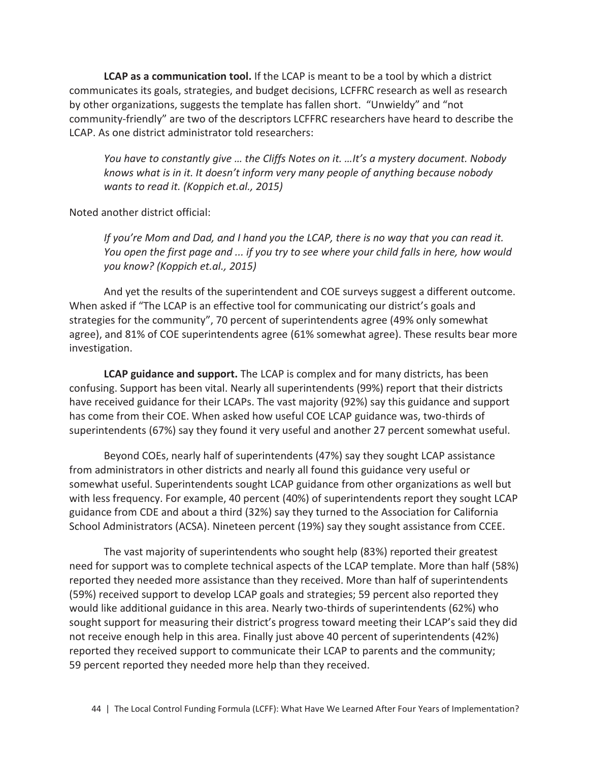**LCAP as a communication tool.** If the LCAP is meant to be a tool by which a district communicates its goals, strategies, and budget decisions, LCFFRC research as well as research by other organizations, suggests the template has fallen short. "Unwieldy" and "not community-friendly" are two of the descriptors LCFFRC researchers have heard to describe the LCAP. As one district administrator told researchers:

> *You have to constantly give … the Cliffs Notes on it. …It's a mystery document. Nobody knows what is in it. It doesn't inform very many people of anything because nobody wants to read it. (Koppich et.al., 2015)*

Noted another district official:

> *If you're Mom and Dad, and I hand you the LCAP, there is no way that you can read it. You open the first page and ... if you try to see where your child falls in here, how would you know? (Koppich et.al., 2015)*

And yet the results of the superintendent and COE surveys suggest a different outcome. When asked if "The LCAP is an effective tool for communicating our district's goals and strategies for the community", 70 percent of superintendents agree (49% only somewhat agree), and 81% of COE superintendents agree (61% somewhat agree). These results bear more investigation.

**LCAP guidance and support.** The LCAP is complex and for many districts, has been confusing. Support has been vital. Nearly all superintendents (99%) report that their districts have received guidance for their LCAPs. The vast majority (92%) say this guidance and support has come from their COE. When asked how useful COE LCAP guidance was, two-thirds of superintendents (67%) say they found it very useful and another 27 percent somewhat useful.

Beyond COEs, nearly half of superintendents (47%) say they sought LCAP assistance from administrators in other districts and nearly all found this guidance very useful or somewhat useful. Superintendents sought LCAP guidance from other organizations as well but with less frequency. For example, 40 percent (40%) of superintendents report they sought LCAP guidance from CDE and about a third (32%) say they turned to the Association for California School Administrators (ACSA). Nineteen percent (19%) say they sought assistance from CCEE.

The vast majority of superintendents who sought help (83%) reported their greatest need for support was to complete technical aspects of the LCAP template. More than half (58%) reported they needed more assistance than they received. More than half of superintendents (59%) received support to develop LCAP goals and strategies; 59 percent also reported they would like additional guidance in this area. Nearly two-thirds of superintendents (62%) who sought support for measuring their district's progress toward meeting their LCAP's said they did not receive enough help in this area. Finally just above 40 percent of superintendents (42%) reported they received support to communicate their LCAP to parents and the community; 59 percent reported they needed more help than they received.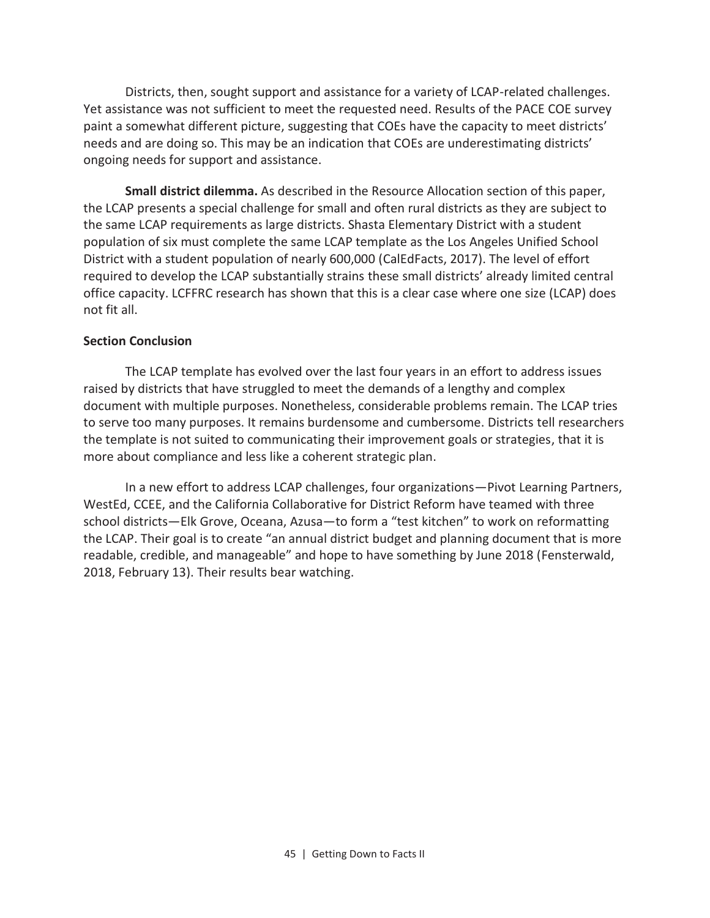Districts, then, sought support and assistance for a variety of LCAP-related challenges. Yet assistance was not sufficient to meet the requested need. Results of the PACE COE survey paint a somewhat different picture, suggesting that COEs have the capacity to meet districts' needs and are doing so. This may be an indication that COEs are underestimating districts' ongoing needs for support and assistance.

**Small district dilemma.** As described in the Resource Allocation section of this paper, the LCAP presents a special challenge for small and often rural districts as they are subject to the same LCAP requirements as large districts. Shasta Elementary District with a student population of six must complete the same LCAP template as the Los Angeles Unified School District with a student population of nearly 600,000 (CalEdFacts, 2017). The level of effort required to develop the LCAP substantially strains these small districts' already limited central office capacity. LCFFRC research has shown that this is a clear case where one size (LCAP) does not fit all.

### Section Conclusion

The LCAP template has evolved over the last four years in an effort to address issues raised by districts that have struggled to meet the demands of a lengthy and complex document with multiple purposes. Nonetheless, considerable problems remain. The LCAP tries to serve too many purposes. It remains burdensome and cumbersome. Districts tell researchers the template is not suited to communicating their improvement goals or strategies, that it is more about compliance and less like a coherent strategic plan.

In a new effort to address LCAP challenges, four organizations—Pivot Learning Partners, WestEd, CCEE, and the California Collaborative for District Reform have teamed with three school districts—Elk Grove, Oceana, Azusa—to form a "test kitchen" to work on reformatting the LCAP. Their goal is to create "an annual district budget and planning document that is more readable, credible, and manageable" and hope to have something by June 2018 (Fensterwald, 2018, February 13). Their results bear watching.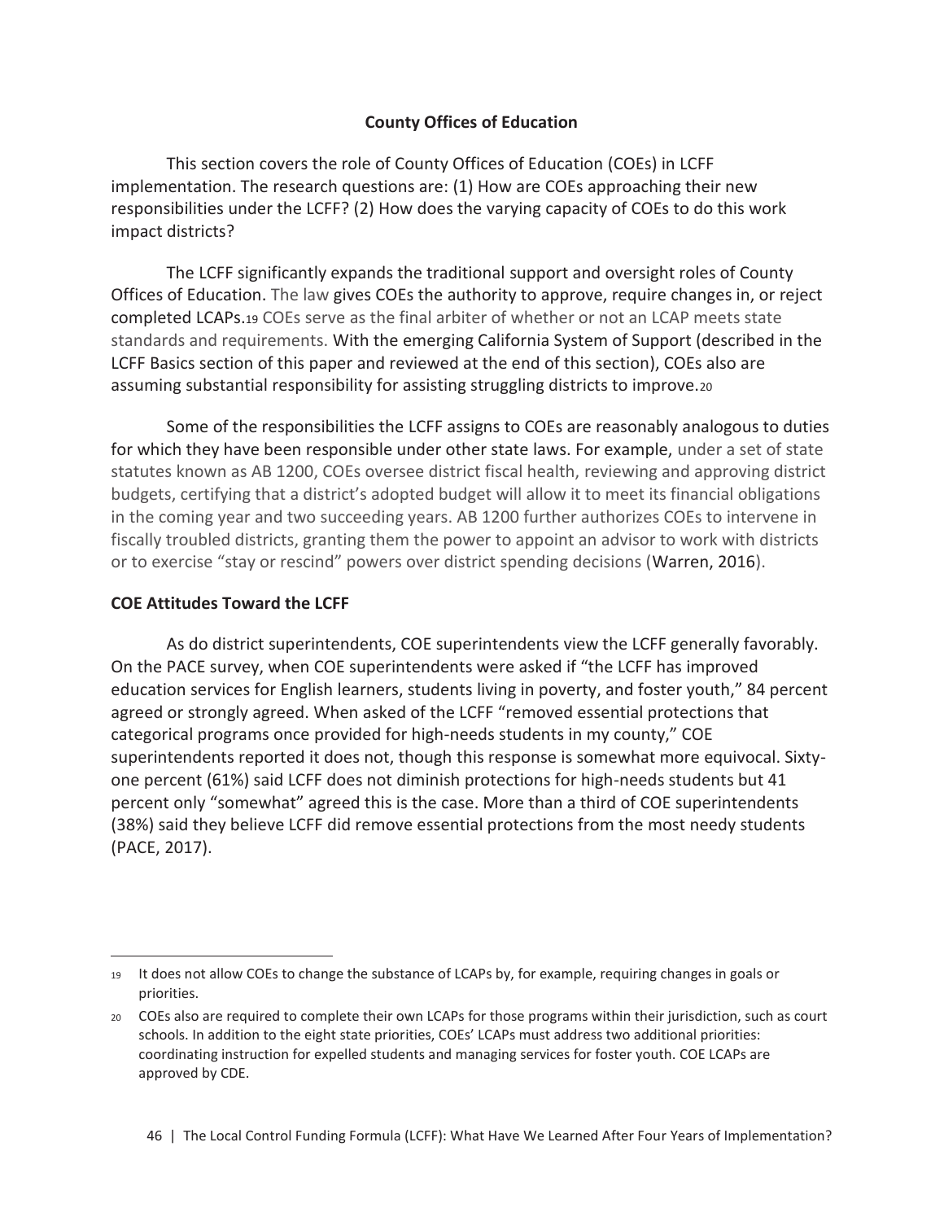## County Offices of Education

This section covers the role of County Offices of Education (COEs) in LCFF implementation. The research questions are: (1) How are COEs approaching their new responsibilities under the LCFF? (2) How does the varying capacity of COEs to do this work impact districts?

The LCFF significantly expands the traditional support and oversight roles of County Offices of Education. The law gives COEs the authority to approve, require changes in, or reject completed LCAPs.[19] COEs serve as the final arbiter of whether or not an LCAP meets state standards and requirements. With the emerging California System of Support (described in the LCFF Basics section of this paper and reviewed at the end of this section), COEs also are assuming substantial responsibility for assisting struggling districts to improve.[20]

Some of the responsibilities the LCFF assigns to COEs are reasonably analogous to duties for which they have been responsible under other state laws. For example, under a set of state statutes known as AB 1200, COEs oversee district fiscal health, reviewing and approving district budgets, certifying that a district's adopted budget will allow it to meet its financial obligations in the coming year and two succeeding years. AB 1200 further authorizes COEs to intervene in fiscally troubled districts, granting them the power to appoint an advisor to work with districts or to exercise "stay or rescind" powers over district spending decisions (Warren, 2016).

### COE Attitudes Toward the LCFF

As do district superintendents, COE superintendents view the LCFF generally favorably. On the PACE survey, when COE superintendents were asked if "the LCFF has improved education services for English learners, students living in poverty, and foster youth," 84 percent agreed or strongly agreed. When asked of the LCFF "removed essential protections that categorical programs once provided for high-needs students in my county," COE superintendents reported it does not, though this response is somewhat more equivocal. Sixty-one percent (61%) said LCFF does not diminish protections for high-needs students but 41 percent only "somewhat" agreed this is the case. More than a third of COE superintendents (38%) said they believe LCFF did remove essential protections from the most needy students (PACE, 2017).

---

[19] It does not allow COEs to change the substance of LCAPs by, for example, requiring changes in goals or priorities.

[20] COEs also are required to complete their own LCAPs for those programs within their jurisdiction, such as court schools. In addition to the eight state priorities, COEs' LCAPs must address two additional priorities: coordinating instruction for expelled students and managing services for foster youth. COE LCAPs are approved by CDE.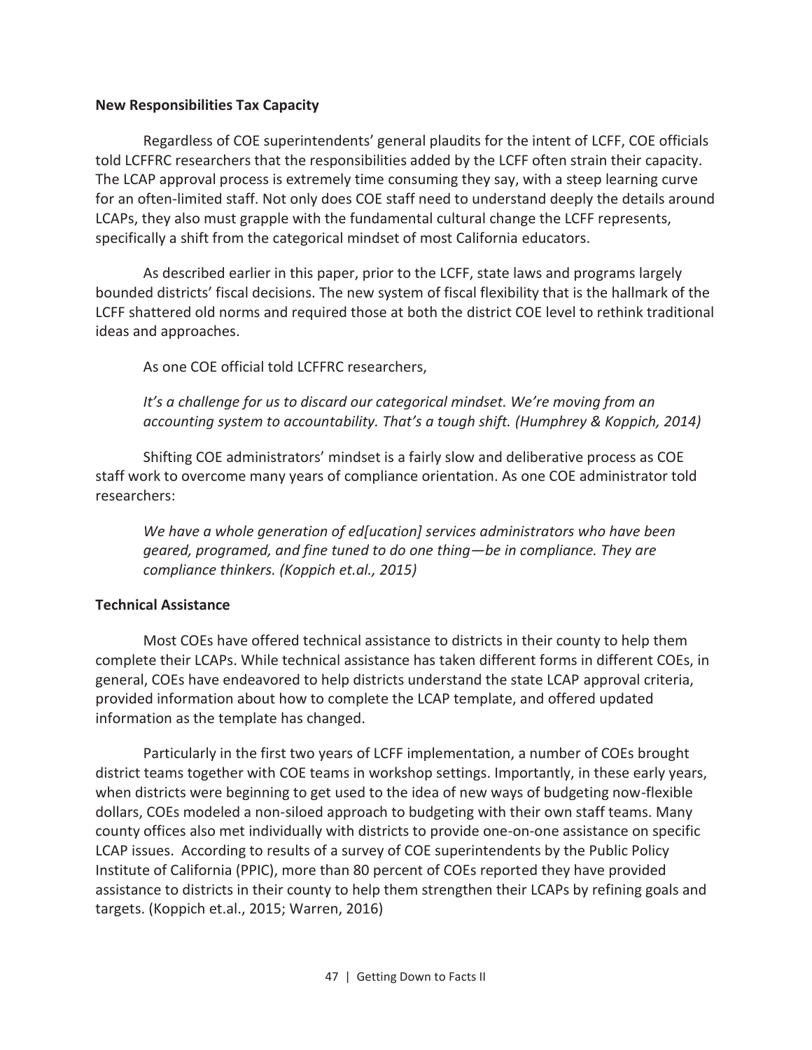**New Responsibilities Tax Capacity**

Regardless of COE superintendents' general plaudits for the intent of LCFF, COE officials told LCFFRC researchers that the responsibilities added by the LCFF often strain their capacity. The LCAP approval process is extremely time consuming they say, with a steep learning curve for an often-limited staff. Not only does COE staff need to understand deeply the details around LCAPs, they also must grapple with the fundamental cultural change the LCFF represents, specifically a shift from the categorical mindset of most California educators.

As described earlier in this paper, prior to the LCFF, state laws and programs largely bounded districts' fiscal decisions. The new system of fiscal flexibility that is the hallmark of the LCFF shattered old norms and required those at both the district COE level to rethink traditional ideas and approaches.

As one COE official told LCFFRC researchers,

> *It's a challenge for us to discard our categorical mindset. We're moving from an accounting system to accountability. That's a tough shift. (Humphrey & Koppich, 2014)*

Shifting COE administrators' mindset is a fairly slow and deliberative process as COE staff work to overcome many years of compliance orientation. As one COE administrator told researchers:

> *We have a whole generation of ed[ucation] services administrators who have been geared, programed, and fine tuned to do one thing—be in compliance. They are compliance thinkers. (Koppich et.al., 2015)*

**Technical Assistance**

Most COEs have offered technical assistance to districts in their county to help them complete their LCAPs. While technical assistance has taken different forms in different COEs, in general, COEs have endeavored to help districts understand the state LCAP approval criteria, provided information about how to complete the LCAP template, and offered updated information as the template has changed.

Particularly in the first two years of LCFF implementation, a number of COEs brought district teams together with COE teams in workshop settings. Importantly, in these early years, when districts were beginning to get used to the idea of new ways of budgeting now-flexible dollars, COEs modeled a non-siloed approach to budgeting with their own staff teams. Many county offices also met individually with districts to provide one-on-one assistance on specific LCAP issues. According to results of a survey of COE superintendents by the Public Policy Institute of California (PPIC), more than 80 percent of COEs reported they have provided assistance to districts in their county to help them strengthen their LCAPs by refining goals and targets. (Koppich et.al., 2015; Warren, 2016)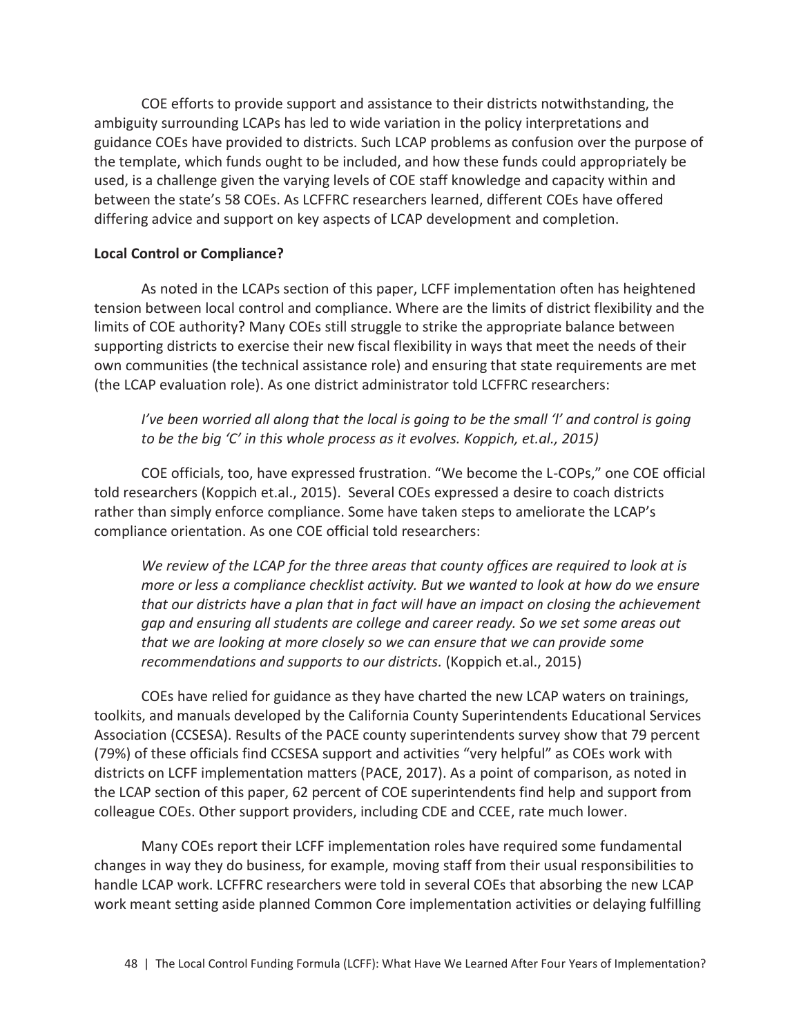COE efforts to provide support and assistance to their districts notwithstanding, the ambiguity surrounding LCAPs has led to wide variation in the policy interpretations and guidance COEs have provided to districts. Such LCAP problems as confusion over the purpose of the template, which funds ought to be included, and how these funds could appropriately be used, is a challenge given the varying levels of COE staff knowledge and capacity within and between the state's 58 COEs. As LCFFRC researchers learned, different COEs have offered differing advice and support on key aspects of LCAP development and completion.

**Local Control or Compliance?**

As noted in the LCAPs section of this paper, LCFF implementation often has heightened tension between local control and compliance. Where are the limits of district flexibility and the limits of COE authority? Many COEs still struggle to strike the appropriate balance between supporting districts to exercise their new fiscal flexibility in ways that meet the needs of their own communities (the technical assistance role) and ensuring that state requirements are met (the LCAP evaluation role). As one district administrator told LCFFRC researchers:

> *I've been worried all along that the local is going to be the small 'l' and control is going to be the big 'C' in this whole process as it evolves. Koppich, et.al., 2015)*

COE officials, too, have expressed frustration. "We become the L-COPs," one COE official told researchers (Koppich et.al., 2015). Several COEs expressed a desire to coach districts rather than simply enforce compliance. Some have taken steps to ameliorate the LCAP's compliance orientation. As one COE official told researchers:

> *We review of the LCAP for the three areas that county offices are required to look at is more or less a compliance checklist activity. But we wanted to look at how do we ensure that our districts have a plan that in fact will have an impact on closing the achievement gap and ensuring all students are college and career ready. So we set some areas out that we are looking at more closely so we can ensure that we can provide some recommendations and supports to our districts.* (Koppich et.al., 2015)

COEs have relied for guidance as they have charted the new LCAP waters on trainings, toolkits, and manuals developed by the California County Superintendents Educational Services Association (CCSESA). Results of the PACE county superintendents survey show that 79 percent (79%) of these officials find CCSESA support and activities "very helpful" as COEs work with districts on LCFF implementation matters (PACE, 2017). As a point of comparison, as noted in the LCAP section of this paper, 62 percent of COE superintendents find help and support from colleague COEs. Other support providers, including CDE and CCEE, rate much lower.

Many COEs report their LCFF implementation roles have required some fundamental changes in way they do business, for example, moving staff from their usual responsibilities to handle LCAP work. LCFFRC researchers were told in several COEs that absorbing the new LCAP work meant setting aside planned Common Core implementation activities or delaying fulfilling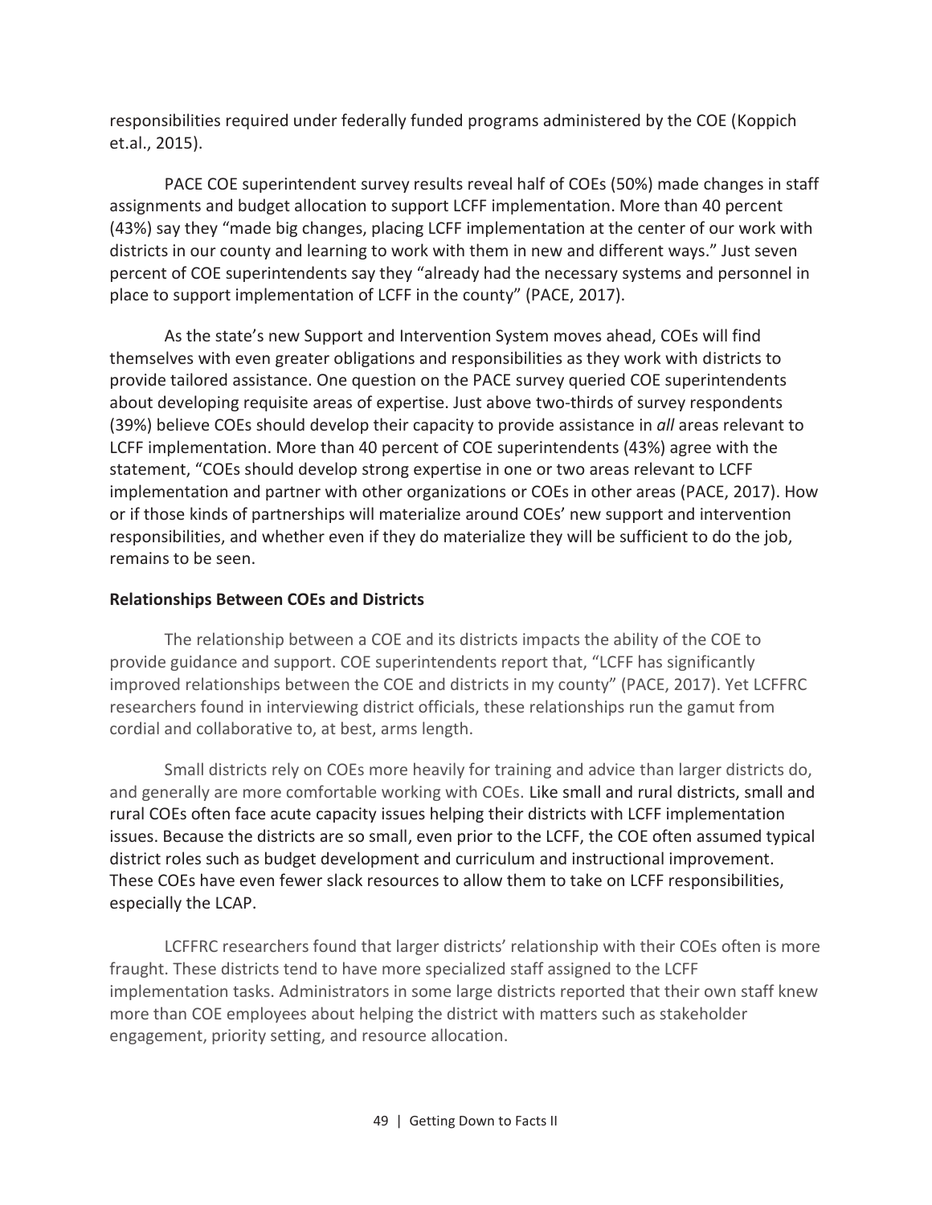responsibilities required under federally funded programs administered by the COE (Koppich et.al., 2015).

PACE COE superintendent survey results reveal half of COEs (50%) made changes in staff assignments and budget allocation to support LCFF implementation. More than 40 percent (43%) say they "made big changes, placing LCFF implementation at the center of our work with districts in our county and learning to work with them in new and different ways." Just seven percent of COE superintendents say they "already had the necessary systems and personnel in place to support implementation of LCFF in the county" (PACE, 2017).

As the state's new Support and Intervention System moves ahead, COEs will find themselves with even greater obligations and responsibilities as they work with districts to provide tailored assistance. One question on the PACE survey queried COE superintendents about developing requisite areas of expertise. Just above two-thirds of survey respondents (39%) believe COEs should develop their capacity to provide assistance in *all* areas relevant to LCFF implementation. More than 40 percent of COE superintendents (43%) agree with the statement, "COEs should develop strong expertise in one or two areas relevant to LCFF implementation and partner with other organizations or COEs in other areas (PACE, 2017). How or if those kinds of partnerships will materialize around COEs' new support and intervention responsibilities, and whether even if they do materialize they will be sufficient to do the job, remains to be seen.

**Relationships Between COEs and Districts**

The relationship between a COE and its districts impacts the ability of the COE to provide guidance and support. COE superintendents report that, "LCFF has significantly improved relationships between the COE and districts in my county" (PACE, 2017). Yet LCFFRC researchers found in interviewing district officials, these relationships run the gamut from cordial and collaborative to, at best, arms length.

Small districts rely on COEs more heavily for training and advice than larger districts do, and generally are more comfortable working with COEs. Like small and rural districts, small and rural COEs often face acute capacity issues helping their districts with LCFF implementation issues. Because the districts are so small, even prior to the LCFF, the COE often assumed typical district roles such as budget development and curriculum and instructional improvement. These COEs have even fewer slack resources to allow them to take on LCFF responsibilities, especially the LCAP.

LCFFRC researchers found that larger districts' relationship with their COEs often is more fraught. These districts tend to have more specialized staff assigned to the LCFF implementation tasks. Administrators in some large districts reported that their own staff knew more than COE employees about helping the district with matters such as stakeholder engagement, priority setting, and resource allocation.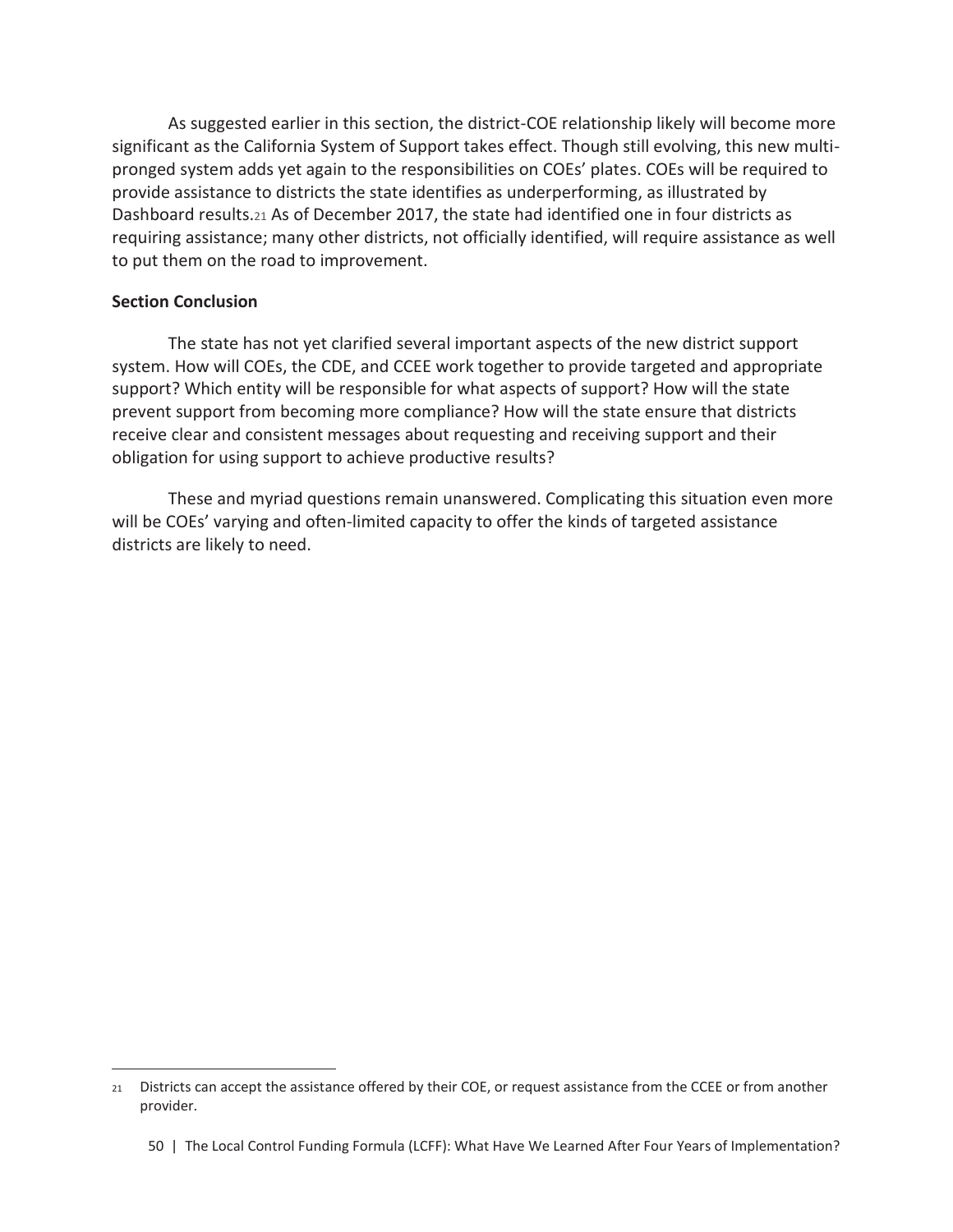As suggested earlier in this section, the district-COE relationship likely will become more significant as the California System of Support takes effect. Though still evolving, this new multi-pronged system adds yet again to the responsibilities on COEs' plates. COEs will be required to provide assistance to districts the state identifies as underperforming, as illustrated by Dashboard results.[21] As of December 2017, the state had identified one in four districts as requiring assistance; many other districts, not officially identified, will require assistance as well to put them on the road to improvement.

**Section Conclusion**

The state has not yet clarified several important aspects of the new district support system. How will COEs, the CDE, and CCEE work together to provide targeted and appropriate support? Which entity will be responsible for what aspects of support? How will the state prevent support from becoming more compliance? How will the state ensure that districts receive clear and consistent messages about requesting and receiving support and their obligation for using support to achieve productive results?

These and myriad questions remain unanswered. Complicating this situation even more will be COEs' varying and often-limited capacity to offer the kinds of targeted assistance districts are likely to need.

---

[21] Districts can accept the assistance offered by their COE, or request assistance from the CCEE or from another provider.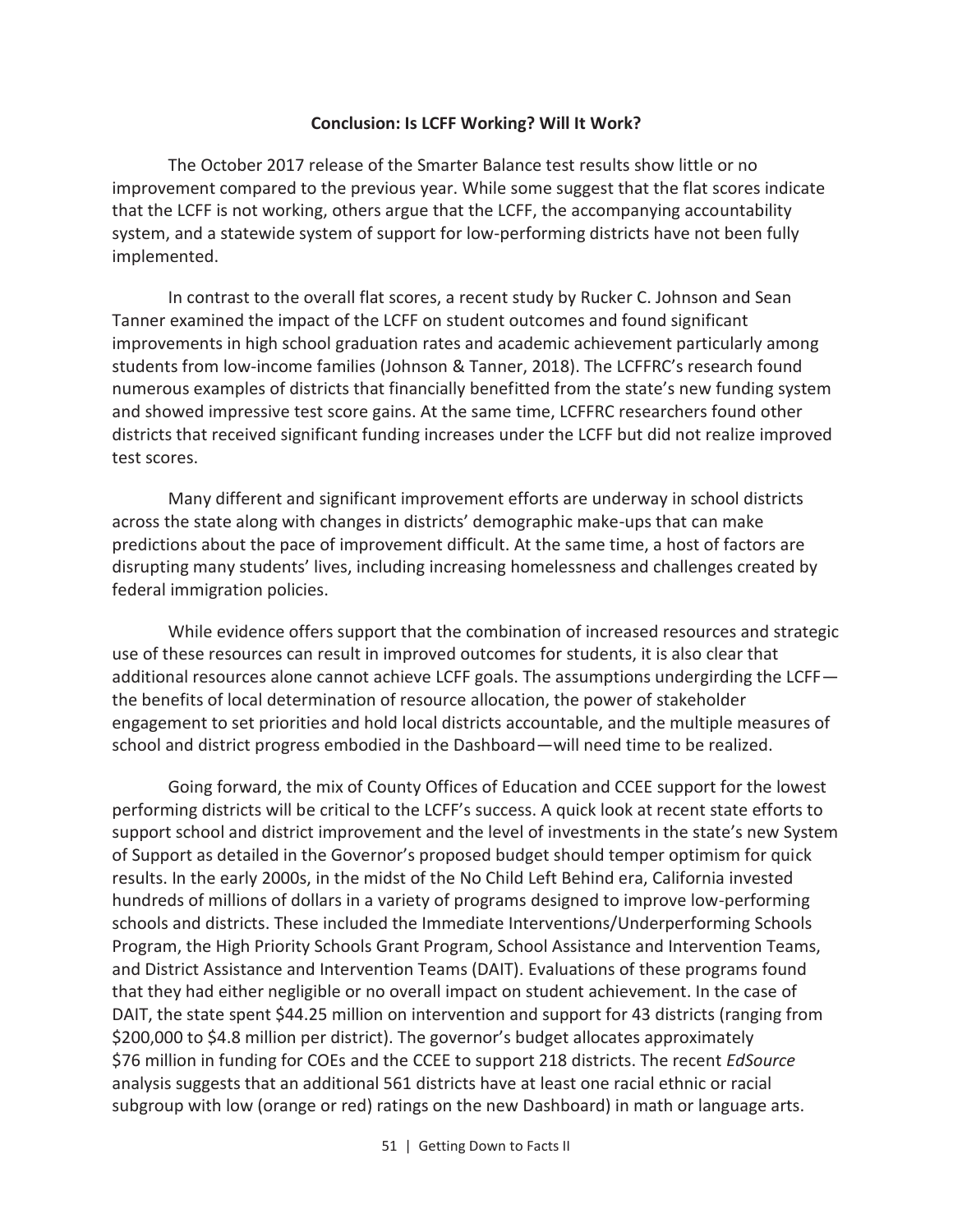## Conclusion: Is LCFF Working? Will It Work?

The October 2017 release of the Smarter Balance test results show little or no improvement compared to the previous year. While some suggest that the flat scores indicate that the LCFF is not working, others argue that the LCFF, the accompanying accountability system, and a statewide system of support for low-performing districts have not been fully implemented.

In contrast to the overall flat scores, a recent study by Rucker C. Johnson and Sean Tanner examined the impact of the LCFF on student outcomes and found significant improvements in high school graduation rates and academic achievement particularly among students from low-income families (Johnson & Tanner, 2018). The LCFFRC's research found numerous examples of districts that financially benefitted from the state's new funding system and showed impressive test score gains. At the same time, LCFFRC researchers found other districts that received significant funding increases under the LCFF but did not realize improved test scores.

Many different and significant improvement efforts are underway in school districts across the state along with changes in districts' demographic make-ups that can make predictions about the pace of improvement difficult. At the same time, a host of factors are disrupting many students' lives, including increasing homelessness and challenges created by federal immigration policies.

While evidence offers support that the combination of increased resources and strategic use of these resources can result in improved outcomes for students, it is also clear that additional resources alone cannot achieve LCFF goals. The assumptions undergirding the LCFF—the benefits of local determination of resource allocation, the power of stakeholder engagement to set priorities and hold local districts accountable, and the multiple measures of school and district progress embodied in the Dashboard—will need time to be realized.

Going forward, the mix of County Offices of Education and CCEE support for the lowest performing districts will be critical to the LCFF's success. A quick look at recent state efforts to support school and district improvement and the level of investments in the state's new System of Support as detailed in the Governor's proposed budget should temper optimism for quick results. In the early 2000s, in the midst of the No Child Left Behind era, California invested hundreds of millions of dollars in a variety of programs designed to improve low-performing schools and districts. These included the Immediate Interventions/Underperforming Schools Program, the High Priority Schools Grant Program, School Assistance and Intervention Teams, and District Assistance and Intervention Teams (DAIT). Evaluations of these programs found that they had either negligible or no overall impact on student achievement. In the case of DAIT, the state spent $44.25 million on intervention and support for 43 districts (ranging from $200,000 to $4.8 million per district). The governor's budget allocates approximately $76 million in funding for COEs and the CCEE to support 218 districts. The recent *EdSource* analysis suggests that an additional 561 districts have at least one racial ethnic or racial subgroup with low (orange or red) ratings on the new Dashboard) in math or language arts.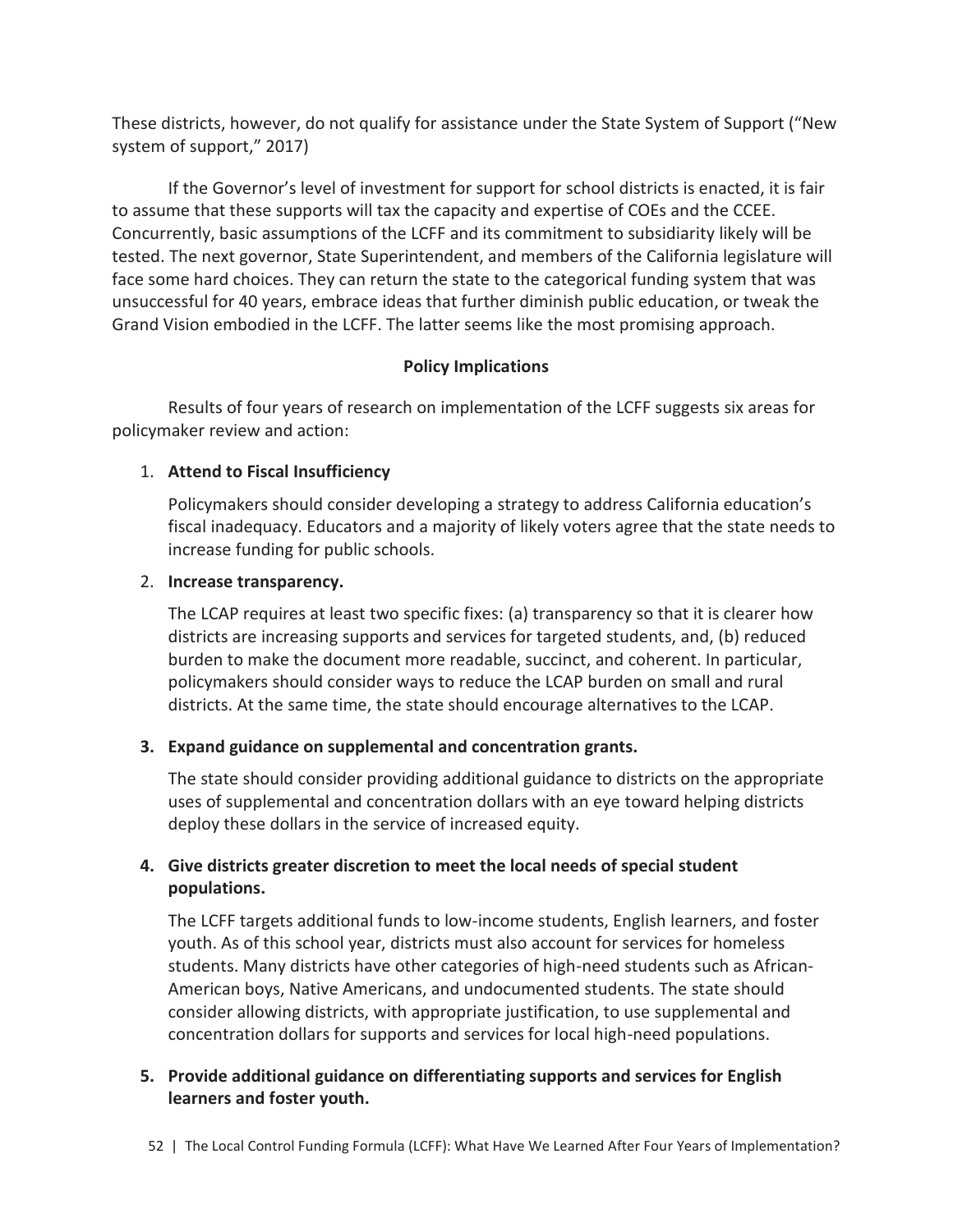These districts, however, do not qualify for assistance under the State System of Support ("New system of support," 2017)

If the Governor's level of investment for support for school districts is enacted, it is fair to assume that these supports will tax the capacity and expertise of COEs and the CCEE. Concurrently, basic assumptions of the LCFF and its commitment to subsidiarity likely will be tested. The next governor, State Superintendent, and members of the California legislature will face some hard choices. They can return the state to the categorical funding system that was unsuccessful for 40 years, embrace ideas that further diminish public education, or tweak the Grand Vision embodied in the LCFF. The latter seems like the most promising approach.

## Policy Implications

Results of four years of research on implementation of the LCFF suggests six areas for policymaker review and action:

1. **Attend to Fiscal Insufficiency**

   Policymakers should consider developing a strategy to address California education's fiscal inadequacy. Educators and a majority of likely voters agree that the state needs to increase funding for public schools.

2. **Increase transparency.**

   The LCAP requires at least two specific fixes: (a) transparency so that it is clearer how districts are increasing supports and services for targeted students, and, (b) reduced burden to make the document more readable, succinct, and coherent. In particular, policymakers should consider ways to reduce the LCAP burden on small and rural districts. At the same time, the state should encourage alternatives to the LCAP.

3. **Expand guidance on supplemental and concentration grants.**

   The state should consider providing additional guidance to districts on the appropriate uses of supplemental and concentration dollars with an eye toward helping districts deploy these dollars in the service of increased equity.

4. **Give districts greater discretion to meet the local needs of special student populations.**

   The LCFF targets additional funds to low-income students, English learners, and foster youth. As of this school year, districts must also account for services for homeless students. Many districts have other categories of high-need students such as African-American boys, Native Americans, and undocumented students. The state should consider allowing districts, with appropriate justification, to use supplemental and concentration dollars for supports and services for local high-need populations.

5. **Provide additional guidance on differentiating supports and services for English learners and foster youth.**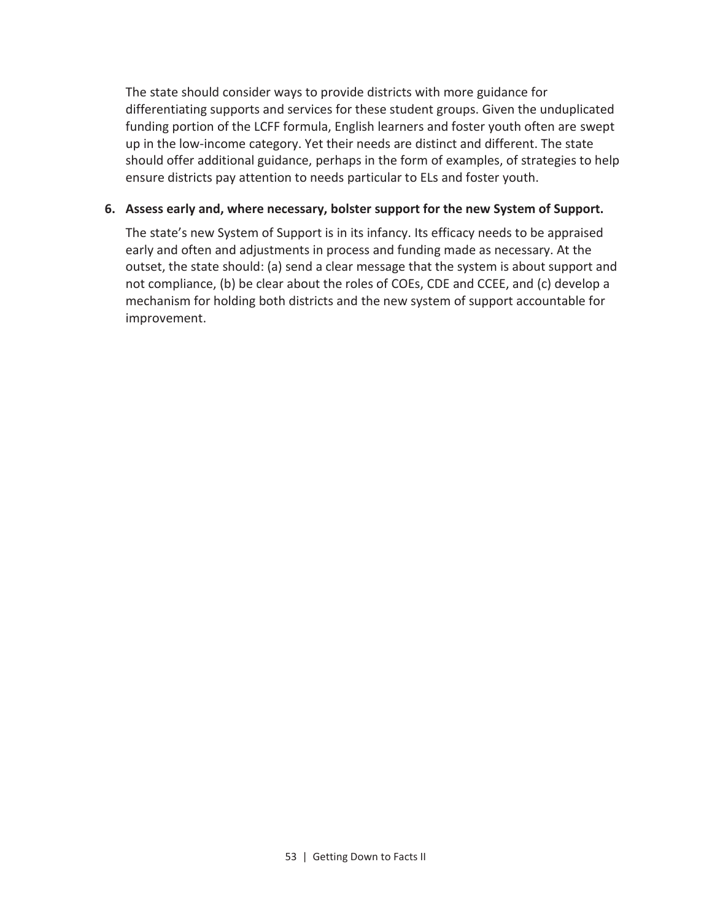The state should consider ways to provide districts with more guidance for differentiating supports and services for these student groups. Given the unduplicated funding portion of the LCFF formula, English learners and foster youth often are swept up in the low-income category. Yet their needs are distinct and different. The state should offer additional guidance, perhaps in the form of examples, of strategies to help ensure districts pay attention to needs particular to ELs and foster youth.

6. **Assess early and, where necessary, bolster support for the new System of Support.**

   The state's new System of Support is in its infancy. Its efficacy needs to be appraised early and often and adjustments in process and funding made as necessary. At the outset, the state should: (a) send a clear message that the system is about support and not compliance, (b) be clear about the roles of COEs, CDE and CCEE, and (c) develop a mechanism for holding both districts and the new system of support accountable for improvement.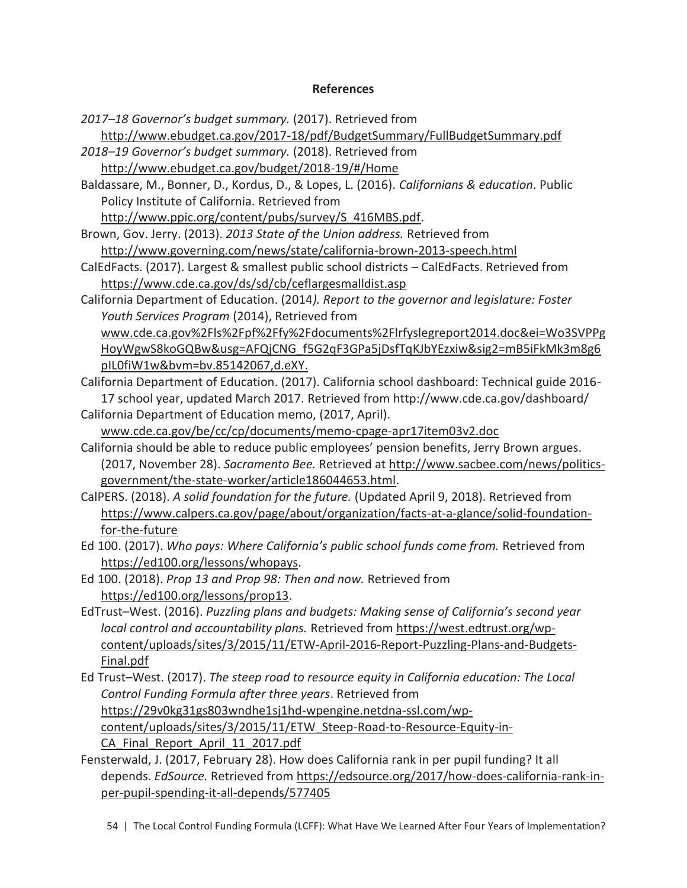## References

*2017–18 Governor's budget summary.* (2017). Retrieved from http://www.ebudget.ca.gov/2017-18/pdf/BudgetSummary/FullBudgetSummary.pdf

*2018–19 Governor's budget summary.* (2018). Retrieved from http://www.ebudget.ca.gov/budget/2018-19/#/Home

Baldassare, M., Bonner, D., Kordus, D., & Lopes, L. (2016). *Californians & education*. Public Policy Institute of California. Retrieved from http://www.ppic.org/content/pubs/survey/S_416MBS.pdf.

Brown, Gov. Jerry. (2013). *2013 State of the Union address.* Retrieved from http://www.governing.com/news/state/california-brown-2013-speech.html

CalEdFacts. (2017). Largest & smallest public school districts – CalEdFacts. Retrieved from https://www.cde.ca.gov/ds/sd/cb/ceflargesmalldist.asp

California Department of Education. (2014*). Report to the governor and legislature: Foster Youth Services Program* (2014), Retrieved from www.cde.ca.gov%2Fls%2Fpf%2Ffy%2Fdocuments%2Flrfyslegreport2014.doc&ei=Wo3SVPPgHoyWgwS8koGQBw&usg=AFQjCNG_f5G2qF3GPa5jDsfTqKJbYEzxiw&sig2=mB5iFkMk3m8g6pIL0fiW1w&bvm=bv.85142067,d.eXY.

California Department of Education. (2017). California school dashboard: Technical guide 2016-17 school year, updated March 2017. Retrieved from http://www.cde.ca.gov/dashboard/

California Department of Education memo, (2017, April). www.cde.ca.gov/be/cc/cp/documents/memo-cpage-apr17item03v2.doc

California should be able to reduce public employees' pension benefits, Jerry Brown argues. (2017, November 28). *Sacramento Bee.* Retrieved at http://www.sacbee.com/news/politics-government/the-state-worker/article186044653.html.

CalPERS. (2018). *A solid foundation for the future.* (Updated April 9, 2018). Retrieved from https://www.calpers.ca.gov/page/about/organization/facts-at-a-glance/solid-foundation-for-the-future

Ed 100. (2017). *Who pays: Where California's public school funds come from.* Retrieved from https://ed100.org/lessons/whopays.

Ed 100. (2018). *Prop 13 and Prop 98: Then and now.* Retrieved from https://ed100.org/lessons/prop13.

EdTrust–West. (2016). *Puzzling plans and budgets: Making sense of California's second year local control and accountability plans.* Retrieved from https://west.edtrust.org/wp-content/uploads/sites/3/2015/11/ETW-April-2016-Report-Puzzling-Plans-and-Budgets-Final.pdf

Ed Trust–West. (2017). *The steep road to resource equity in California education: The Local Control Funding Formula after three years*. Retrieved from https://29v0kg31gs803wndhe1sj1hd-wpengine.netdna-ssl.com/wp-content/uploads/sites/3/2015/11/ETW_Steep-Road-to-Resource-Equity-in-CA_Final_Report_April_11_2017.pdf

Fensterwald, J. (2017, February 28). How does California rank in per pupil funding? It all depends. *EdSource.* Retrieved from https://edsource.org/2017/how-does-california-rank-in-per-pupil-spending-it-all-depends/577405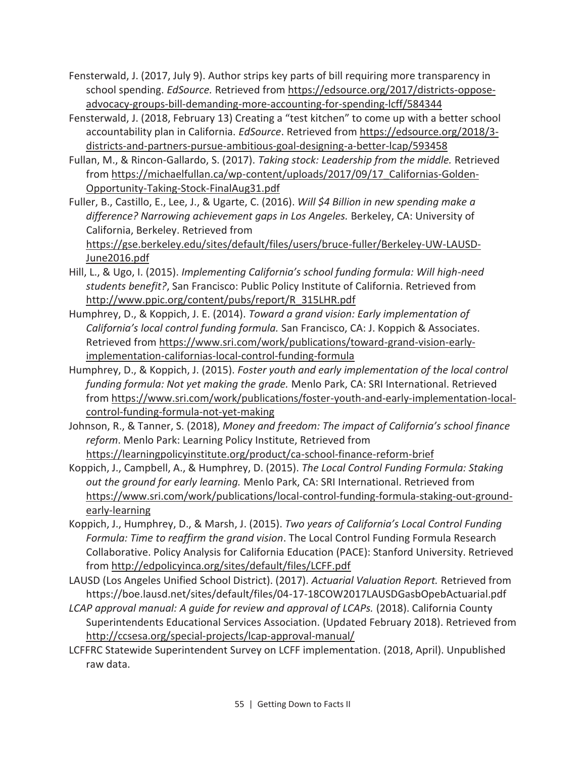Fensterwald, J. (2017, July 9). Author strips key parts of bill requiring more transparency in school spending. *EdSource.* Retrieved from https://edsource.org/2017/districts-oppose-advocacy-groups-bill-demanding-more-accounting-for-spending-lcff/584344

Fensterwald, J. (2018, February 13) Creating a "test kitchen" to come up with a better school accountability plan in California. *EdSource*. Retrieved from https://edsource.org/2018/3-districts-and-partners-pursue-ambitious-goal-designing-a-better-lcap/593458

Fullan, M., & Rincon-Gallardo, S. (2017). *Taking stock: Leadership from the middle.* Retrieved from https://michaelfullan.ca/wp-content/uploads/2017/09/17_Californias-Golden-Opportunity-Taking-Stock-FinalAug31.pdf

Fuller, B., Castillo, E., Lee, J., & Ugarte, C. (2016). *Will $4 Billion in new spending make a difference? Narrowing achievement gaps in Los Angeles.* Berkeley, CA: University of California, Berkeley. Retrieved from https://gse.berkeley.edu/sites/default/files/users/bruce-fuller/Berkeley-UW-LAUSD-June2016.pdf

Hill, L., & Ugo, I. (2015). *Implementing California's school funding formula: Will high-need students benefit?*, San Francisco: Public Policy Institute of California. Retrieved from http://www.ppic.org/content/pubs/report/R_315LHR.pdf

Humphrey, D., & Koppich, J. E. (2014). *Toward a grand vision: Early implementation of California's local control funding formula.* San Francisco, CA: J. Koppich & Associates. Retrieved from https://www.sri.com/work/publications/toward-grand-vision-early-implementation-californias-local-control-funding-formula

Humphrey, D., & Koppich, J. (2015). *Foster youth and early implementation of the local control funding formula: Not yet making the grade.* Menlo Park, CA: SRI International. Retrieved from https://www.sri.com/work/publications/foster-youth-and-early-implementation-local-control-funding-formula-not-yet-making

Johnson, R., & Tanner, S. (2018), *Money and freedom: The impact of California's school finance reform*. Menlo Park: Learning Policy Institute, Retrieved from https://learningpolicyinstitute.org/product/ca-school-finance-reform-brief

Koppich, J., Campbell, A., & Humphrey, D. (2015). *The Local Control Funding Formula: Staking out the ground for early learning.* Menlo Park, CA: SRI International. Retrieved from https://www.sri.com/work/publications/local-control-funding-formula-staking-out-ground-early-learning

Koppich, J., Humphrey, D., & Marsh, J. (2015). *Two years of California's Local Control Funding Formula: Time to reaffirm the grand vision*. The Local Control Funding Formula Research Collaborative. Policy Analysis for California Education (PACE): Stanford University. Retrieved from http://edpolicyinca.org/sites/default/files/LCFF.pdf

LAUSD (Los Angeles Unified School District). (2017). *Actuarial Valuation Report.* Retrieved from https://boe.lausd.net/sites/default/files/04-17-18COW2017LAUSDGasbOpebActuarial.pdf

*LCAP approval manual: A guide for review and approval of LCAPs.* (2018). California County Superintendents Educational Services Association. (Updated February 2018). Retrieved from http://ccsesa.org/special-projects/lcap-approval-manual/

LCFFRC Statewide Superintendent Survey on LCFF implementation. (2018, April). Unpublished raw data.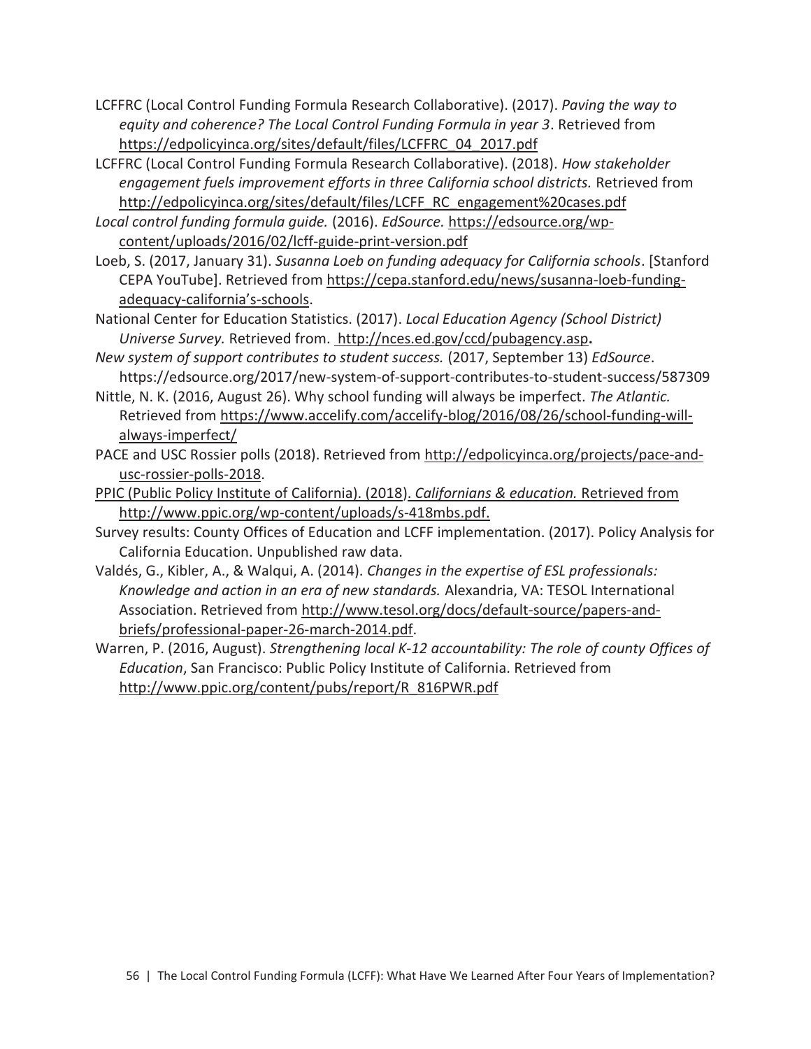LCFFRC (Local Control Funding Formula Research Collaborative). (2017). *Paving the way to equity and coherence? The Local Control Funding Formula in year 3*. Retrieved from https://edpolicyinca.org/sites/default/files/LCFFRC_04_2017.pdf

LCFFRC (Local Control Funding Formula Research Collaborative). (2018). *How stakeholder engagement fuels improvement efforts in three California school districts.* Retrieved from http://edpolicyinca.org/sites/default/files/LCFF_RC_engagement%20cases.pdf

*Local control funding formula guide.* (2016). *EdSource.* https://edsource.org/wp-content/uploads/2016/02/lcff-guide-print-version.pdf

Loeb, S. (2017, January 31). *Susanna Loeb on funding adequacy for California schools*. [Stanford CEPA YouTube]. Retrieved from https://cepa.stanford.edu/news/susanna-loeb-funding-adequacy-california's-schools.

National Center for Education Statistics. (2017). *Local Education Agency (School District) Universe Survey.* Retrieved from. http://nces.ed.gov/ccd/pubagency.asp**.**

*New system of support contributes to student success.* (2017, September 13) *EdSource*. https://edsource.org/2017/new-system-of-support-contributes-to-student-success/587309

Nittle, N. K. (2016, August 26). Why school funding will always be imperfect. *The Atlantic.* Retrieved from https://www.accelify.com/accelify-blog/2016/08/26/school-funding-will-always-be-imperfect/

PACE and USC Rossier polls (2018). Retrieved from http://edpolicyinca.org/projects/pace-and-usc-rossier-polls-2018.

PPIC (Public Policy Institute of California). (2018). *Californians & education.* Retrieved from http://www.ppic.org/wp-content/uploads/s-418mbs.pdf.

Survey results: County Offices of Education and LCFF implementation. (2017). Policy Analysis for California Education. Unpublished raw data.

Valdés, G., Kibler, A., & Walqui, A. (2014). *Changes in the expertise of ESL professionals: Knowledge and action in an era of new standards.* Alexandria, VA: TESOL International Association. Retrieved from http://www.tesol.org/docs/default-source/papers-and-briefs/professional-paper-26-march-2014.pdf.

Warren, P. (2016, August). *Strengthening local K-12 accountability: The role of county Offices of Education*, San Francisco: Public Policy Institute of California. Retrieved from http://www.ppic.org/content/pubs/report/R_816PWR.pdf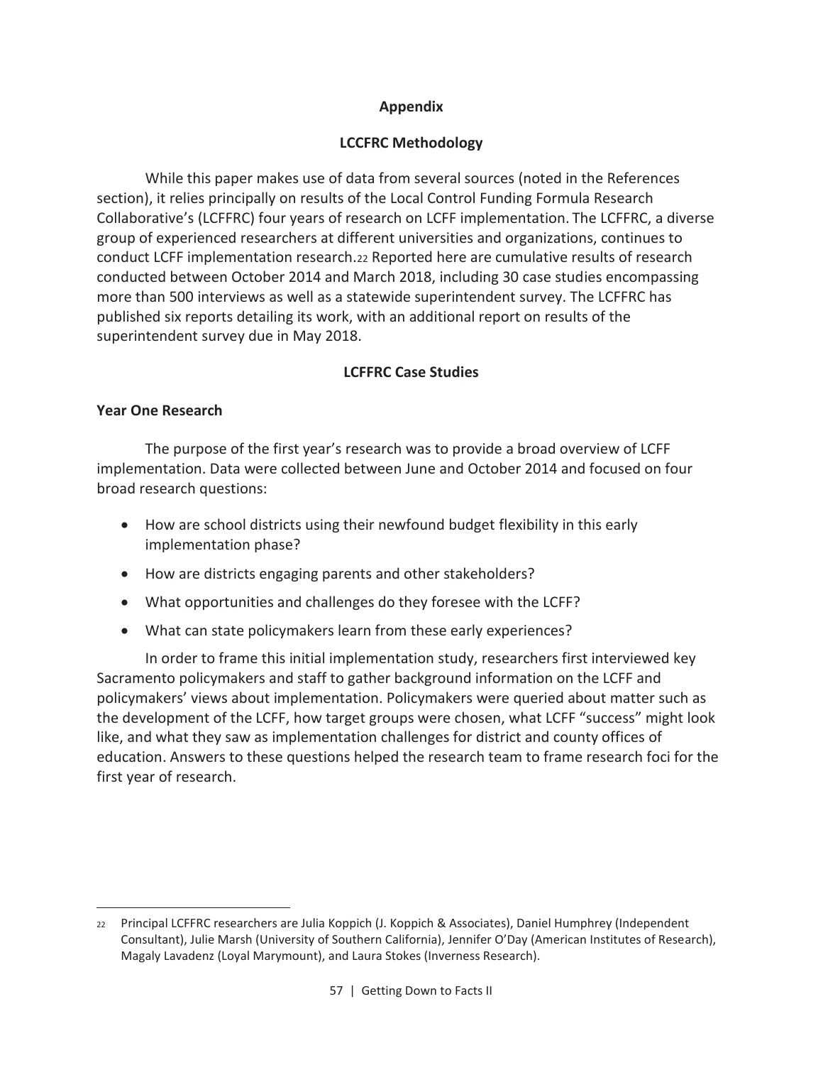## Appendix

## LCCFRC Methodology

While this paper makes use of data from several sources (noted in the References section), it relies principally on results of the Local Control Funding Formula Research Collaborative's (LCFFRC) four years of research on LCFF implementation. The LCFFRC, a diverse group of experienced researchers at different universities and organizations, continues to conduct LCFF implementation research.[22] Reported here are cumulative results of research conducted between October 2014 and March 2018, including 30 case studies encompassing more than 500 interviews as well as a statewide superintendent survey. The LCFFRC has published six reports detailing its work, with an additional report on results of the superintendent survey due in May 2018.

## LCFFRC Case Studies

### Year One Research

The purpose of the first year's research was to provide a broad overview of LCFF implementation. Data were collected between June and October 2014 and focused on four broad research questions:

- How are school districts using their newfound budget flexibility in this early implementation phase?
- How are districts engaging parents and other stakeholders?
- What opportunities and challenges do they foresee with the LCFF?
- What can state policymakers learn from these early experiences?

In order to frame this initial implementation study, researchers first interviewed key Sacramento policymakers and staff to gather background information on the LCFF and policymakers' views about implementation. Policymakers were queried about matter such as the development of the LCFF, how target groups were chosen, what LCFF "success" might look like, and what they saw as implementation challenges for district and county offices of education. Answers to these questions helped the research team to frame research foci for the first year of research.

---

[22] Principal LCFFRC researchers are Julia Koppich (J. Koppich & Associates), Daniel Humphrey (Independent Consultant), Julie Marsh (University of Southern California), Jennifer O'Day (American Institutes of Research), Magaly Lavadenz (Loyal Marymount), and Laura Stokes (Inverness Research).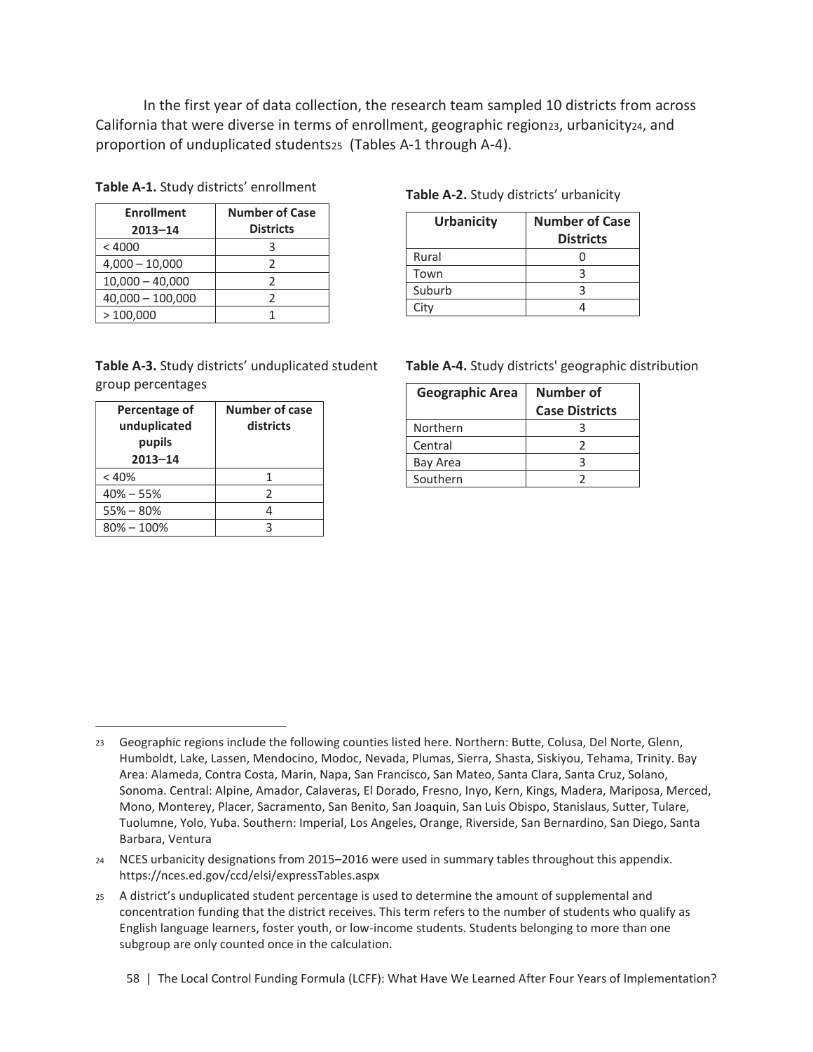In the first year of data collection, the research team sampled 10 districts from across California that were diverse in terms of enrollment, geographic region[23], urbanicity[24], and proportion of unduplicated students[25] (Tables A-1 through A-4).

**Table A-1.** Study districts' enrollment

| Enrollment 2013–14 | Number of Case Districts |
|---|---|
| < 4000 | 3 |
| 4,000 – 10,000 | 2 |
| 10,000 – 40,000 | 2 |
| 40,000 – 100,000 | 2 |
| > 100,000 | 1 |

**Table A-2.** Study districts' urbanicity

| Urbanicity | Number of Case Districts |
|---|---|
| Rural | 0 |
| Town | 3 |
| Suburb | 3 |
| City | 4 |

**Table A-3.** Study districts' unduplicated student group percentages

| Percentage of unduplicated pupils 2013–14 | Number of case districts |
|---|---|
| < 40% | 1 |
| 40% – 55% | 2 |
| 55% – 80% | 4 |
| 80% – 100% | 3 |

**Table A-4.** Study districts' geographic distribution

| Geographic Area | Number of Case Districts |
|---|---|
| Northern | 3 |
| Central | 2 |
| Bay Area | 3 |
| Southern | 2 |

---

[23] Geographic regions include the following counties listed here. Northern: Butte, Colusa, Del Norte, Glenn, Humboldt, Lake, Lassen, Mendocino, Modoc, Nevada, Plumas, Sierra, Shasta, Siskiyou, Tehama, Trinity. Bay Area: Alameda, Contra Costa, Marin, Napa, San Francisco, San Mateo, Santa Clara, Santa Cruz, Solano, Sonoma. Central: Alpine, Amador, Calaveras, El Dorado, Fresno, Inyo, Kern, Kings, Madera, Mariposa, Merced, Mono, Monterey, Placer, Sacramento, San Benito, San Joaquin, San Luis Obispo, Stanislaus, Sutter, Tulare, Tuolumne, Yolo, Yuba. Southern: Imperial, Los Angeles, Orange, Riverside, San Bernardino, San Diego, Santa Barbara, Ventura

[24] NCES urbanicity designations from 2015–2016 were used in summary tables throughout this appendix. https://nces.ed.gov/ccd/elsi/expressTables.aspx

[25] A district's unduplicated student percentage is used to determine the amount of supplemental and concentration funding that the district receives. This term refers to the number of students who qualify as English language learners, foster youth, or low-income students. Students belonging to more than one subgroup are only counted once in the calculation.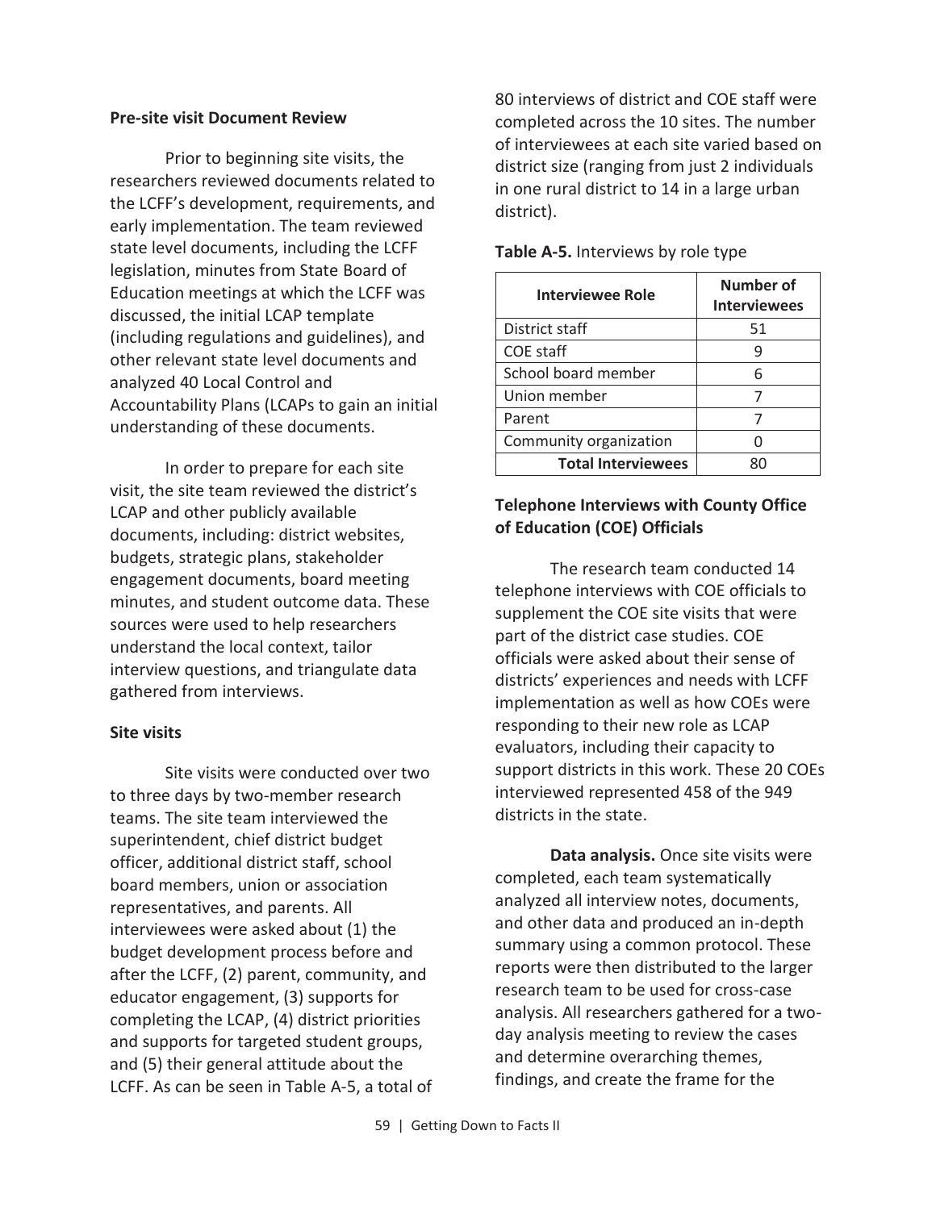**Pre-site visit Document Review**

Prior to beginning site visits, the researchers reviewed documents related to the LCFF's development, requirements, and early implementation. The team reviewed state level documents, including the LCFF legislation, minutes from State Board of Education meetings at which the LCFF was discussed, the initial LCAP template (including regulations and guidelines), and other relevant state level documents and analyzed 40 Local Control and Accountability Plans (LCAPs to gain an initial understanding of these documents.

In order to prepare for each site visit, the site team reviewed the district's LCAP and other publicly available documents, including: district websites, budgets, strategic plans, stakeholder engagement documents, board meeting minutes, and student outcome data. These sources were used to help researchers understand the local context, tailor interview questions, and triangulate data gathered from interviews.

**Site visits**

Site visits were conducted over two to three days by two-member research teams. The site team interviewed the superintendent, chief district budget officer, additional district staff, school board members, union or association representatives, and parents. All interviewees were asked about (1) the budget development process before and after the LCFF, (2) parent, community, and educator engagement, (3) supports for completing the LCAP, (4) district priorities and supports for targeted student groups, and (5) their general attitude about the LCFF. As can be seen in Table A-5, a total of 80 interviews of district and COE staff were completed across the 10 sites. The number of interviewees at each site varied based on district size (ranging from just 2 individuals in one rural district to 14 in a large urban district).

**Table A-5.** Interviews by role type

| Interviewee Role | Number of Interviewees |
|---|---|
| District staff | 51 |
| COE staff | 9 |
| School board member | 6 |
| Union member | 7 |
| Parent | 7 |
| Community organization | 0 |
| **Total Interviewees** | 80 |

**Telephone Interviews with County Office of Education (COE) Officials**

The research team conducted 14 telephone interviews with COE officials to supplement the COE site visits that were part of the district case studies. COE officials were asked about their sense of districts' experiences and needs with LCFF implementation as well as how COEs were responding to their new role as LCAP evaluators, including their capacity to support districts in this work. These 20 COEs interviewed represented 458 of the 949 districts in the state.

**Data analysis.** Once site visits were completed, each team systematically analyzed all interview notes, documents, and other data and produced an in-depth summary using a common protocol. These reports were then distributed to the larger research team to be used for cross-case analysis. All researchers gathered for a two-day analysis meeting to review the cases and determine overarching themes, findings, and create the frame for the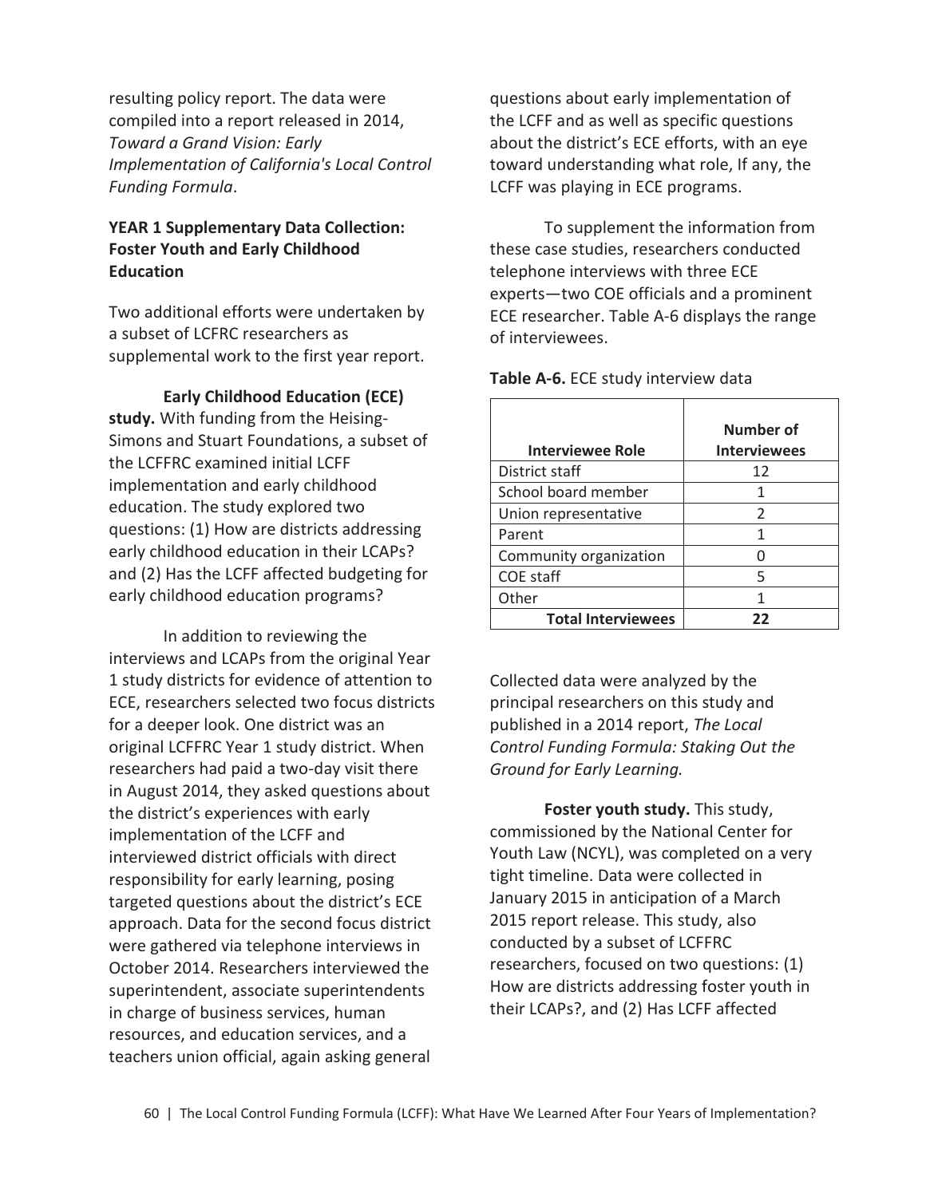resulting policy report. The data were compiled into a report released in 2014, *Toward a Grand Vision: Early Implementation of California's Local Control Funding Formula*.

### YEAR 1 Supplementary Data Collection: Foster Youth and Early Childhood Education

Two additional efforts were undertaken by a subset of LCFRC researchers as supplemental work to the first year report.

**Early Childhood Education (ECE) study.** With funding from the Heising-Simons and Stuart Foundations, a subset of the LCFFRC examined initial LCFF implementation and early childhood education. The study explored two questions: (1) How are districts addressing early childhood education in their LCAPs? and (2) Has the LCFF affected budgeting for early childhood education programs?

In addition to reviewing the interviews and LCAPs from the original Year 1 study districts for evidence of attention to ECE, researchers selected two focus districts for a deeper look. One district was an original LCFFRC Year 1 study district. When researchers had paid a two-day visit there in August 2014, they asked questions about the district's experiences with early implementation of the LCFF and interviewed district officials with direct responsibility for early learning, posing targeted questions about the district's ECE approach. Data for the second focus district were gathered via telephone interviews in October 2014. Researchers interviewed the superintendent, associate superintendents in charge of business services, human resources, and education services, and a teachers union official, again asking general questions about early implementation of the LCFF and as well as specific questions about the district's ECE efforts, with an eye toward understanding what role, If any, the LCFF was playing in ECE programs.

To supplement the information from these case studies, researchers conducted telephone interviews with three ECE experts—two COE officials and a prominent ECE researcher. Table A-6 displays the range of interviewees.

**Table A-6.** ECE study interview data

| Interviewee Role | Number of Interviewees |
|---|---|
| District staff | 12 |
| School board member | 1 |
| Union representative | 2 |
| Parent | 1 |
| Community organization | 0 |
| COE staff | 5 |
| Other | 1 |
| **Total Interviewees** | **22** |

Collected data were analyzed by the principal researchers on this study and published in a 2014 report, *The Local Control Funding Formula: Staking Out the Ground for Early Learning.*

**Foster youth study.** This study, commissioned by the National Center for Youth Law (NCYL), was completed on a very tight timeline. Data were collected in January 2015 in anticipation of a March 2015 report release. This study, also conducted by a subset of LCFFRC researchers, focused on two questions: (1) How are districts addressing foster youth in their LCAPs?, and (2) Has LCFF affected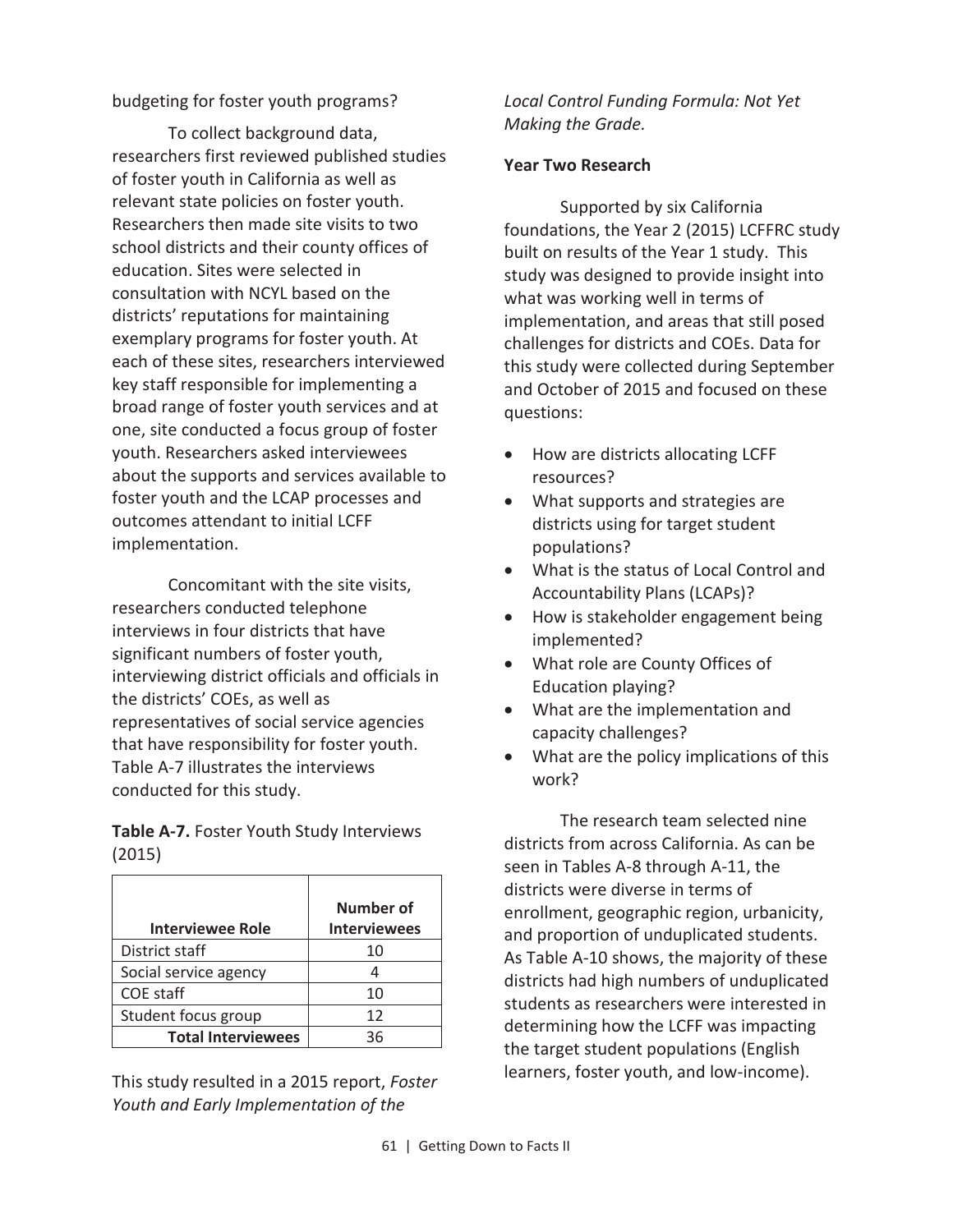budgeting for foster youth programs?

To collect background data, researchers first reviewed published studies of foster youth in California as well as relevant state policies on foster youth. Researchers then made site visits to two school districts and their county offices of education. Sites were selected in consultation with NCYL based on the districts' reputations for maintaining exemplary programs for foster youth. At each of these sites, researchers interviewed key staff responsible for implementing a broad range of foster youth services and at one, site conducted a focus group of foster youth. Researchers asked interviewees about the supports and services available to foster youth and the LCAP processes and outcomes attendant to initial LCFF implementation.

Concomitant with the site visits, researchers conducted telephone interviews in four districts that have significant numbers of foster youth, interviewing district officials and officials in the districts' COEs, as well as representatives of social service agencies that have responsibility for foster youth. Table A-7 illustrates the interviews conducted for this study.

**Table A-7.** Foster Youth Study Interviews (2015)

| Interviewee Role | Number of Interviewees |
|---|---|
| District staff | 10 |
| Social service agency | 4 |
| COE staff | 10 |
| Student focus group | 12 |
| **Total Interviewees** | 36 |

This study resulted in a 2015 report, *Foster Youth and Early Implementation of the Local Control Funding Formula: Not Yet Making the Grade.*

**Year Two Research**

Supported by six California foundations, the Year 2 (2015) LCFFRC study built on results of the Year 1 study. This study was designed to provide insight into what was working well in terms of implementation, and areas that still posed challenges for districts and COEs. Data for this study were collected during September and October of 2015 and focused on these questions:

- How are districts allocating LCFF resources?
- What supports and strategies are districts using for target student populations?
- What is the status of Local Control and Accountability Plans (LCAPs)?
- How is stakeholder engagement being implemented?
- What role are County Offices of Education playing?
- What are the implementation and capacity challenges?
- What are the policy implications of this work?

The research team selected nine districts from across California. As can be seen in Tables A-8 through A-11, the districts were diverse in terms of enrollment, geographic region, urbanicity, and proportion of unduplicated students. As Table A-10 shows, the majority of these districts had high numbers of unduplicated students as researchers were interested in determining how the LCFF was impacting the target student populations (English learners, foster youth, and low-income).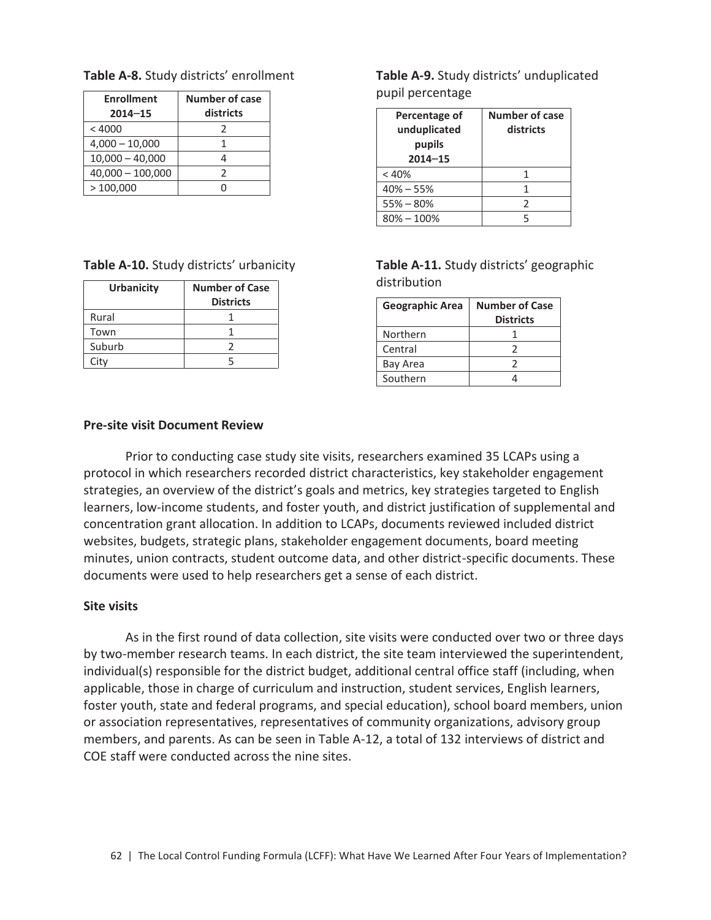**Table A-8.** Study districts' enrollment

| Enrollment 2014–15 | Number of case districts |
|---|---|
| < 4000 | 2 |
| 4,000 – 10,000 | 1 |
| 10,000 – 40,000 | 4 |
| 40,000 – 100,000 | 2 |
| > 100,000 | 0 |

**Table A-9.** Study districts' unduplicated pupil percentage

| Percentage of unduplicated pupils 2014–15 | Number of case districts |
|---|---|
| < 40% | 1 |
| 40% – 55% | 1 |
| 55% – 80% | 2 |
| 80% – 100% | 5 |

**Table A-10.** Study districts' urbanicity

| Urbanicity | Number of Case Districts |
|---|---|
| Rural | 1 |
| Town | 1 |
| Suburb | 2 |
| City | 5 |

**Table A-11.** Study districts' geographic distribution

| Geographic Area | Number of Case Districts |
|---|---|
| Northern | 1 |
| Central | 2 |
| Bay Area | 2 |
| Southern | 4 |

**Pre-site visit Document Review**

Prior to conducting case study site visits, researchers examined 35 LCAPs using a protocol in which researchers recorded district characteristics, key stakeholder engagement strategies, an overview of the district's goals and metrics, key strategies targeted to English learners, low-income students, and foster youth, and district justification of supplemental and concentration grant allocation. In addition to LCAPs, documents reviewed included district websites, budgets, strategic plans, stakeholder engagement documents, board meeting minutes, union contracts, student outcome data, and other district-specific documents. These documents were used to help researchers get a sense of each district.

**Site visits**

As in the first round of data collection, site visits were conducted over two or three days by two-member research teams. In each district, the site team interviewed the superintendent, individual(s) responsible for the district budget, additional central office staff (including, when applicable, those in charge of curriculum and instruction, student services, English learners, foster youth, state and federal programs, and special education), school board members, union or association representatives, representatives of community organizations, advisory group members, and parents. As can be seen in Table A-12, a total of 132 interviews of district and COE staff were conducted across the nine sites.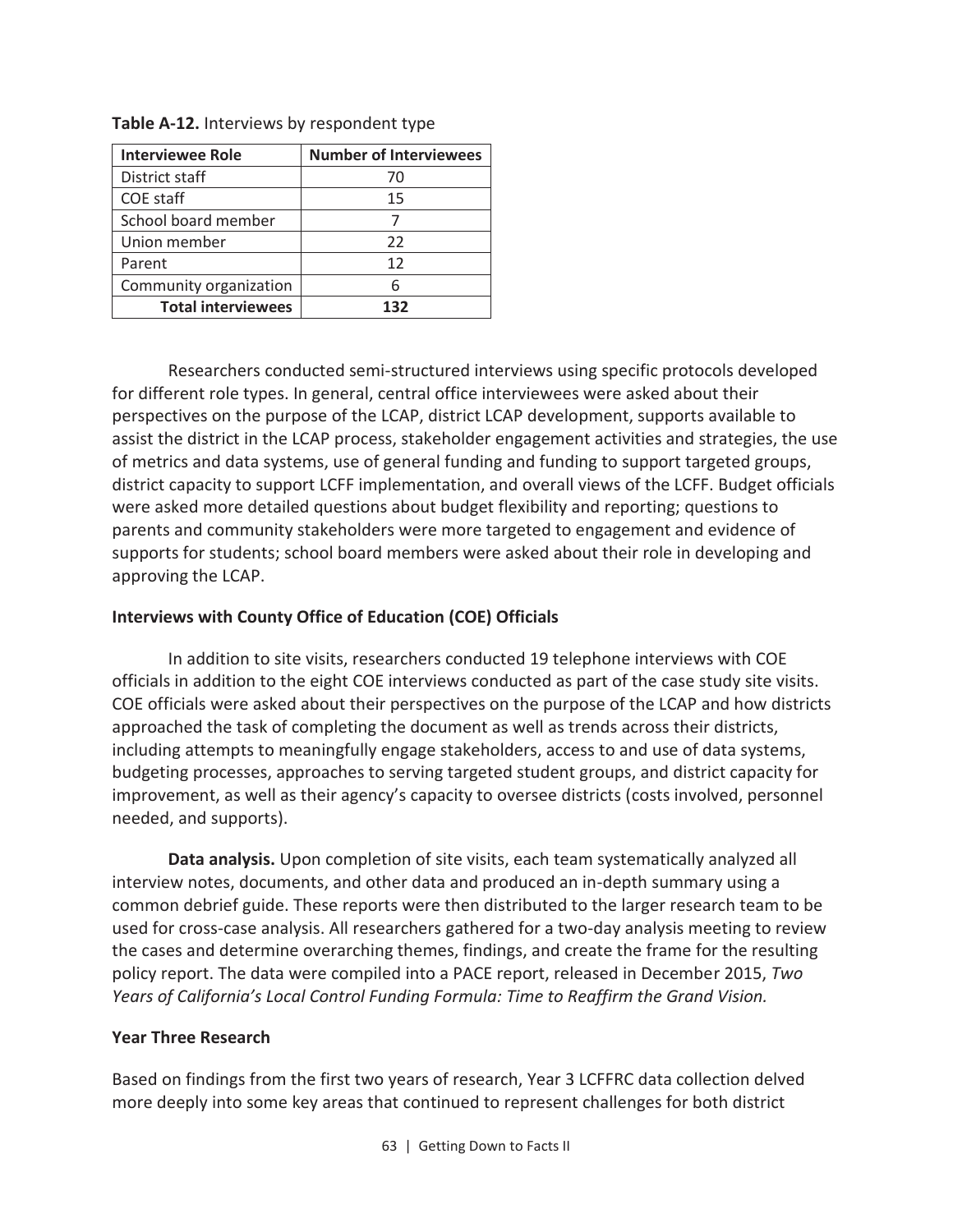**Table A-12.** Interviews by respondent type

| Interviewee Role | Number of Interviewees |
|---|---|
| District staff | 70 |
| COE staff | 15 |
| School board member | 7 |
| Union member | 22 |
| Parent | 12 |
| Community organization | 6 |
| **Total interviewees** | **132** |

Researchers conducted semi-structured interviews using specific protocols developed for different role types. In general, central office interviewees were asked about their perspectives on the purpose of the LCAP, district LCAP development, supports available to assist the district in the LCAP process, stakeholder engagement activities and strategies, the use of metrics and data systems, use of general funding and funding to support targeted groups, district capacity to support LCFF implementation, and overall views of the LCFF. Budget officials were asked more detailed questions about budget flexibility and reporting; questions to parents and community stakeholders were more targeted to engagement and evidence of supports for students; school board members were asked about their role in developing and approving the LCAP.

**Interviews with County Office of Education (COE) Officials**

In addition to site visits, researchers conducted 19 telephone interviews with COE officials in addition to the eight COE interviews conducted as part of the case study site visits. COE officials were asked about their perspectives on the purpose of the LCAP and how districts approached the task of completing the document as well as trends across their districts, including attempts to meaningfully engage stakeholders, access to and use of data systems, budgeting processes, approaches to serving targeted student groups, and district capacity for improvement, as well as their agency's capacity to oversee districts (costs involved, personnel needed, and supports).

**Data analysis.** Upon completion of site visits, each team systematically analyzed all interview notes, documents, and other data and produced an in-depth summary using a common debrief guide. These reports were then distributed to the larger research team to be used for cross-case analysis. All researchers gathered for a two-day analysis meeting to review the cases and determine overarching themes, findings, and create the frame for the resulting policy report. The data were compiled into a PACE report, released in December 2015, *Two Years of California's Local Control Funding Formula: Time to Reaffirm the Grand Vision.*

**Year Three Research**

Based on findings from the first two years of research, Year 3 LCFFRC data collection delved more deeply into some key areas that continued to represent challenges for both district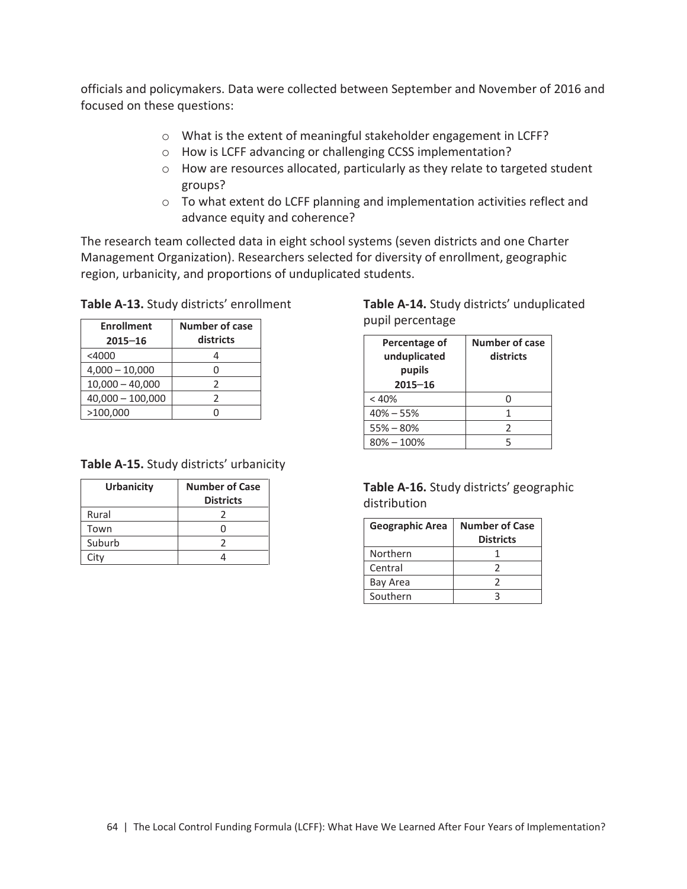officials and policymakers. Data were collected between September and November of 2016 and focused on these questions:

- What is the extent of meaningful stakeholder engagement in LCFF?
- How is LCFF advancing or challenging CCSS implementation?
- How are resources allocated, particularly as they relate to targeted student groups?
- To what extent do LCFF planning and implementation activities reflect and advance equity and coherence?

The research team collected data in eight school systems (seven districts and one Charter Management Organization). Researchers selected for diversity of enrollment, geographic region, urbanicity, and proportions of unduplicated students.

**Table A-13.** Study districts' enrollment

| Enrollment 2015–16 | Number of case districts |
|---|---|
| <4000 | 4 |
| 4,000 – 10,000 | 0 |
| 10,000 – 40,000 | 2 |
| 40,000 – 100,000 | 2 |
| >100,000 | 0 |

**Table A-14.** Study districts' unduplicated pupil percentage

| Percentage of unduplicated pupils 2015–16 | Number of case districts |
|---|---|
| < 40% | 0 |
| 40% – 55% | 1 |
| 55% – 80% | 2 |
| 80% – 100% | 5 |

**Table A-15.** Study districts' urbanicity

| Urbanicity | Number of Case Districts |
|---|---|
| Rural | 2 |
| Town | 0 |
| Suburb | 2 |
| City | 4 |

**Table A-16.** Study districts' geographic distribution

| Geographic Area | Number of Case Districts |
|---|---|
| Northern | 1 |
| Central | 2 |
| Bay Area | 2 |
| Southern | 3 |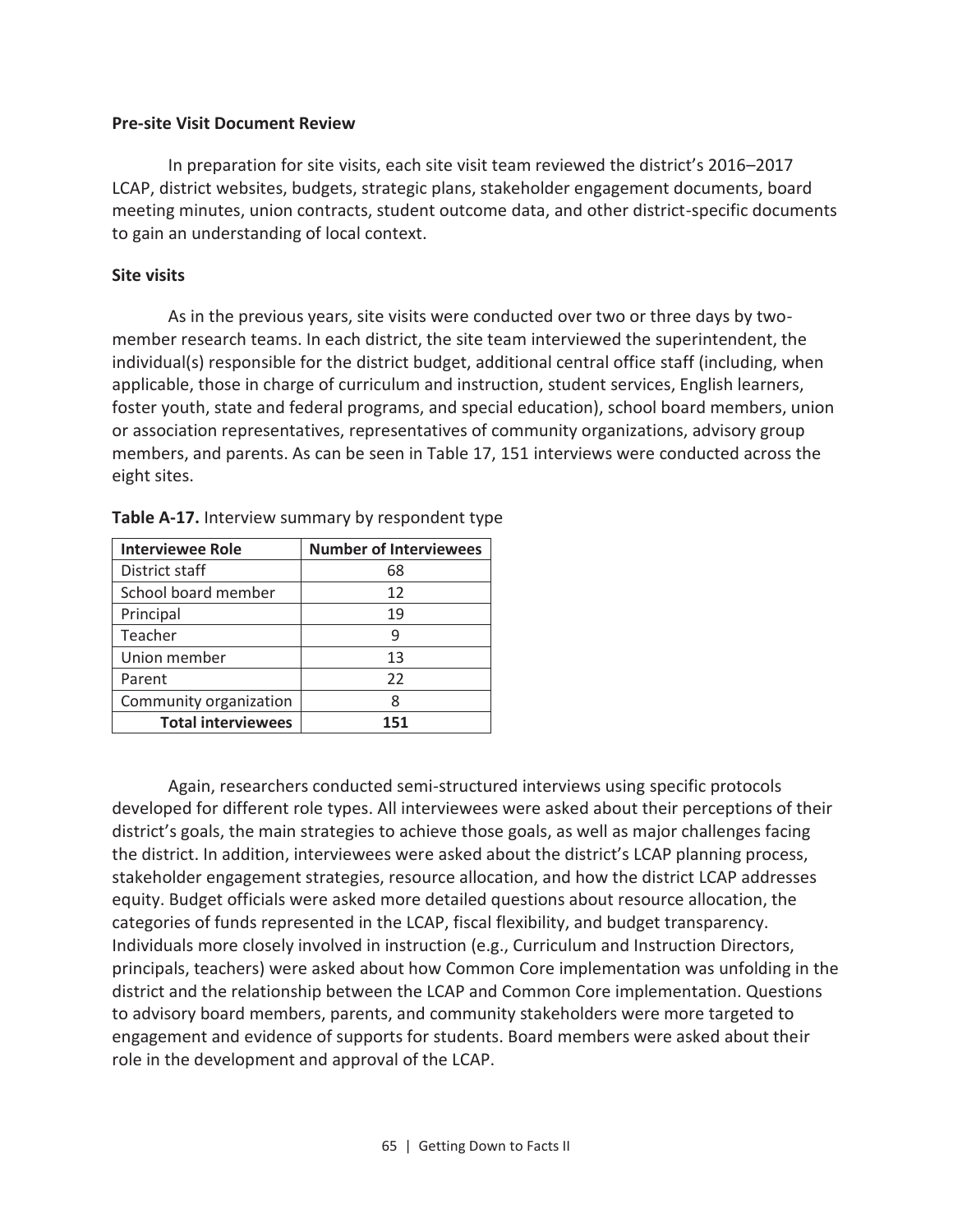**Pre-site Visit Document Review**

In preparation for site visits, each site visit team reviewed the district's 2016–2017 LCAP, district websites, budgets, strategic plans, stakeholder engagement documents, board meeting minutes, union contracts, student outcome data, and other district-specific documents to gain an understanding of local context.

**Site visits**

As in the previous years, site visits were conducted over two or three days by two-member research teams. In each district, the site team interviewed the superintendent, the individual(s) responsible for the district budget, additional central office staff (including, when applicable, those in charge of curriculum and instruction, student services, English learners, foster youth, state and federal programs, and special education), school board members, union or association representatives, representatives of community organizations, advisory group members, and parents. As can be seen in Table 17, 151 interviews were conducted across the eight sites.

**Table A-17.** Interview summary by respondent type

| Interviewee Role | Number of Interviewees |
|---|---|
| District staff | 68 |
| School board member | 12 |
| Principal | 19 |
| Teacher | 9 |
| Union member | 13 |
| Parent | 22 |
| Community organization | 8 |
| **Total interviewees** | **151** |

Again, researchers conducted semi-structured interviews using specific protocols developed for different role types. All interviewees were asked about their perceptions of their district's goals, the main strategies to achieve those goals, as well as major challenges facing the district. In addition, interviewees were asked about the district's LCAP planning process, stakeholder engagement strategies, resource allocation, and how the district LCAP addresses equity. Budget officials were asked more detailed questions about resource allocation, the categories of funds represented in the LCAP, fiscal flexibility, and budget transparency. Individuals more closely involved in instruction (e.g., Curriculum and Instruction Directors, principals, teachers) were asked about how Common Core implementation was unfolding in the district and the relationship between the LCAP and Common Core implementation. Questions to advisory board members, parents, and community stakeholders were more targeted to engagement and evidence of supports for students. Board members were asked about their role in the development and approval of the LCAP.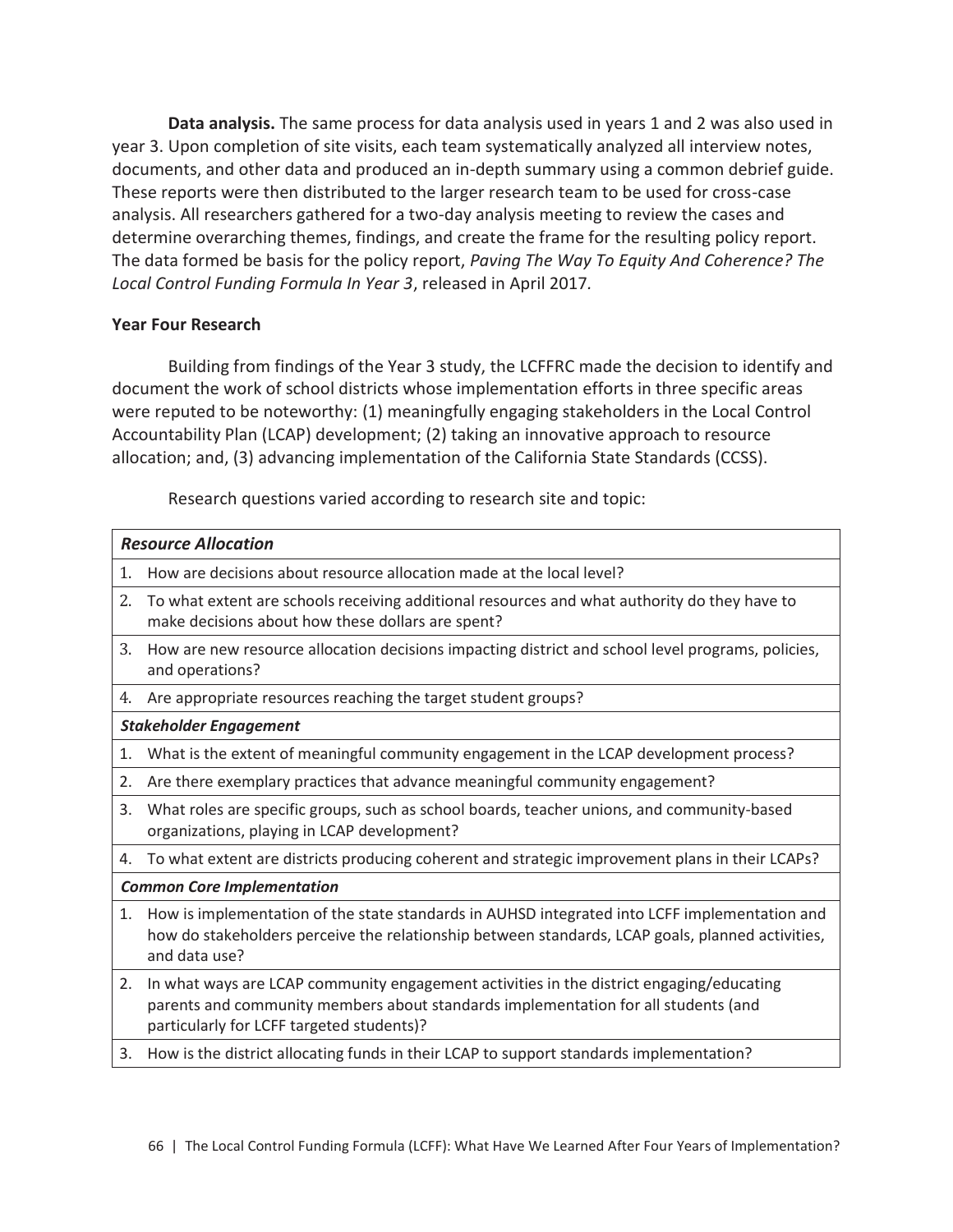**Data analysis.** The same process for data analysis used in years 1 and 2 was also used in year 3. Upon completion of site visits, each team systematically analyzed all interview notes, documents, and other data and produced an in-depth summary using a common debrief guide. These reports were then distributed to the larger research team to be used for cross-case analysis. All researchers gathered for a two-day analysis meeting to review the cases and determine overarching themes, findings, and create the frame for the resulting policy report. The data formed be basis for the policy report, *Paving The Way To Equity And Coherence? The Local Control Funding Formula In Year 3*, released in April 2017.

**Year Four Research**

Building from findings of the Year 3 study, the LCFFRC made the decision to identify and document the work of school districts whose implementation efforts in three specific areas were reputed to be noteworthy: (1) meaningfully engaging stakeholders in the Local Control Accountability Plan (LCAP) development; (2) taking an innovative approach to resource allocation; and, (3) advancing implementation of the California State Standards (CCSS).

Research questions varied according to research site and topic:

| ***Resource Allocation*** |
|---|
| 1. How are decisions about resource allocation made at the local level? |
| 2. To what extent are schools receiving additional resources and what authority do they have to make decisions about how these dollars are spent? |
| 3. How are new resource allocation decisions impacting district and school level programs, policies, and operations? |
| 4. Are appropriate resources reaching the target student groups? |
| ***Stakeholder Engagement*** |
| 1. What is the extent of meaningful community engagement in the LCAP development process? |
| 2. Are there exemplary practices that advance meaningful community engagement? |
| 3. What roles are specific groups, such as school boards, teacher unions, and community-based organizations, playing in LCAP development? |
| 4. To what extent are districts producing coherent and strategic improvement plans in their LCAPs? |
| ***Common Core Implementation*** |
| 1. How is implementation of the state standards in AUHSD integrated into LCFF implementation and how do stakeholders perceive the relationship between standards, LCAP goals, planned activities, and data use? |
| 2. In what ways are LCAP community engagement activities in the district engaging/educating parents and community members about standards implementation for all students (and particularly for LCFF targeted students)? |
| 3. How is the district allocating funds in their LCAP to support standards implementation? |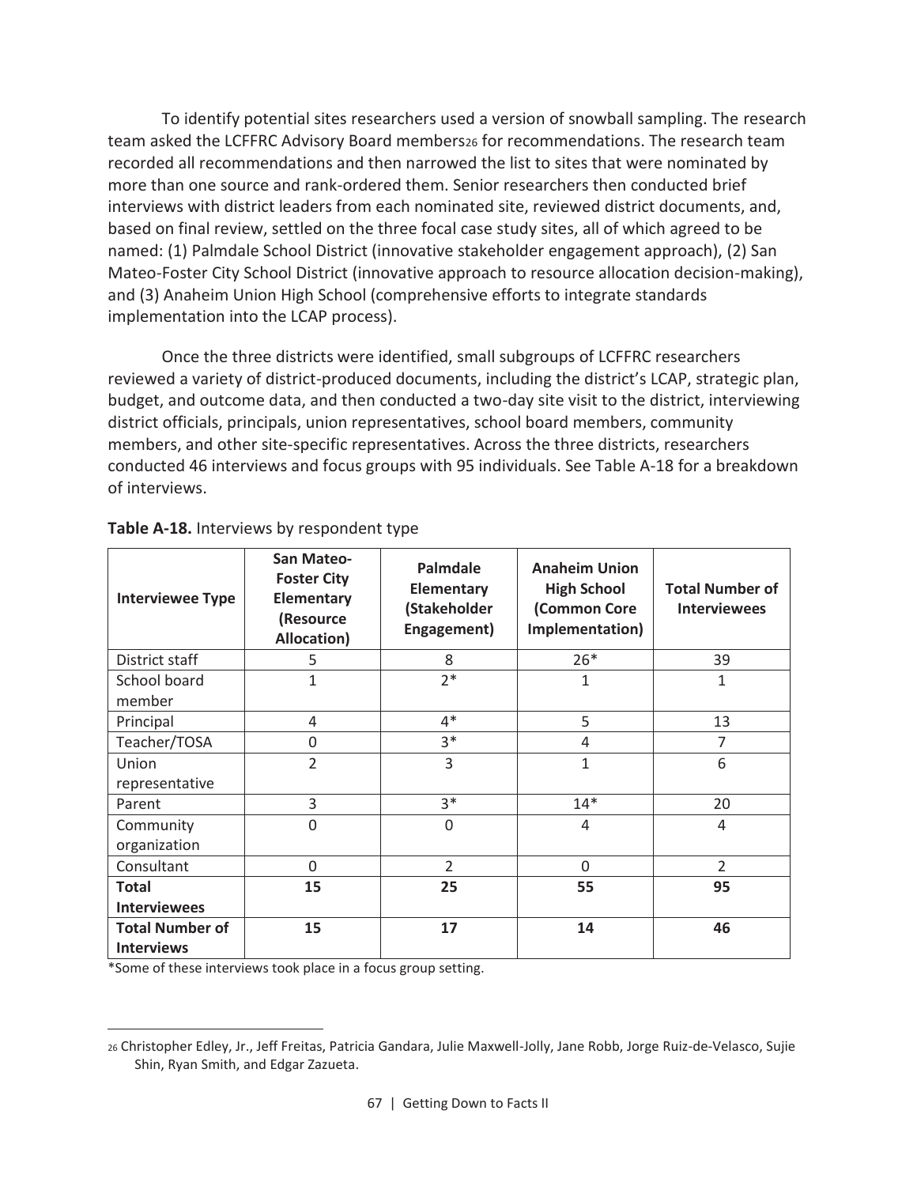To identify potential sites researchers used a version of snowball sampling. The research team asked the LCFFRC Advisory Board members[26] for recommendations. The research team recorded all recommendations and then narrowed the list to sites that were nominated by more than one source and rank-ordered them. Senior researchers then conducted brief interviews with district leaders from each nominated site, reviewed district documents, and, based on final review, settled on the three focal case study sites, all of which agreed to be named: (1) Palmdale School District (innovative stakeholder engagement approach), (2) San Mateo-Foster City School District (innovative approach to resource allocation decision-making), and (3) Anaheim Union High School (comprehensive efforts to integrate standards implementation into the LCAP process).

Once the three districts were identified, small subgroups of LCFFRC researchers reviewed a variety of district-produced documents, including the district's LCAP, strategic plan, budget, and outcome data, and then conducted a two-day site visit to the district, interviewing district officials, principals, union representatives, school board members, community members, and other site-specific representatives. Across the three districts, researchers conducted 46 interviews and focus groups with 95 individuals. See Table A-18 for a breakdown of interviews.

**Table A-18.** Interviews by respondent type

| Interviewee Type | San Mateo-Foster City Elementary (Resource Allocation) | Palmdale Elementary (Stakeholder Engagement) | Anaheim Union High School (Common Core Implementation) | Total Number of Interviewees |
|---|---|---|---|---|
| District staff | 5 | 8 | 26* | 39 |
| School board member | 1 | 2* | 1 | 1 |
| Principal | 4 | 4* | 5 | 13 |
| Teacher/TOSA | 0 | 3* | 4 | 7 |
| Union representative | 2 | 3 | 1 | 6 |
| Parent | 3 | 3* | 14* | 20 |
| Community organization | 0 | 0 | 4 | 4 |
| Consultant | 0 | 2 | 0 | 2 |
| **Total Interviewees** | **15** | **25** | **55** | **95** |
| **Total Number of Interviews** | **15** | **17** | **14** | **46** |

*Some of these interviews took place in a focus group setting.

[26] Christopher Edley, Jr., Jeff Freitas, Patricia Gandara, Julie Maxwell-Jolly, Jane Robb, Jorge Ruiz-de-Velasco, Sujie Shin, Ryan Smith, and Edgar Zazueta.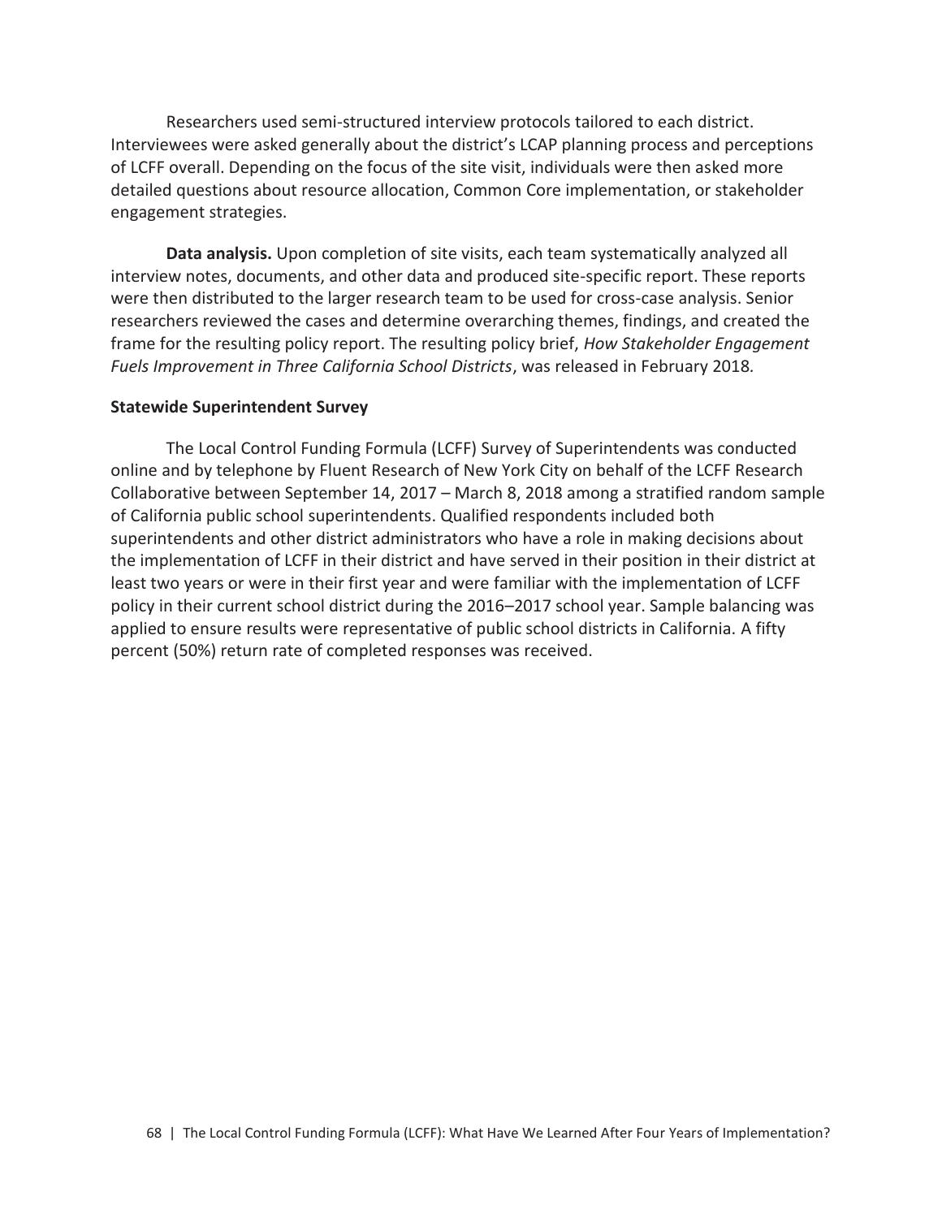Researchers used semi-structured interview protocols tailored to each district. Interviewees were asked generally about the district's LCAP planning process and perceptions of LCFF overall. Depending on the focus of the site visit, individuals were then asked more detailed questions about resource allocation, Common Core implementation, or stakeholder engagement strategies.

**Data analysis.** Upon completion of site visits, each team systematically analyzed all interview notes, documents, and other data and produced site-specific report. These reports were then distributed to the larger research team to be used for cross-case analysis. Senior researchers reviewed the cases and determine overarching themes, findings, and created the frame for the resulting policy report. The resulting policy brief, *How Stakeholder Engagement Fuels Improvement in Three California School Districts*, was released in February 2018.

**Statewide Superintendent Survey**

The Local Control Funding Formula (LCFF) Survey of Superintendents was conducted online and by telephone by Fluent Research of New York City on behalf of the LCFF Research Collaborative between September 14, 2017 – March 8, 2018 among a stratified random sample of California public school superintendents. Qualified respondents included both superintendents and other district administrators who have a role in making decisions about the implementation of LCFF in their district and have served in their position in their district at least two years or were in their first year and were familiar with the implementation of LCFF policy in their current school district during the 2016–2017 school year. Sample balancing was applied to ensure results were representative of public school districts in California. A fifty percent (50%) return rate of completed responses was received.